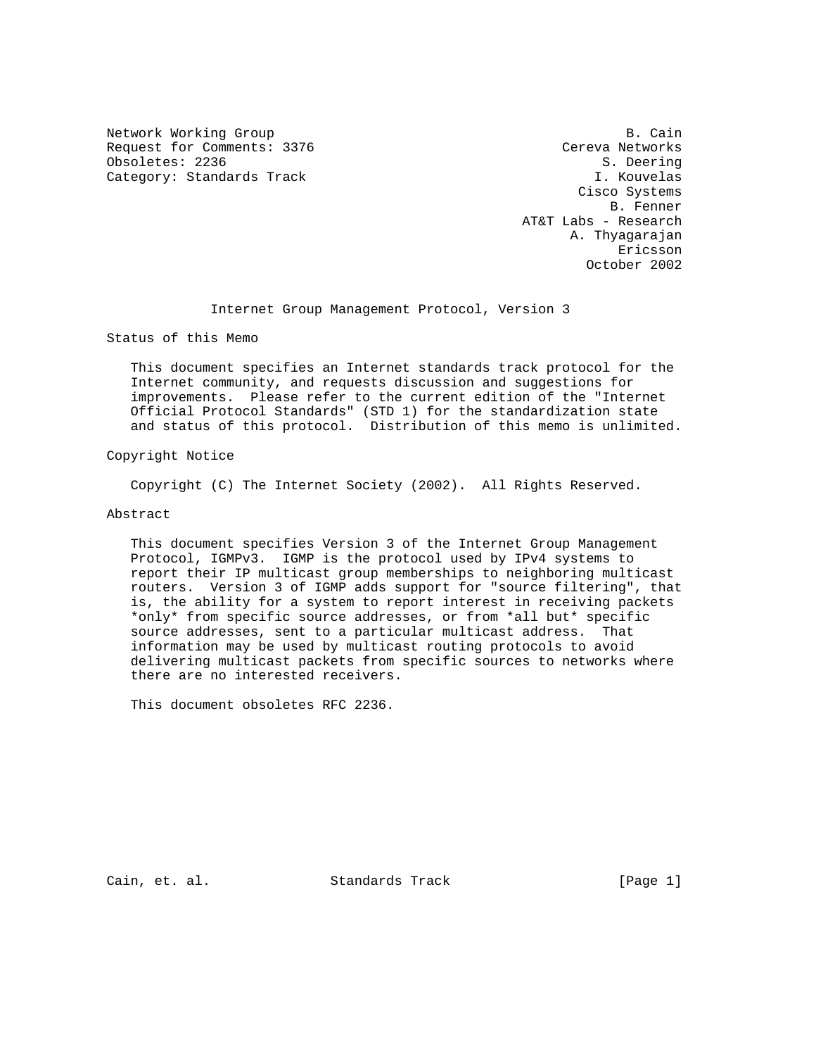Network Working Group B. Cain
Request for Comments: 3376 Cereva Networks
Obsoletes: 2236 S. Deering
Category: Standards Track I. Kouvelas
Cisco Systems
B. Fenner
AT&T Labs - Research
A. Thyagarajan
Ericsson
October 2002

# Internet Group Management Protocol, Version 3

## Status of this Memo

This document specifies an Internet standards track protocol for the Internet community, and requests discussion and suggestions for improvements. Please refer to the current edition of the "Internet Official Protocol Standards" (STD 1) for the standardization state and status of this protocol. Distribution of this memo is unlimited.

## Copyright Notice

Copyright (C) The Internet Society (2002). All Rights Reserved.

## Abstract

This document specifies Version 3 of the Internet Group Management Protocol, IGMPv3. IGMP is the protocol used by IPv4 systems to report their IP multicast group memberships to neighboring multicast routers. Version 3 of IGMP adds support for "source filtering", that is, the ability for a system to report interest in receiving packets *only* from specific source addresses, or from *all but* specific source addresses, sent to a particular multicast address. That information may be used by multicast routing protocols to avoid delivering multicast packets from specific sources to networks where there are no interested receivers.

This document obsoletes RFC 2236.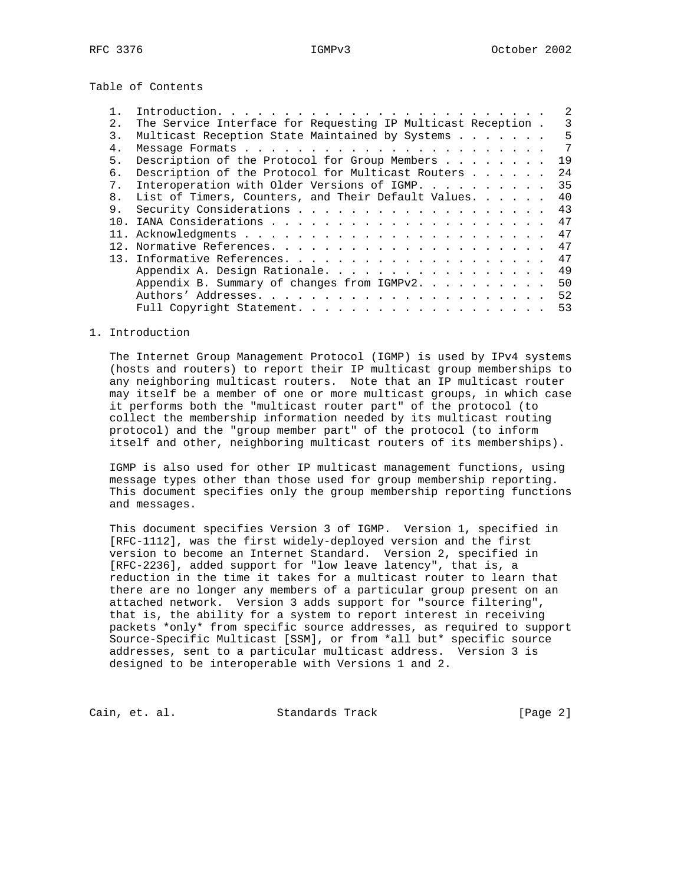## Table of Contents

1. Introduction. . . . . . . . . . . . . . . . . . . . . . . . . 2
2. The Service Interface for Requesting IP Multicast Reception . 3
3. Multicast Reception State Maintained by Systems . . . . . . . 5
4. Message Formats . . . . . . . . . . . . . . . . . . . . . . . 7
5. Description of the Protocol for Group Members . . . . . . . . 19
6. Description of the Protocol for Multicast Routers . . . . . . 24
7. Interoperation with Older Versions of IGMP. . . . . . . . . . 35
8. List of Timers, Counters, and Their Default Values. . . . . . 40
9. Security Considerations . . . . . . . . . . . . . . . . . . . 43
10. IANA Considerations . . . . . . . . . . . . . . . . . . . . . 47
11. Acknowledgments . . . . . . . . . . . . . . . . . . . . . . . 47
12. Normative References. . . . . . . . . . . . . . . . . . . . . 47
13. Informative References. . . . . . . . . . . . . . . . . . . . 47

Appendix A. Design Rationale. . . . . . . . . . . . . . . . . 49
Appendix B. Summary of changes from IGMPv2. . . . . . . . . . 50
Authors' Addresses. . . . . . . . . . . . . . . . . . . . . . 52
Full Copyright Statement. . . . . . . . . . . . . . . . . . . 53

## 1. Introduction

The Internet Group Management Protocol (IGMP) is used by IPv4 systems (hosts and routers) to report their IP multicast group memberships to any neighboring multicast routers. Note that an IP multicast router may itself be a member of one or more multicast groups, in which case it performs both the "multicast router part" of the protocol (to collect the membership information needed by its multicast routing protocol) and the "group member part" of the protocol (to inform itself and other, neighboring multicast routers of its memberships).

IGMP is also used for other IP multicast management functions, using message types other than those used for group membership reporting. This document specifies only the group membership reporting functions and messages.

This document specifies Version 3 of IGMP. Version 1, specified in [RFC-1112], was the first widely-deployed version and the first version to become an Internet Standard. Version 2, specified in [RFC-2236], added support for "low leave latency", that is, a reduction in the time it takes for a multicast router to learn that there are no longer any members of a particular group present on an attached network. Version 3 adds support for "source filtering", that is, the ability for a system to report interest in receiving packets *only* from specific source addresses, as required to support Source-Specific Multicast [SSM], or from *all but* specific source addresses, sent to a particular multicast address. Version 3 is designed to be interoperable with Versions 1 and 2.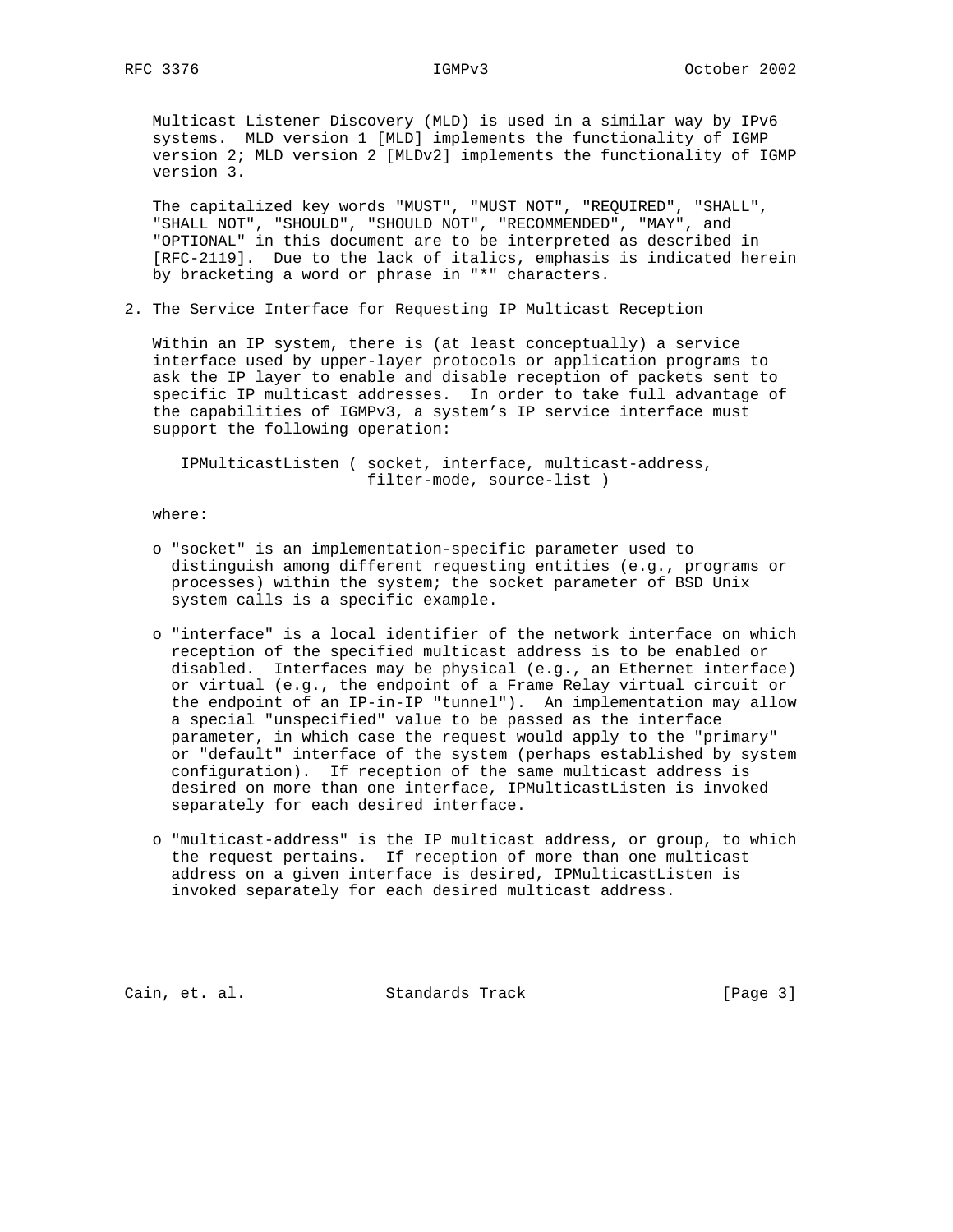Multicast Listener Discovery (MLD) is used in a similar way by IPv6 systems. MLD version 1 [MLD] implements the functionality of IGMP version 2; MLD version 2 [MLDv2] implements the functionality of IGMP version 3.

The capitalized key words "MUST", "MUST NOT", "REQUIRED", "SHALL", "SHALL NOT", "SHOULD", "SHOULD NOT", "RECOMMENDED", "MAY", and "OPTIONAL" in this document are to be interpreted as described in [RFC-2119]. Due to the lack of italics, emphasis is indicated herein by bracketing a word or phrase in "*" characters.

## 2. The Service Interface for Requesting IP Multicast Reception

Within an IP system, there is (at least conceptually) a service interface used by upper-layer protocols or application programs to ask the IP layer to enable and disable reception of packets sent to specific IP multicast addresses. In order to take full advantage of the capabilities of IGMPv3, a system's IP service interface must support the following operation:

```
IPMulticastListen ( socket, interface, multicast-address,
                    filter-mode, source-list )
```

where:

- "socket" is an implementation-specific parameter used to distinguish among different requesting entities (e.g., programs or processes) within the system; the socket parameter of BSD Unix system calls is a specific example.
- "interface" is a local identifier of the network interface on which reception of the specified multicast address is to be enabled or disabled. Interfaces may be physical (e.g., an Ethernet interface) or virtual (e.g., the endpoint of a Frame Relay virtual circuit or the endpoint of an IP-in-IP "tunnel"). An implementation may allow a special "unspecified" value to be passed as the interface parameter, in which case the request would apply to the "primary" or "default" interface of the system (perhaps established by system configuration). If reception of the same multicast address is desired on more than one interface, IPMulticastListen is invoked separately for each desired interface.
- "multicast-address" is the IP multicast address, or group, to which the request pertains. If reception of more than one multicast address on a given interface is desired, IPMulticastListen is invoked separately for each desired multicast address.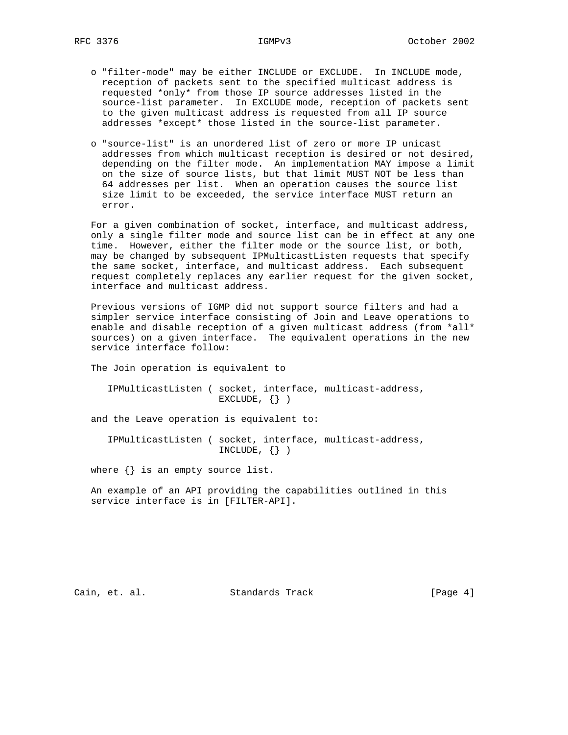- "filter-mode" may be either INCLUDE or EXCLUDE. In INCLUDE mode, reception of packets sent to the specified multicast address is requested *only* from those IP source addresses listed in the source-list parameter. In EXCLUDE mode, reception of packets sent to the given multicast address is requested from all IP source addresses *except* those listed in the source-list parameter.

- "source-list" is an unordered list of zero or more IP unicast addresses from which multicast reception is desired or not desired, depending on the filter mode. An implementation MAY impose a limit on the size of source lists, but that limit MUST NOT be less than 64 addresses per list. When an operation causes the source list size limit to be exceeded, the service interface MUST return an error.

For a given combination of socket, interface, and multicast address, only a single filter mode and source list can be in effect at any one time. However, either the filter mode or the source list, or both, may be changed by subsequent IPMulticastListen requests that specify the same socket, interface, and multicast address. Each subsequent request completely replaces any earlier request for the given socket, interface and multicast address.

Previous versions of IGMP did not support source filters and had a simpler service interface consisting of Join and Leave operations to enable and disable reception of a given multicast address (from *all* sources) on a given interface. The equivalent operations in the new service interface follow:

The Join operation is equivalent to

```
IPMulticastListen ( socket, interface, multicast-address,
                    EXCLUDE, {} )
```

and the Leave operation is equivalent to:

```
IPMulticastListen ( socket, interface, multicast-address,
                    INCLUDE, {} )
```

where {} is an empty source list.

An example of an API providing the capabilities outlined in this service interface is in [FILTER-API].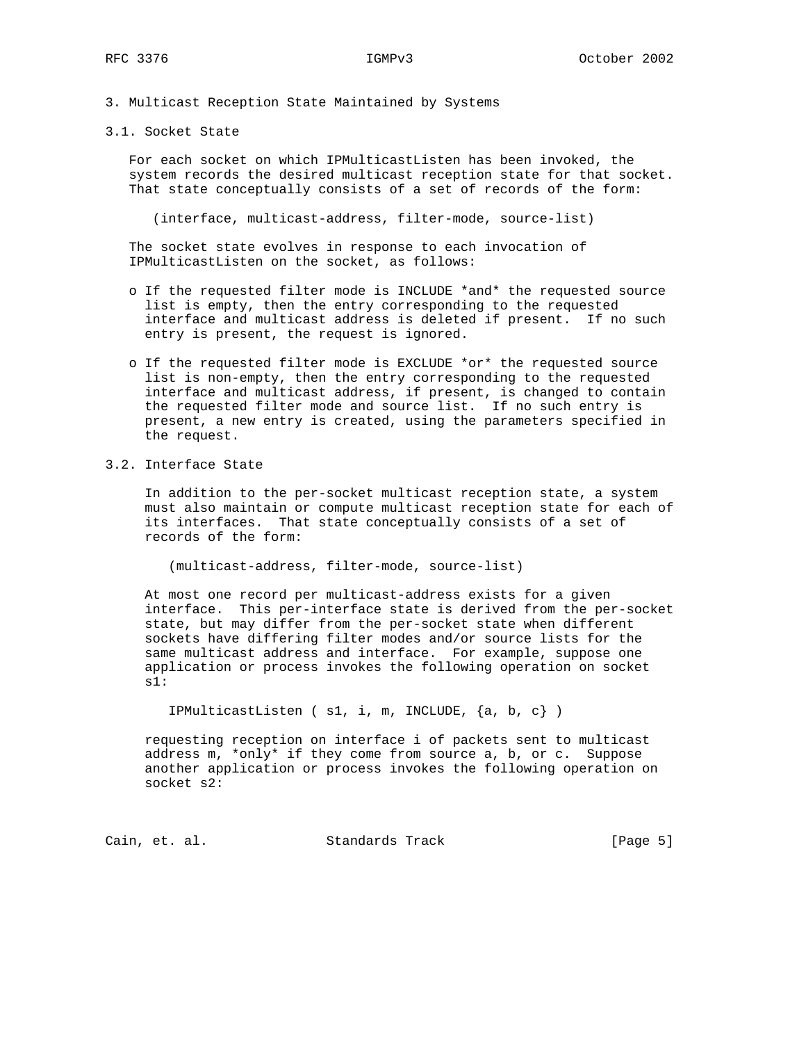## 3. Multicast Reception State Maintained by Systems

### 3.1. Socket State

For each socket on which IPMulticastListen has been invoked, the system records the desired multicast reception state for that socket. That state conceptually consists of a set of records of the form:

```
(interface, multicast-address, filter-mode, source-list)
```

The socket state evolves in response to each invocation of IPMulticastListen on the socket, as follows:

- If the requested filter mode is INCLUDE *and* the requested source list is empty, then the entry corresponding to the requested interface and multicast address is deleted if present. If no such entry is present, the request is ignored.

- If the requested filter mode is EXCLUDE *or* the requested source list is non-empty, then the entry corresponding to the requested interface and multicast address, if present, is changed to contain the requested filter mode and source list. If no such entry is present, a new entry is created, using the parameters specified in the request.

### 3.2. Interface State

In addition to the per-socket multicast reception state, a system must also maintain or compute multicast reception state for each of its interfaces. That state conceptually consists of a set of records of the form:

```
(multicast-address, filter-mode, source-list)
```

At most one record per multicast-address exists for a given interface. This per-interface state is derived from the per-socket state, but may differ from the per-socket state when different sockets have differing filter modes and/or source lists for the same multicast address and interface. For example, suppose one application or process invokes the following operation on socket s1:

```
IPMulticastListen ( s1, i, m, INCLUDE, {a, b, c} )
```

requesting reception on interface i of packets sent to multicast address m, *only* if they come from source a, b, or c. Suppose another application or process invokes the following operation on socket s2: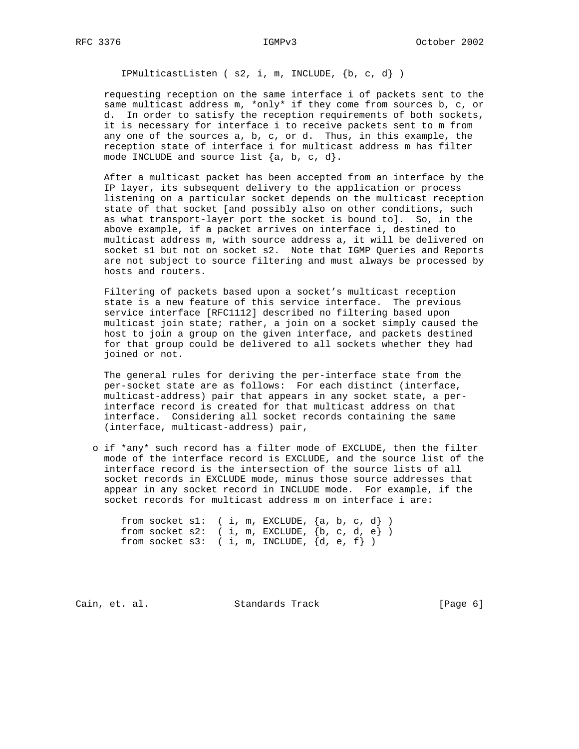```
IPMulticastListen ( s2, i, m, INCLUDE, {b, c, d} )
```

requesting reception on the same interface i of packets sent to the same multicast address m, *only* if they come from sources b, c, or d. In order to satisfy the reception requirements of both sockets, it is necessary for interface i to receive packets sent to m from any one of the sources a, b, c, or d. Thus, in this example, the reception state of interface i for multicast address m has filter mode INCLUDE and source list {a, b, c, d}.

After a multicast packet has been accepted from an interface by the IP layer, its subsequent delivery to the application or process listening on a particular socket depends on the multicast reception state of that socket [and possibly also on other conditions, such as what transport-layer port the socket is bound to]. So, in the above example, if a packet arrives on interface i, destined to multicast address m, with source address a, it will be delivered on socket s1 but not on socket s2. Note that IGMP Queries and Reports are not subject to source filtering and must always be processed by hosts and routers.

Filtering of packets based upon a socket's multicast reception state is a new feature of this service interface. The previous service interface [RFC1112] described no filtering based upon multicast join state; rather, a join on a socket simply caused the host to join a group on the given interface, and packets destined for that group could be delivered to all sockets whether they had joined or not.

The general rules for deriving the per-interface state from the per-socket state are as follows: For each distinct (interface, multicast-address) pair that appears in any socket state, a per-interface record is created for that multicast address on that interface. Considering all socket records containing the same (interface, multicast-address) pair,

- if *any* such record has a filter mode of EXCLUDE, then the filter mode of the interface record is EXCLUDE, and the source list of the interface record is the intersection of the source lists of all socket records in EXCLUDE mode, minus those source addresses that appear in any socket record in INCLUDE mode. For example, if the socket records for multicast address m on interface i are:

```
from socket s1:  ( i, m, EXCLUDE, {a, b, c, d} )
from socket s2:  ( i, m, EXCLUDE, {b, c, d, e} )
from socket s3:  ( i, m, INCLUDE, {d, e, f} )
```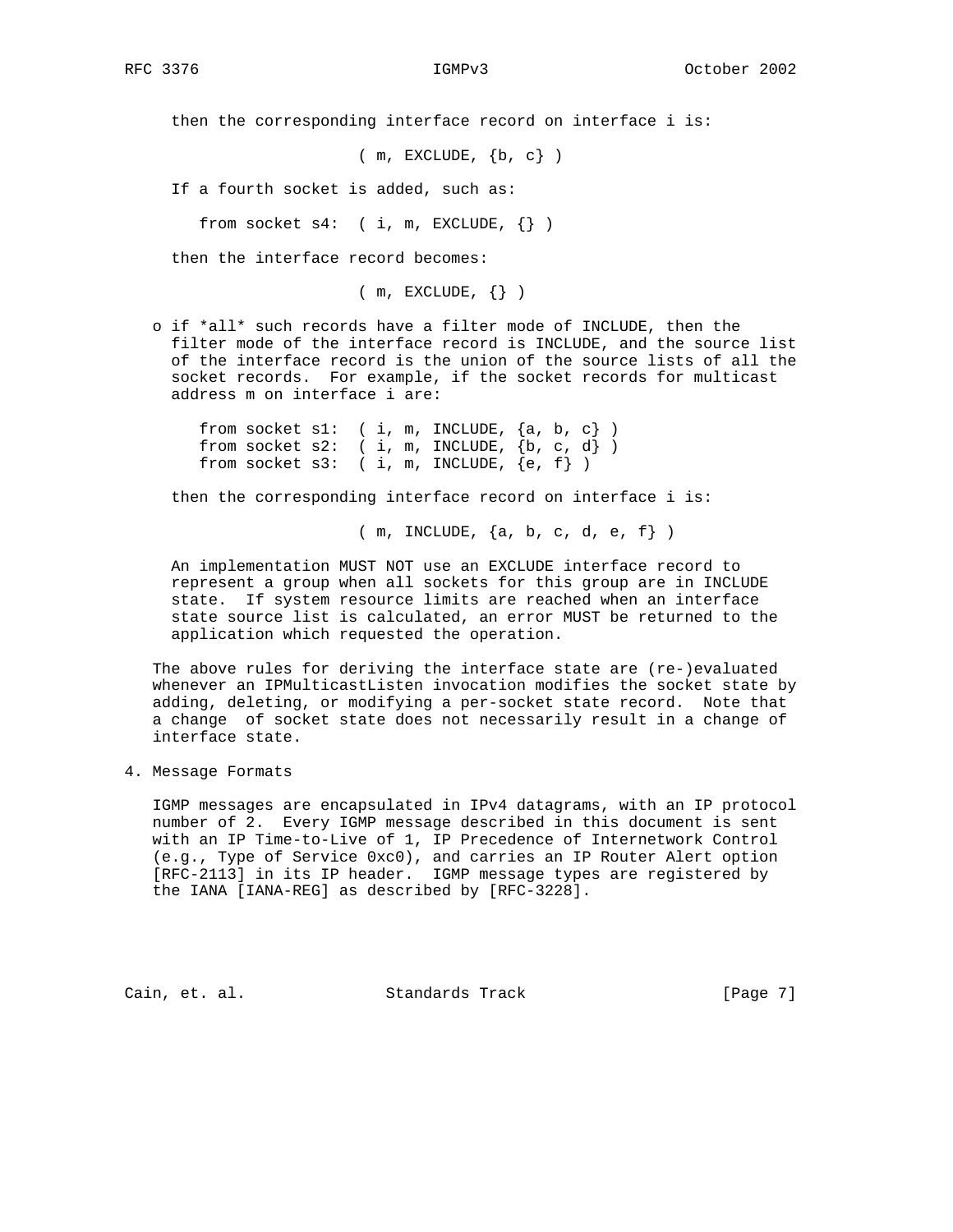then the corresponding interface record on interface i is:

```
                  ( m, EXCLUDE, {b, c} )
```

If a fourth socket is added, such as:

```
   from socket s4:  ( i, m, EXCLUDE, {} )
```

then the interface record becomes:

```
                  ( m, EXCLUDE, {} )
```

- if *all* such records have a filter mode of INCLUDE, then the filter mode of the interface record is INCLUDE, and the source list of the interface record is the union of the source lists of all the socket records. For example, if the socket records for multicast address m on interface i are:

```
   from socket s1:  ( i, m, INCLUDE, {a, b, c} )
   from socket s2:  ( i, m, INCLUDE, {b, c, d} )
   from socket s3:  ( i, m, INCLUDE, {e, f} )
```

  then the corresponding interface record on interface i is:

```
                  ( m, INCLUDE, {a, b, c, d, e, f} )
```

  An implementation MUST NOT use an EXCLUDE interface record to represent a group when all sockets for this group are in INCLUDE state. If system resource limits are reached when an interface state source list is calculated, an error MUST be returned to the application which requested the operation.

The above rules for deriving the interface state are (re-)evaluated whenever an IPMulticastListen invocation modifies the socket state by adding, deleting, or modifying a per-socket state record. Note that a change of socket state does not necessarily result in a change of interface state.

# 4. Message Formats

IGMP messages are encapsulated in IPv4 datagrams, with an IP protocol number of 2. Every IGMP message described in this document is sent with an IP Time-to-Live of 1, IP Precedence of Internetwork Control (e.g., Type of Service 0xc0), and carries an IP Router Alert option [RFC-2113] in its IP header. IGMP message types are registered by the IANA [IANA-REG] as described by [RFC-3228].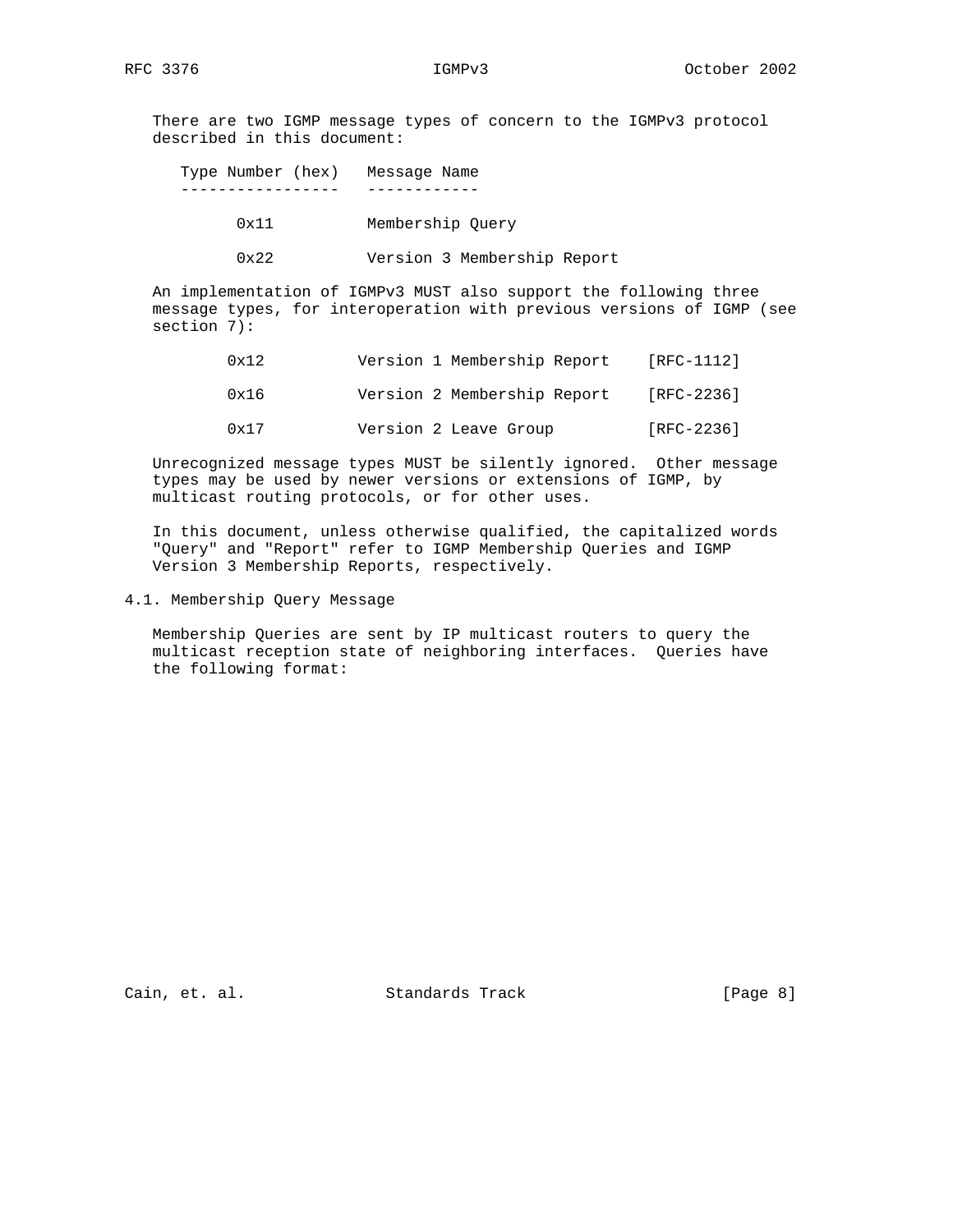There are two IGMP message types of concern to the IGMPv3 protocol described in this document:

| Type Number (hex) | Message Name |
| --- | --- |
| 0x11 | Membership Query |
| 0x22 | Version 3 Membership Report |

An implementation of IGMPv3 MUST also support the following three message types, for interoperation with previous versions of IGMP (see section 7):

| | | |
| --- | --- | --- |
| 0x12 | Version 1 Membership Report | [RFC-1112] |
| 0x16 | Version 2 Membership Report | [RFC-2236] |
| 0x17 | Version 2 Leave Group | [RFC-2236] |

Unrecognized message types MUST be silently ignored. Other message types may be used by newer versions or extensions of IGMP, by multicast routing protocols, or for other uses.

In this document, unless otherwise qualified, the capitalized words "Query" and "Report" refer to IGMP Membership Queries and IGMP Version 3 Membership Reports, respectively.

## 4.1. Membership Query Message

Membership Queries are sent by IP multicast routers to query the multicast reception state of neighboring interfaces. Queries have the following format: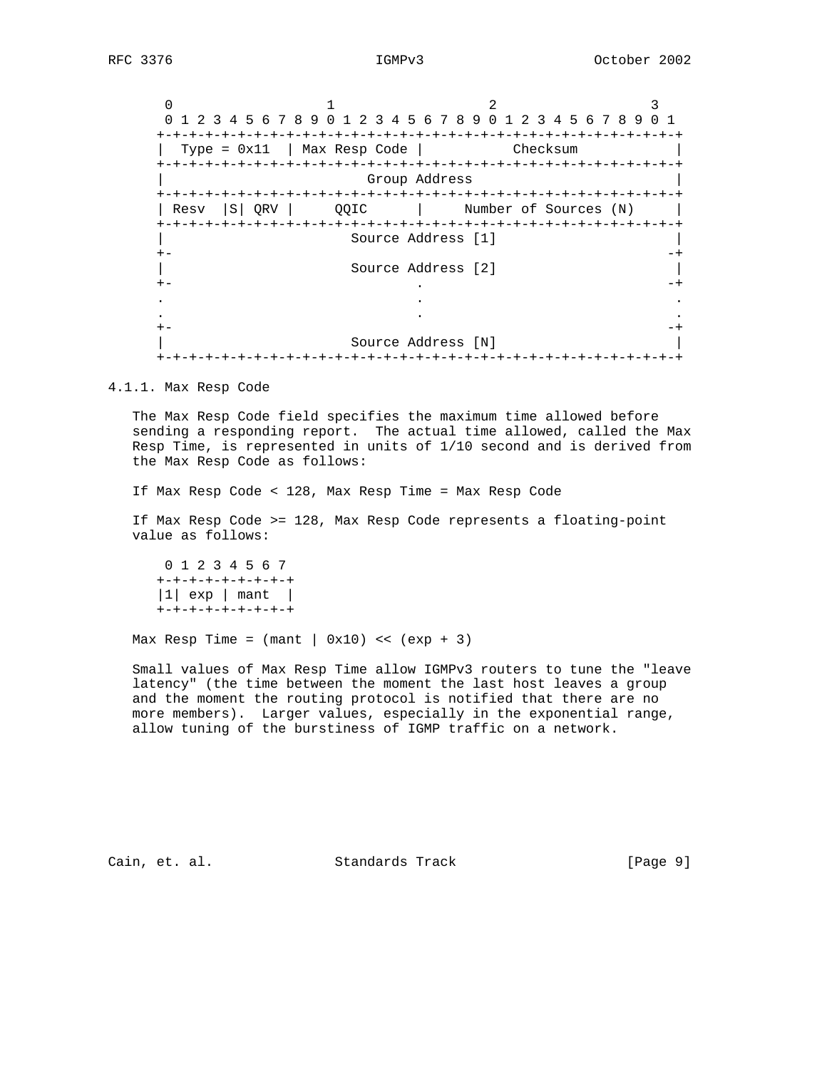```
    0                   1                   2                   3
    0 1 2 3 4 5 6 7 8 9 0 1 2 3 4 5 6 7 8 9 0 1 2 3 4 5 6 7 8 9 0 1
   +-+-+-+-+-+-+-+-+-+-+-+-+-+-+-+-+-+-+-+-+-+-+-+-+-+-+-+-+-+-+-+-+
   |  Type = 0x11  | Max Resp Code |           Checksum            |
   +-+-+-+-+-+-+-+-+-+-+-+-+-+-+-+-+-+-+-+-+-+-+-+-+-+-+-+-+-+-+-+-+
   |                         Group Address                         |
   +-+-+-+-+-+-+-+-+-+-+-+-+-+-+-+-+-+-+-+-+-+-+-+-+-+-+-+-+-+-+-+-+
   | Resv  |S| QRV |     QQIC      |     Number of Sources (N)     |
   +-+-+-+-+-+-+-+-+-+-+-+-+-+-+-+-+-+-+-+-+-+-+-+-+-+-+-+-+-+-+-+-+
   |                       Source Address [1]                      |
   +-                                                             -+
   |                       Source Address [2]                      |
   +-                              .                              -+
   .                               .                               .
   .                               .                               .
   +-                                                             -+
   |                       Source Address [N]                      |
   +-+-+-+-+-+-+-+-+-+-+-+-+-+-+-+-+-+-+-+-+-+-+-+-+-+-+-+-+-+-+-+-+
```

### 4.1.1. Max Resp Code

The Max Resp Code field specifies the maximum time allowed before sending a responding report. The actual time allowed, called the Max Resp Time, is represented in units of 1/10 second and is derived from the Max Resp Code as follows:

If Max Resp Code < 128, Max Resp Time = Max Resp Code

If Max Resp Code >= 128, Max Resp Code represents a floating-point value as follows:

```
    0 1 2 3 4 5 6 7
   +-+-+-+-+-+-+-+-+
   |1| exp | mant  |
   +-+-+-+-+-+-+-+-+
```

Max Resp Time = (mant | 0x10) << (exp + 3)

Small values of Max Resp Time allow IGMPv3 routers to tune the "leave latency" (the time between the moment the last host leaves a group and the moment the routing protocol is notified that there are no more members). Larger values, especially in the exponential range, allow tuning of the burstiness of IGMP traffic on a network.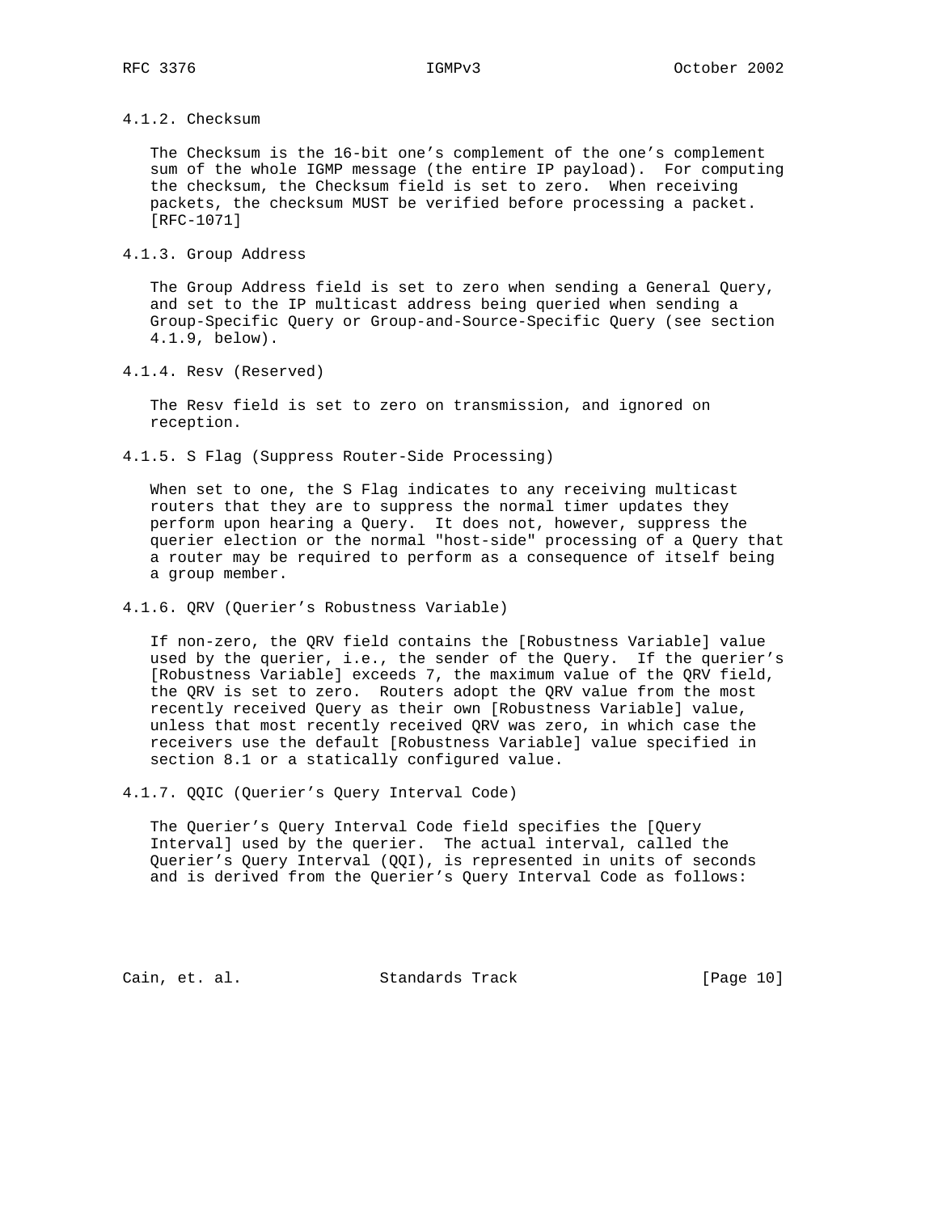### 4.1.2. Checksum

The Checksum is the 16-bit one's complement of the one's complement sum of the whole IGMP message (the entire IP payload). For computing the checksum, the Checksum field is set to zero. When receiving packets, the checksum MUST be verified before processing a packet. [RFC-1071]

### 4.1.3. Group Address

The Group Address field is set to zero when sending a General Query, and set to the IP multicast address being queried when sending a Group-Specific Query or Group-and-Source-Specific Query (see section 4.1.9, below).

### 4.1.4. Resv (Reserved)

The Resv field is set to zero on transmission, and ignored on reception.

### 4.1.5. S Flag (Suppress Router-Side Processing)

When set to one, the S Flag indicates to any receiving multicast routers that they are to suppress the normal timer updates they perform upon hearing a Query. It does not, however, suppress the querier election or the normal "host-side" processing of a Query that a router may be required to perform as a consequence of itself being a group member.

### 4.1.6. QRV (Querier's Robustness Variable)

If non-zero, the QRV field contains the [Robustness Variable] value used by the querier, i.e., the sender of the Query. If the querier's [Robustness Variable] exceeds 7, the maximum value of the QRV field, the QRV is set to zero. Routers adopt the QRV value from the most recently received Query as their own [Robustness Variable] value, unless that most recently received QRV was zero, in which case the receivers use the default [Robustness Variable] value specified in section 8.1 or a statically configured value.

### 4.1.7. QQIC (Querier's Query Interval Code)

The Querier's Query Interval Code field specifies the [Query Interval] used by the querier. The actual interval, called the Querier's Query Interval (QQI), is represented in units of seconds and is derived from the Querier's Query Interval Code as follows: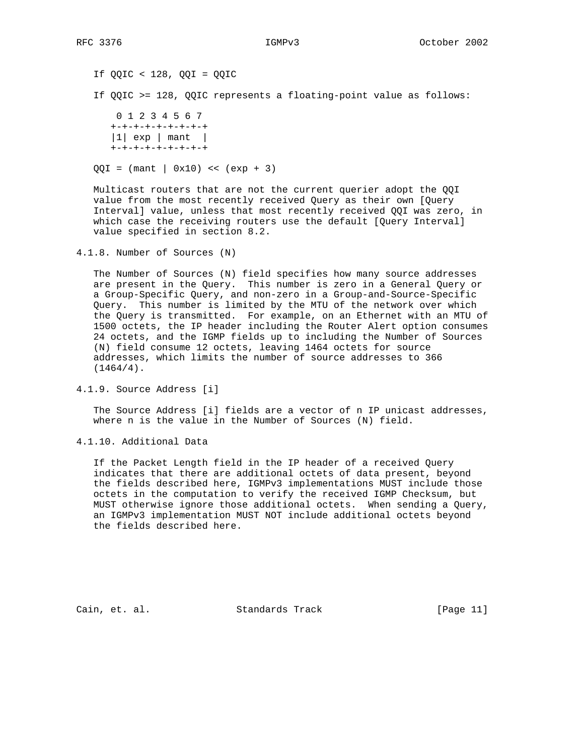If QQIC < 128, QQI = QQIC

If QQIC >= 128, QQIC represents a floating-point value as follows:

```
 0 1 2 3 4 5 6 7
+-+-+-+-+-+-+-+-+
|1| exp | mant  |
+-+-+-+-+-+-+-+-+
```

QQI = (mant | 0x10) << (exp + 3)

Multicast routers that are not the current querier adopt the QQI value from the most recently received Query as their own [Query Interval] value, unless that most recently received QQI was zero, in which case the receiving routers use the default [Query Interval] value specified in section 8.2.

### 4.1.8. Number of Sources (N)

The Number of Sources (N) field specifies how many source addresses are present in the Query. This number is zero in a General Query or a Group-Specific Query, and non-zero in a Group-and-Source-Specific Query. This number is limited by the MTU of the network over which the Query is transmitted. For example, on an Ethernet with an MTU of 1500 octets, the IP header including the Router Alert option consumes 24 octets, and the IGMP fields up to including the Number of Sources (N) field consume 12 octets, leaving 1464 octets for source addresses, which limits the number of source addresses to 366 (1464/4).

### 4.1.9. Source Address [i]

The Source Address [i] fields are a vector of n IP unicast addresses, where n is the value in the Number of Sources (N) field.

### 4.1.10. Additional Data

If the Packet Length field in the IP header of a received Query indicates that there are additional octets of data present, beyond the fields described here, IGMPv3 implementations MUST include those octets in the computation to verify the received IGMP Checksum, but MUST otherwise ignore those additional octets. When sending a Query, an IGMPv3 implementation MUST NOT include additional octets beyond the fields described here.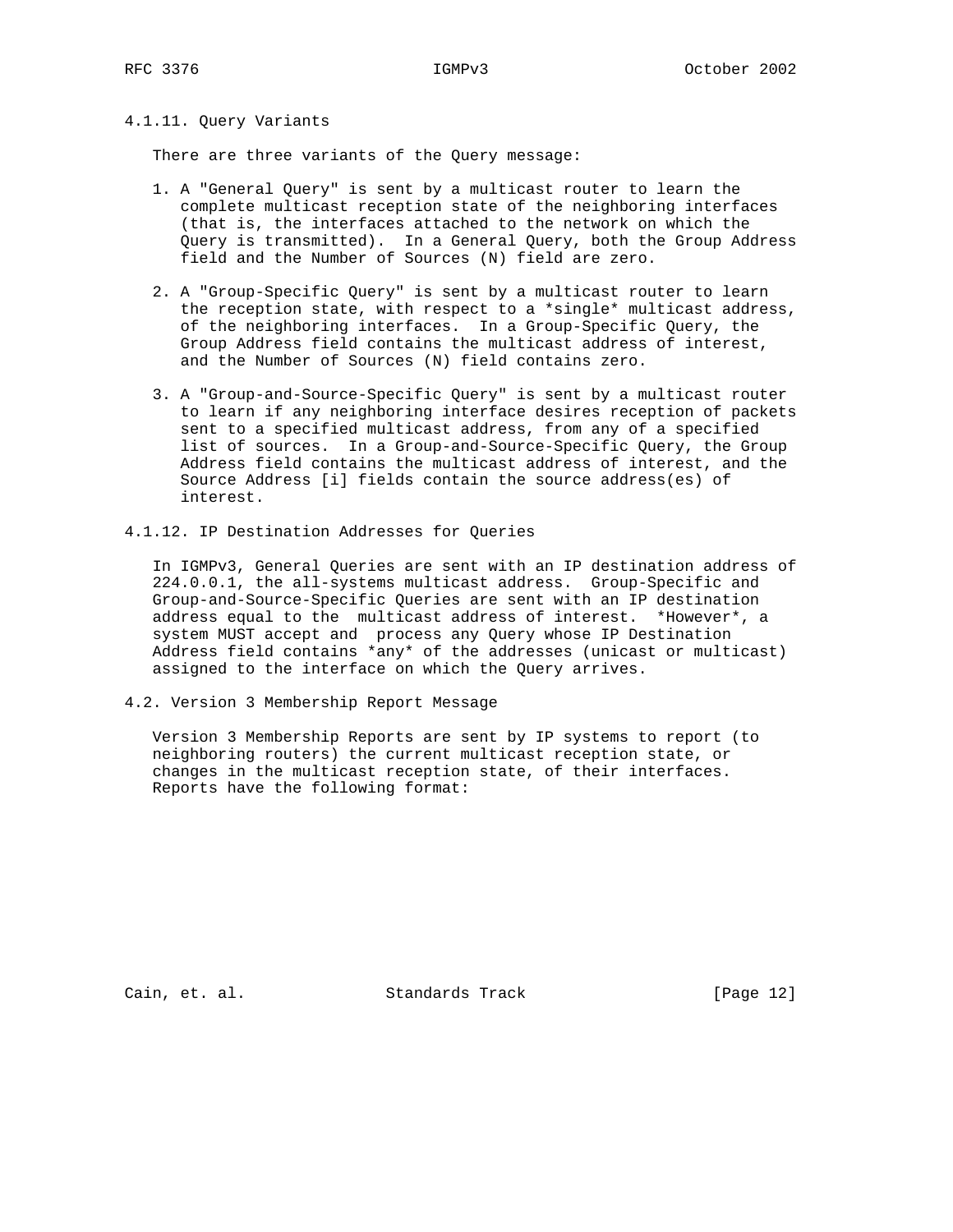### 4.1.11. Query Variants

There are three variants of the Query message:

1. A "General Query" is sent by a multicast router to learn the complete multicast reception state of the neighboring interfaces (that is, the interfaces attached to the network on which the Query is transmitted). In a General Query, both the Group Address field and the Number of Sources (N) field are zero.

2. A "Group-Specific Query" is sent by a multicast router to learn the reception state, with respect to a *single* multicast address, of the neighboring interfaces. In a Group-Specific Query, the Group Address field contains the multicast address of interest, and the Number of Sources (N) field contains zero.

3. A "Group-and-Source-Specific Query" is sent by a multicast router to learn if any neighboring interface desires reception of packets sent to a specified multicast address, from any of a specified list of sources. In a Group-and-Source-Specific Query, the Group Address field contains the multicast address of interest, and the Source Address [i] fields contain the source address(es) of interest.

### 4.1.12. IP Destination Addresses for Queries

In IGMPv3, General Queries are sent with an IP destination address of 224.0.0.1, the all-systems multicast address. Group-Specific and Group-and-Source-Specific Queries are sent with an IP destination address equal to the multicast address of interest. *However*, a system MUST accept and process any Query whose IP Destination Address field contains *any* of the addresses (unicast or multicast) assigned to the interface on which the Query arrives.

## 4.2. Version 3 Membership Report Message

Version 3 Membership Reports are sent by IP systems to report (to neighboring routers) the current multicast reception state, or changes in the multicast reception state, of their interfaces. Reports have the following format: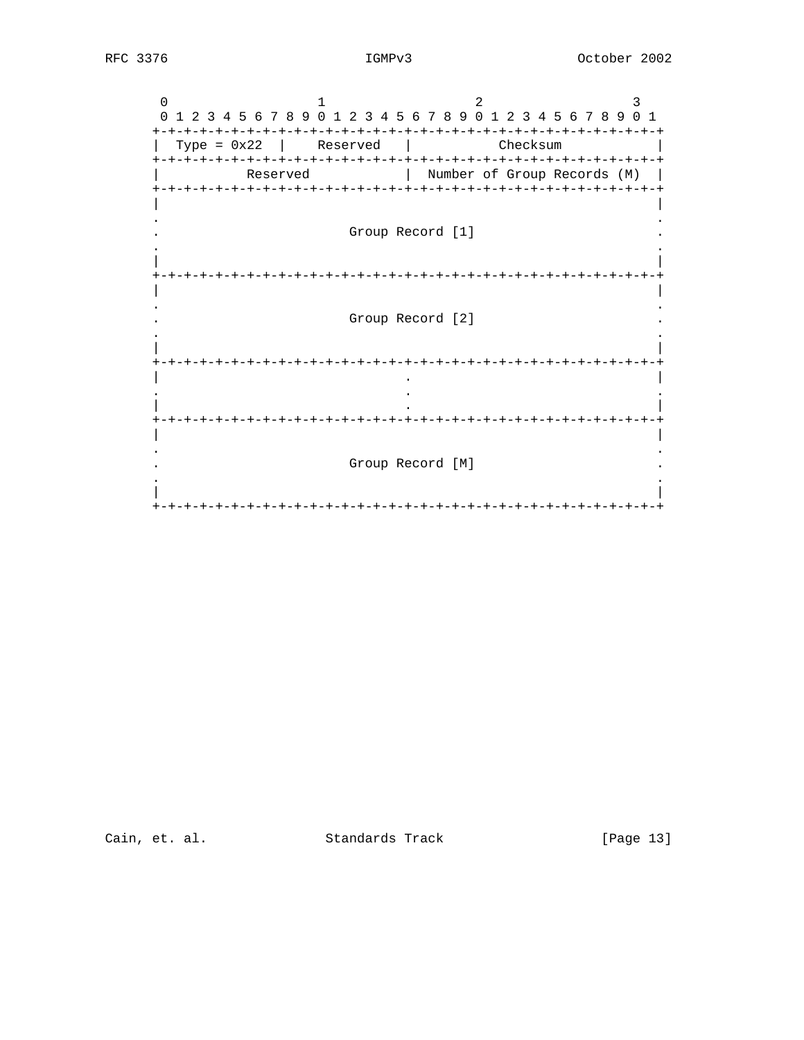```
     0                   1                   2                   3
     0 1 2 3 4 5 6 7 8 9 0 1 2 3 4 5 6 7 8 9 0 1 2 3 4 5 6 7 8 9 0 1
    +-+-+-+-+-+-+-+-+-+-+-+-+-+-+-+-+-+-+-+-+-+-+-+-+-+-+-+-+-+-+-+-+
    |  Type = 0x22  |    Reserved   |           Checksum            |
    +-+-+-+-+-+-+-+-+-+-+-+-+-+-+-+-+-+-+-+-+-+-+-+-+-+-+-+-+-+-+-+-+
    |           Reserved            |  Number of Group Records (M)  |
    +-+-+-+-+-+-+-+-+-+-+-+-+-+-+-+-+-+-+-+-+-+-+-+-+-+-+-+-+-+-+-+-+
    |                                                               |
    .                                                               .
    .                        Group Record [1]                       .
    .                                                               .
    |                                                               |
    +-+-+-+-+-+-+-+-+-+-+-+-+-+-+-+-+-+-+-+-+-+-+-+-+-+-+-+-+-+-+-+-+
    |                                                               |
    .                                                               .
    .                        Group Record [2]                       .
    .                                                               .
    |                                                               |
    +-+-+-+-+-+-+-+-+-+-+-+-+-+-+-+-+-+-+-+-+-+-+-+-+-+-+-+-+-+-+-+-+
    |                               .                               |
    .                               .                               .
    |                               .                               |
    +-+-+-+-+-+-+-+-+-+-+-+-+-+-+-+-+-+-+-+-+-+-+-+-+-+-+-+-+-+-+-+-+
    |                                                               |
    .                                                               .
    .                        Group Record [M]                       .
    .                                                               .
    |                                                               |
    +-+-+-+-+-+-+-+-+-+-+-+-+-+-+-+-+-+-+-+-+-+-+-+-+-+-+-+-+-+-+-+-+
```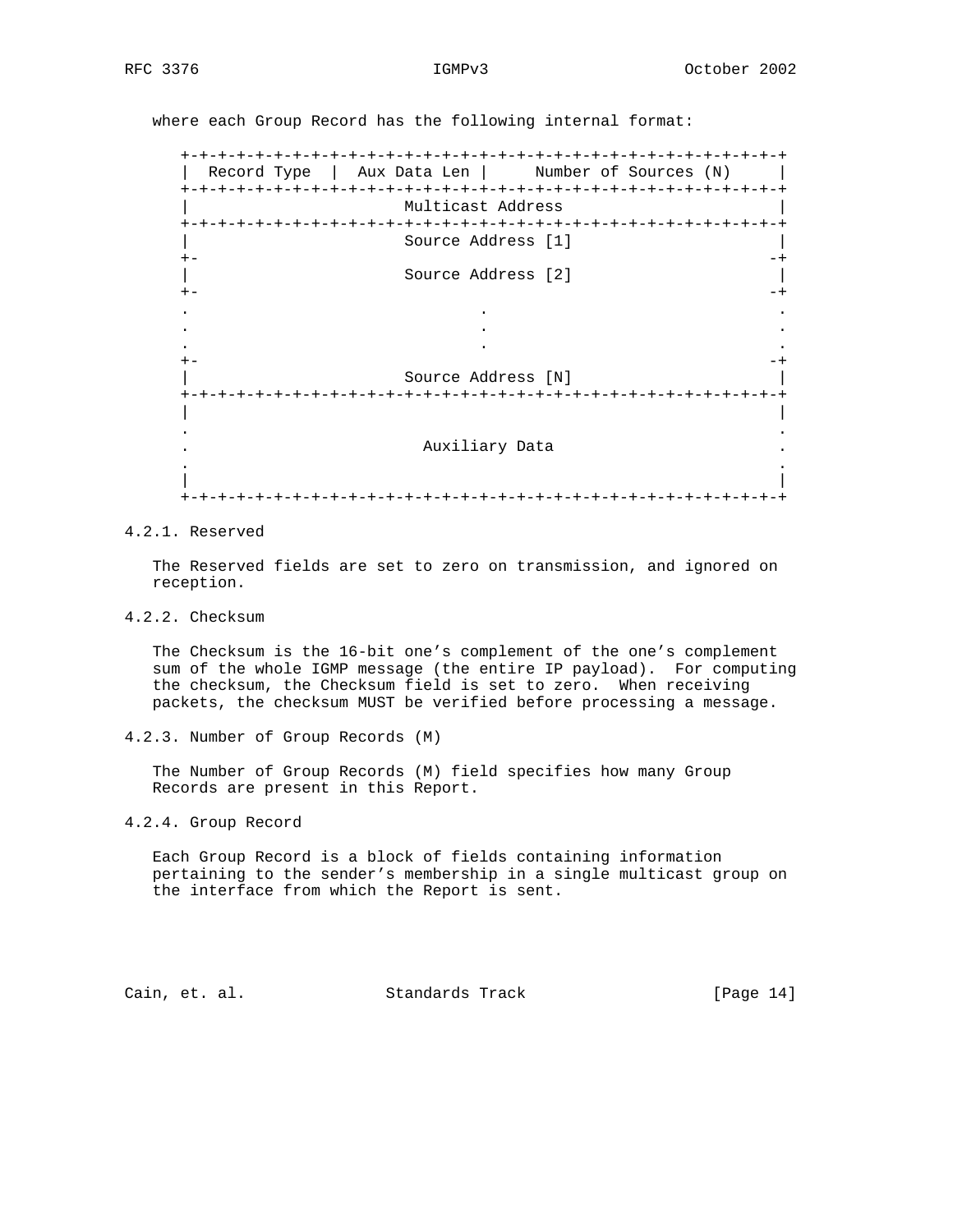where each Group Record has the following internal format:

```
 +-+-+-+-+-+-+-+-+-+-+-+-+-+-+-+-+-+-+-+-+-+-+-+-+-+-+-+-+-+-+-+-+
 |  Record Type  |  Aux Data Len |     Number of Sources (N)     |
 +-+-+-+-+-+-+-+-+-+-+-+-+-+-+-+-+-+-+-+-+-+-+-+-+-+-+-+-+-+-+-+-+
 |                       Multicast Address                       |
 +-+-+-+-+-+-+-+-+-+-+-+-+-+-+-+-+-+-+-+-+-+-+-+-+-+-+-+-+-+-+-+-+
 |                       Source Address [1]                      |
 +-                                                             -+
 |                       Source Address [2]                      |
 +-                                                             -+
 .                               .                               .
 .                               .                               .
 .                               .                               .
 +-                                                             -+
 |                       Source Address [N]                      |
 +-+-+-+-+-+-+-+-+-+-+-+-+-+-+-+-+-+-+-+-+-+-+-+-+-+-+-+-+-+-+-+-+
 |                                                               |
 .                                                               .
 .                         Auxiliary Data                        .
 .                                                               .
 |                                                               |
 +-+-+-+-+-+-+-+-+-+-+-+-+-+-+-+-+-+-+-+-+-+-+-+-+-+-+-+-+-+-+-+-+
```

### 4.2.1. Reserved

The Reserved fields are set to zero on transmission, and ignored on reception.

### 4.2.2. Checksum

The Checksum is the 16-bit one's complement of the one's complement sum of the whole IGMP message (the entire IP payload). For computing the checksum, the Checksum field is set to zero. When receiving packets, the checksum MUST be verified before processing a message.

### 4.2.3. Number of Group Records (M)

The Number of Group Records (M) field specifies how many Group Records are present in this Report.

### 4.2.4. Group Record

Each Group Record is a block of fields containing information pertaining to the sender's membership in a single multicast group on the interface from which the Report is sent.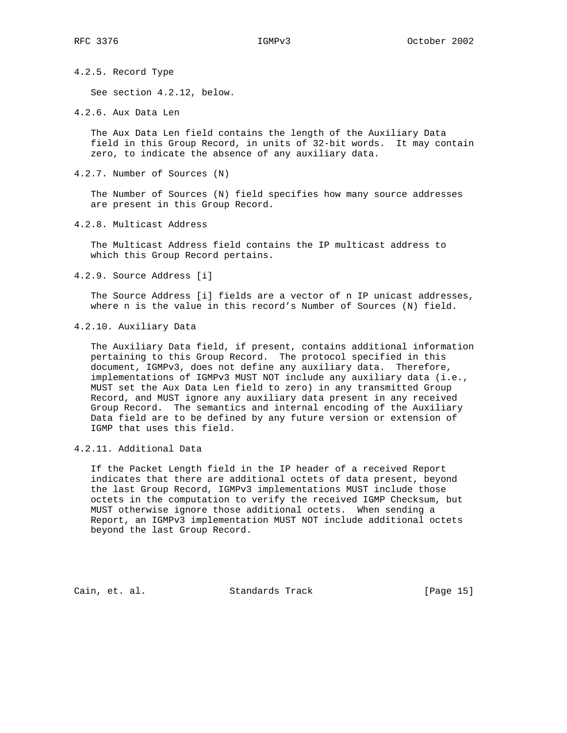#### 4.2.5. Record Type

See section 4.2.12, below.

#### 4.2.6. Aux Data Len

The Aux Data Len field contains the length of the Auxiliary Data field in this Group Record, in units of 32-bit words. It may contain zero, to indicate the absence of any auxiliary data.

#### 4.2.7. Number of Sources (N)

The Number of Sources (N) field specifies how many source addresses are present in this Group Record.

#### 4.2.8. Multicast Address

The Multicast Address field contains the IP multicast address to which this Group Record pertains.

#### 4.2.9. Source Address [i]

The Source Address [i] fields are a vector of n IP unicast addresses, where n is the value in this record's Number of Sources (N) field.

#### 4.2.10. Auxiliary Data

The Auxiliary Data field, if present, contains additional information pertaining to this Group Record. The protocol specified in this document, IGMPv3, does not define any auxiliary data. Therefore, implementations of IGMPv3 MUST NOT include any auxiliary data (i.e., MUST set the Aux Data Len field to zero) in any transmitted Group Record, and MUST ignore any auxiliary data present in any received Group Record. The semantics and internal encoding of the Auxiliary Data field are to be defined by any future version or extension of IGMP that uses this field.

#### 4.2.11. Additional Data

If the Packet Length field in the IP header of a received Report indicates that there are additional octets of data present, beyond the last Group Record, IGMPv3 implementations MUST include those octets in the computation to verify the received IGMP Checksum, but MUST otherwise ignore those additional octets. When sending a Report, an IGMPv3 implementation MUST NOT include additional octets beyond the last Group Record.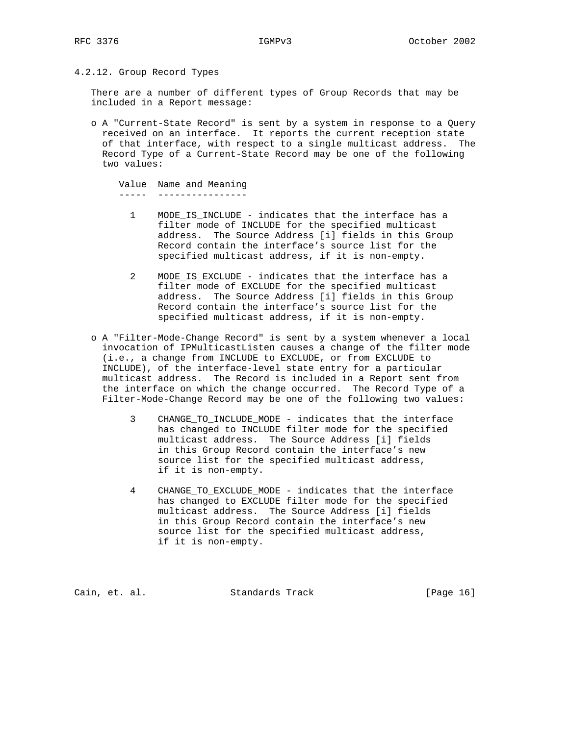### 4.2.12. Group Record Types

There are a number of different types of Group Records that may be included in a Report message:

- A "Current-State Record" is sent by a system in response to a Query received on an interface. It reports the current reception state of that interface, with respect to a single multicast address. The Record Type of a Current-State Record may be one of the following two values:

| Value | Name and Meaning |
| --- | --- |
| 1 | MODE_IS_INCLUDE - indicates that the interface has a filter mode of INCLUDE for the specified multicast address. The Source Address [i] fields in this Group Record contain the interface's source list for the specified multicast address, if it is non-empty. |
| 2 | MODE_IS_EXCLUDE - indicates that the interface has a filter mode of EXCLUDE for the specified multicast address. The Source Address [i] fields in this Group Record contain the interface's source list for the specified multicast address, if it is non-empty. |

- A "Filter-Mode-Change Record" is sent by a system whenever a local invocation of IPMulticastListen causes a change of the filter mode (i.e., a change from INCLUDE to EXCLUDE, or from EXCLUDE to INCLUDE), of the interface-level state entry for a particular multicast address. The Record is included in a Report sent from the interface on which the change occurred. The Record Type of a Filter-Mode-Change Record may be one of the following two values:

| Value | Name and Meaning |
| --- | --- |
| 3 | CHANGE_TO_INCLUDE_MODE - indicates that the interface has changed to INCLUDE filter mode for the specified multicast address. The Source Address [i] fields in this Group Record contain the interface's new source list for the specified multicast address, if it is non-empty. |
| 4 | CHANGE_TO_EXCLUDE_MODE - indicates that the interface has changed to EXCLUDE filter mode for the specified multicast address. The Source Address [i] fields in this Group Record contain the interface's new source list for the specified multicast address, if it is non-empty. |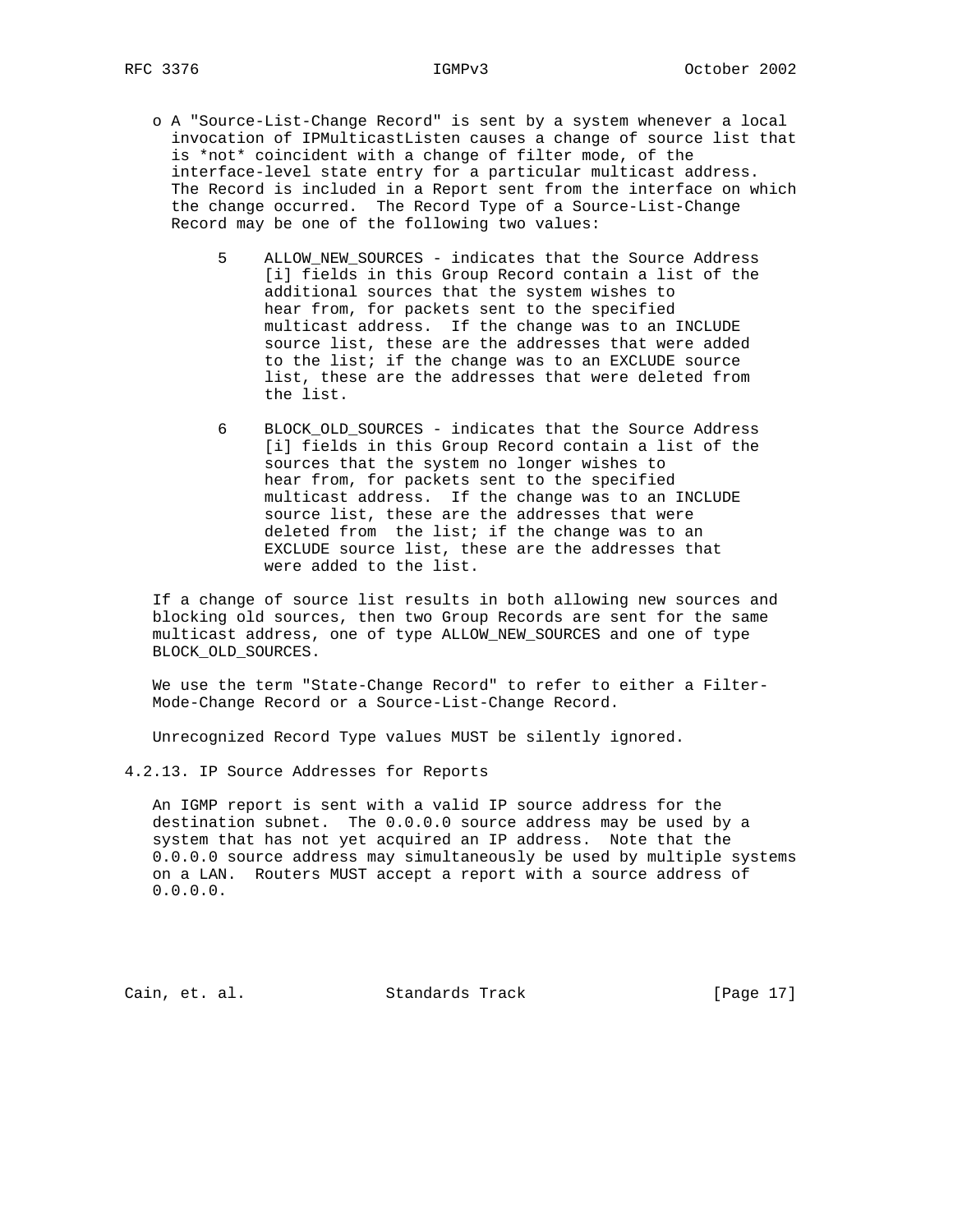- A "Source-List-Change Record" is sent by a system whenever a local invocation of IPMulticastListen causes a change of source list that is *not* coincident with a change of filter mode, of the interface-level state entry for a particular multicast address. The Record is included in a Report sent from the interface on which the change occurred. The Record Type of a Source-List-Change Record may be one of the following two values:

  5 ALLOW_NEW_SOURCES - indicates that the Source Address [i] fields in this Group Record contain a list of the additional sources that the system wishes to hear from, for packets sent to the specified multicast address. If the change was to an INCLUDE source list, these are the addresses that were added to the list; if the change was to an EXCLUDE source list, these are the addresses that were deleted from the list.

  6 BLOCK_OLD_SOURCES - indicates that the Source Address [i] fields in this Group Record contain a list of the sources that the system no longer wishes to hear from, for packets sent to the specified multicast address. If the change was to an INCLUDE source list, these are the addresses that were deleted from the list; if the change was to an EXCLUDE source list, these are the addresses that were added to the list.

If a change of source list results in both allowing new sources and blocking old sources, then two Group Records are sent for the same multicast address, one of type ALLOW_NEW_SOURCES and one of type BLOCK_OLD_SOURCES.

We use the term "State-Change Record" to refer to either a Filter-Mode-Change Record or a Source-List-Change Record.

Unrecognized Record Type values MUST be silently ignored.

#### 4.2.13. IP Source Addresses for Reports

An IGMP report is sent with a valid IP source address for the destination subnet. The 0.0.0.0 source address may be used by a system that has not yet acquired an IP address. Note that the 0.0.0.0 source address may simultaneously be used by multiple systems on a LAN. Routers MUST accept a report with a source address of 0.0.0.0.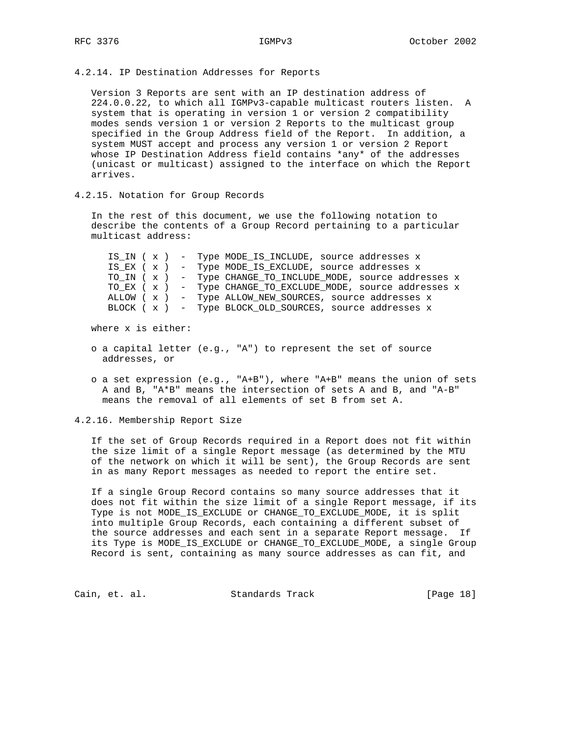### 4.2.14. IP Destination Addresses for Reports

Version 3 Reports are sent with an IP destination address of 224.0.0.22, to which all IGMPv3-capable multicast routers listen. A system that is operating in version 1 or version 2 compatibility modes sends version 1 or version 2 Reports to the multicast group specified in the Group Address field of the Report. In addition, a system MUST accept and process any version 1 or version 2 Report whose IP Destination Address field contains *any* of the addresses (unicast or multicast) assigned to the interface on which the Report arrives.

### 4.2.15. Notation for Group Records

In the rest of this document, we use the following notation to describe the contents of a Group Record pertaining to a particular multicast address:

```
IS_IN ( x )  -  Type MODE_IS_INCLUDE, source addresses x
IS_EX ( x )  -  Type MODE_IS_EXCLUDE, source addresses x
TO_IN ( x )  -  Type CHANGE_TO_INCLUDE_MODE, source addresses x
TO_EX ( x )  -  Type CHANGE_TO_EXCLUDE_MODE, source addresses x
ALLOW ( x )  -  Type ALLOW_NEW_SOURCES, source addresses x
BLOCK ( x )  -  Type BLOCK_OLD_SOURCES, source addresses x
```

where x is either:

- o a capital letter (e.g., "A") to represent the set of source addresses, or

- o a set expression (e.g., "A+B"), where "A+B" means the union of sets A and B, "A*B" means the intersection of sets A and B, and "A-B" means the removal of all elements of set B from set A.

### 4.2.16. Membership Report Size

If the set of Group Records required in a Report does not fit within the size limit of a single Report message (as determined by the MTU of the network on which it will be sent), the Group Records are sent in as many Report messages as needed to report the entire set.

If a single Group Record contains so many source addresses that it does not fit within the size limit of a single Report message, if its Type is not MODE_IS_EXCLUDE or CHANGE_TO_EXCLUDE_MODE, it is split into multiple Group Records, each containing a different subset of the source addresses and each sent in a separate Report message. If its Type is MODE_IS_EXCLUDE or CHANGE_TO_EXCLUDE_MODE, a single Group Record is sent, containing as many source addresses as can fit, and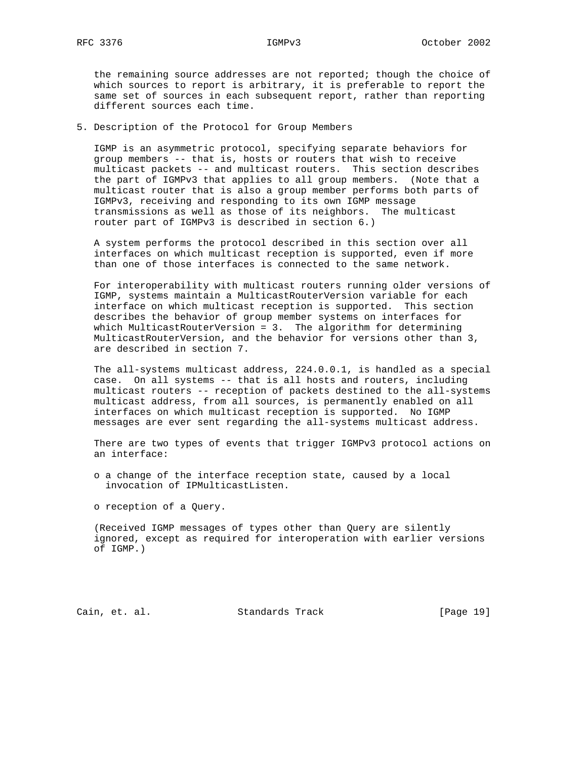the remaining source addresses are not reported; though the choice of which sources to report is arbitrary, it is preferable to report the same set of sources in each subsequent report, rather than reporting different sources each time.

## 5. Description of the Protocol for Group Members

IGMP is an asymmetric protocol, specifying separate behaviors for group members -- that is, hosts or routers that wish to receive multicast packets -- and multicast routers. This section describes the part of IGMPv3 that applies to all group members. (Note that a multicast router that is also a group member performs both parts of IGMPv3, receiving and responding to its own IGMP message transmissions as well as those of its neighbors. The multicast router part of IGMPv3 is described in section 6.)

A system performs the protocol described in this section over all interfaces on which multicast reception is supported, even if more than one of those interfaces is connected to the same network.

For interoperability with multicast routers running older versions of IGMP, systems maintain a MulticastRouterVersion variable for each interface on which multicast reception is supported. This section describes the behavior of group member systems on interfaces for which MulticastRouterVersion = 3. The algorithm for determining MulticastRouterVersion, and the behavior for versions other than 3, are described in section 7.

The all-systems multicast address, 224.0.0.1, is handled as a special case. On all systems -- that is all hosts and routers, including multicast routers -- reception of packets destined to the all-systems multicast address, from all sources, is permanently enabled on all interfaces on which multicast reception is supported. No IGMP messages are ever sent regarding the all-systems multicast address.

There are two types of events that trigger IGMPv3 protocol actions on an interface:

- a change of the interface reception state, caused by a local invocation of IPMulticastListen.

- reception of a Query.

(Received IGMP messages of types other than Query are silently ignored, except as required for interoperation with earlier versions of IGMP.)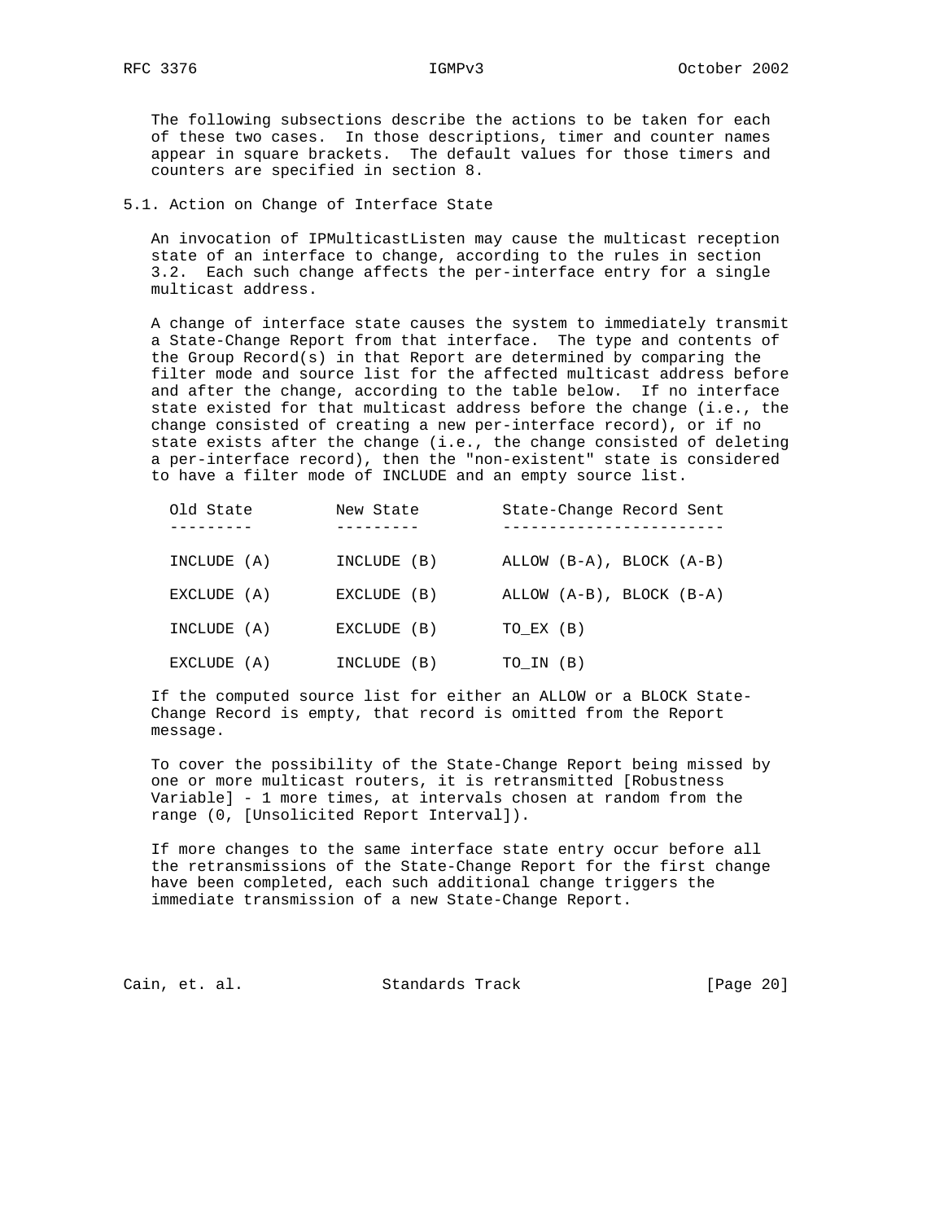The following subsections describe the actions to be taken for each of these two cases. In those descriptions, timer and counter names appear in square brackets. The default values for those timers and counters are specified in section 8.

## 5.1. Action on Change of Interface State

An invocation of IPMulticastListen may cause the multicast reception state of an interface to change, according to the rules in section 3.2. Each such change affects the per-interface entry for a single multicast address.

A change of interface state causes the system to immediately transmit a State-Change Report from that interface. The type and contents of the Group Record(s) in that Report are determined by comparing the filter mode and source list for the affected multicast address before and after the change, according to the table below. If no interface state existed for that multicast address before the change (i.e., the change consisted of creating a new per-interface record), or if no state exists after the change (i.e., the change consisted of deleting a per-interface record), then the "non-existent" state is considered to have a filter mode of INCLUDE and an empty source list.

| Old State | New State | State-Change Record Sent |
| --- | --- | --- |
| INCLUDE (A) | INCLUDE (B) | ALLOW (B-A), BLOCK (A-B) |
| EXCLUDE (A) | EXCLUDE (B) | ALLOW (A-B), BLOCK (B-A) |
| INCLUDE (A) | EXCLUDE (B) | TO_EX (B) |
| EXCLUDE (A) | INCLUDE (B) | TO_IN (B) |

If the computed source list for either an ALLOW or a BLOCK State-Change Record is empty, that record is omitted from the Report message.

To cover the possibility of the State-Change Report being missed by one or more multicast routers, it is retransmitted [Robustness Variable] - 1 more times, at intervals chosen at random from the range (0, [Unsolicited Report Interval]).

If more changes to the same interface state entry occur before all the retransmissions of the State-Change Report for the first change have been completed, each such additional change triggers the immediate transmission of a new State-Change Report.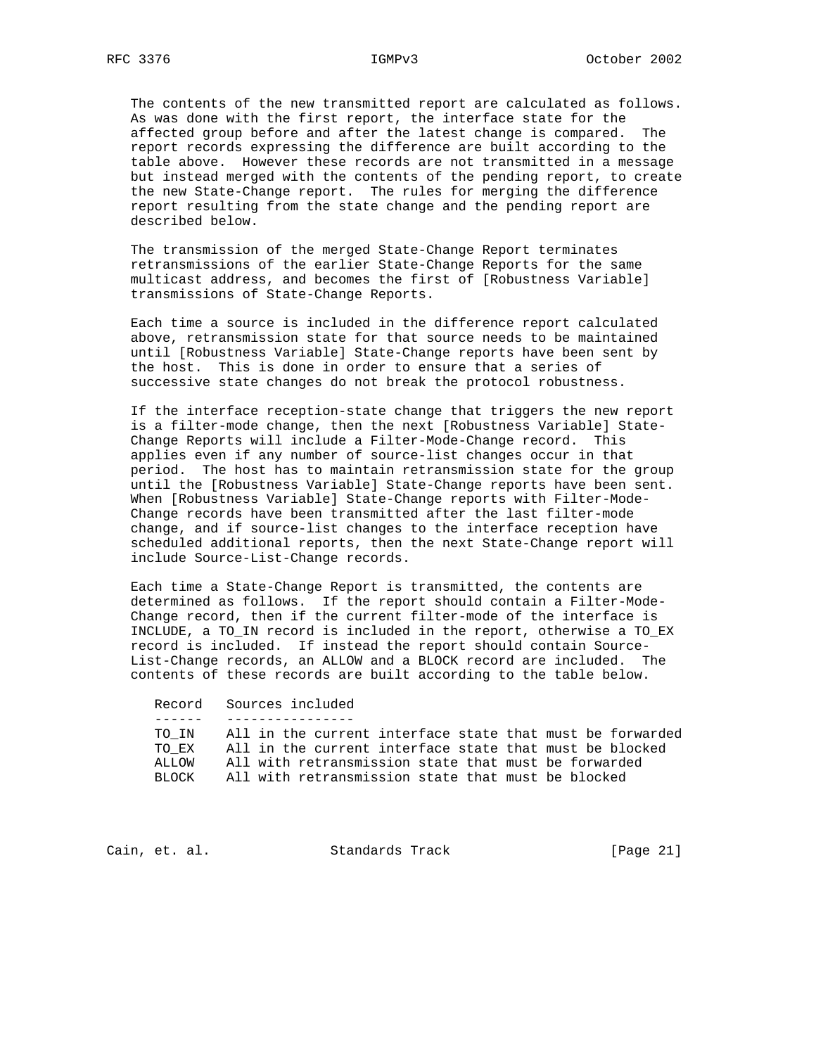The contents of the new transmitted report are calculated as follows. As was done with the first report, the interface state for the affected group before and after the latest change is compared. The report records expressing the difference are built according to the table above. However these records are not transmitted in a message but instead merged with the contents of the pending report, to create the new State-Change report. The rules for merging the difference report resulting from the state change and the pending report are described below.

The transmission of the merged State-Change Report terminates retransmissions of the earlier State-Change Reports for the same multicast address, and becomes the first of [Robustness Variable] transmissions of State-Change Reports.

Each time a source is included in the difference report calculated above, retransmission state for that source needs to be maintained until [Robustness Variable] State-Change reports have been sent by the host. This is done in order to ensure that a series of successive state changes do not break the protocol robustness.

If the interface reception-state change that triggers the new report is a filter-mode change, then the next [Robustness Variable] State-Change Reports will include a Filter-Mode-Change record. This applies even if any number of source-list changes occur in that period. The host has to maintain retransmission state for the group until the [Robustness Variable] State-Change reports have been sent. When [Robustness Variable] State-Change reports with Filter-Mode-Change records have been transmitted after the last filter-mode change, and if source-list changes to the interface reception have scheduled additional reports, then the next State-Change report will include Source-List-Change records.

Each time a State-Change Report is transmitted, the contents are determined as follows. If the report should contain a Filter-Mode-Change record, then if the current filter-mode of the interface is INCLUDE, a TO_IN record is included in the report, otherwise a TO_EX record is included. If instead the report should contain Source-List-Change records, an ALLOW and a BLOCK record are included. The contents of these records are built according to the table below.

| Record | Sources included |
|---|---|
| TO_IN | All in the current interface state that must be forwarded |
| TO_EX | All in the current interface state that must be blocked |
| ALLOW | All with retransmission state that must be forwarded |
| BLOCK | All with retransmission state that must be blocked |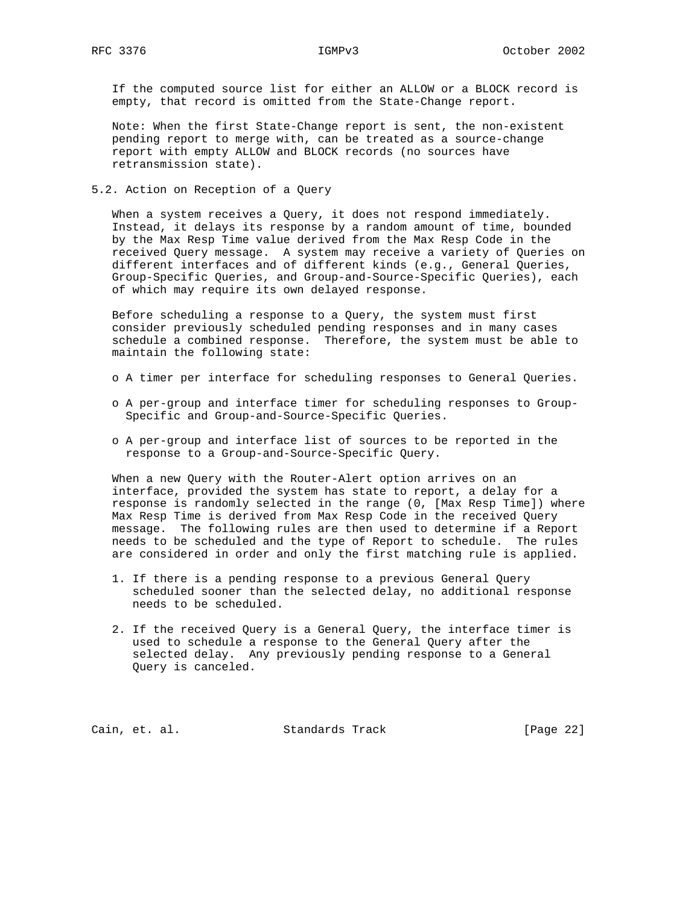If the computed source list for either an ALLOW or a BLOCK record is empty, that record is omitted from the State-Change report.

Note: When the first State-Change report is sent, the non-existent pending report to merge with, can be treated as a source-change report with empty ALLOW and BLOCK records (no sources have retransmission state).

## 5.2. Action on Reception of a Query

When a system receives a Query, it does not respond immediately. Instead, it delays its response by a random amount of time, bounded by the Max Resp Time value derived from the Max Resp Code in the received Query message. A system may receive a variety of Queries on different interfaces and of different kinds (e.g., General Queries, Group-Specific Queries, and Group-and-Source-Specific Queries), each of which may require its own delayed response.

Before scheduling a response to a Query, the system must first consider previously scheduled pending responses and in many cases schedule a combined response. Therefore, the system must be able to maintain the following state:

- A timer per interface for scheduling responses to General Queries.
- A per-group and interface timer for scheduling responses to Group-Specific and Group-and-Source-Specific Queries.
- A per-group and interface list of sources to be reported in the response to a Group-and-Source-Specific Query.

When a new Query with the Router-Alert option arrives on an interface, provided the system has state to report, a delay for a response is randomly selected in the range (0, [Max Resp Time]) where Max Resp Time is derived from Max Resp Code in the received Query message. The following rules are then used to determine if a Report needs to be scheduled and the type of Report to schedule. The rules are considered in order and only the first matching rule is applied.

1. If there is a pending response to a previous General Query scheduled sooner than the selected delay, no additional response needs to be scheduled.
2. If the received Query is a General Query, the interface timer is used to schedule a response to the General Query after the selected delay. Any previously pending response to a General Query is canceled.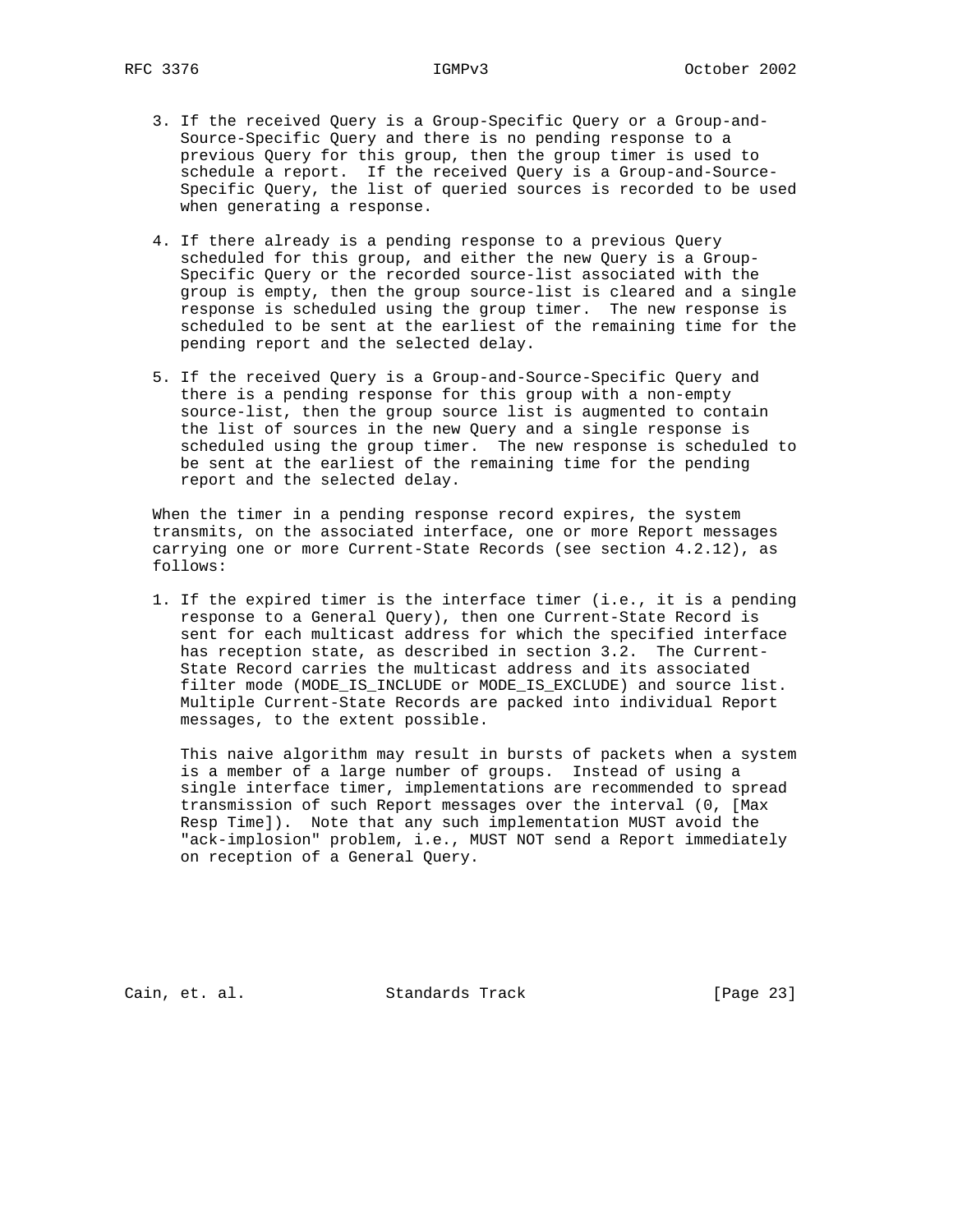3. If the received Query is a Group-Specific Query or a Group-and-Source-Specific Query and there is no pending response to a previous Query for this group, then the group timer is used to schedule a report. If the received Query is a Group-and-Source-Specific Query, the list of queried sources is recorded to be used when generating a response.

4. If there already is a pending response to a previous Query scheduled for this group, and either the new Query is a Group-Specific Query or the recorded source-list associated with the group is empty, then the group source-list is cleared and a single response is scheduled using the group timer. The new response is scheduled to be sent at the earliest of the remaining time for the pending report and the selected delay.

5. If the received Query is a Group-and-Source-Specific Query and there is a pending response for this group with a non-empty source-list, then the group source list is augmented to contain the list of sources in the new Query and a single response is scheduled using the group timer. The new response is scheduled to be sent at the earliest of the remaining time for the pending report and the selected delay.

When the timer in a pending response record expires, the system transmits, on the associated interface, one or more Report messages carrying one or more Current-State Records (see section 4.2.12), as follows:

1. If the expired timer is the interface timer (i.e., it is a pending response to a General Query), then one Current-State Record is sent for each multicast address for which the specified interface has reception state, as described in section 3.2. The Current-State Record carries the multicast address and its associated filter mode (MODE_IS_INCLUDE or MODE_IS_EXCLUDE) and source list. Multiple Current-State Records are packed into individual Report messages, to the extent possible.

   This naive algorithm may result in bursts of packets when a system is a member of a large number of groups. Instead of using a single interface timer, implementations are recommended to spread transmission of such Report messages over the interval (0, [Max Resp Time]). Note that any such implementation MUST avoid the "ack-implosion" problem, i.e., MUST NOT send a Report immediately on reception of a General Query.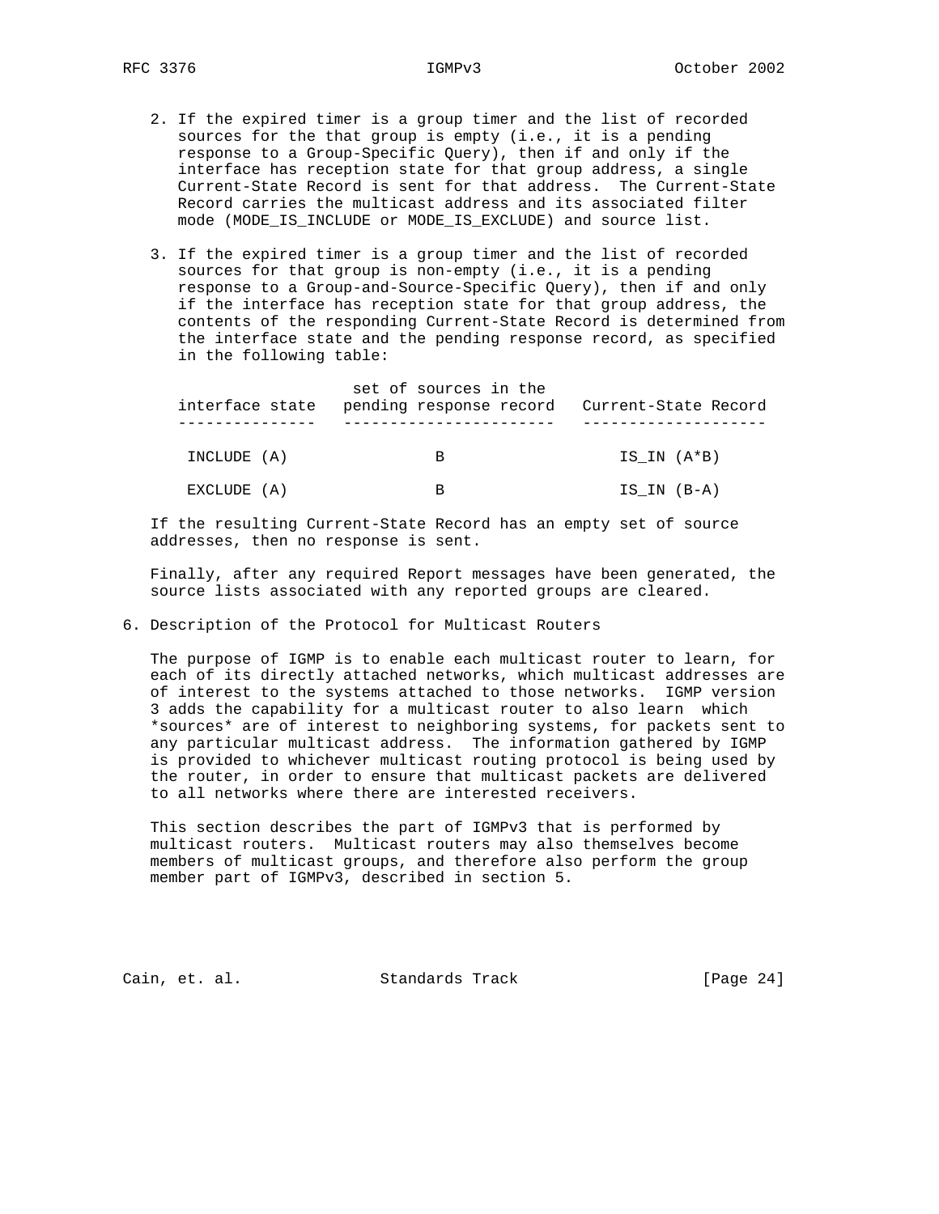2. If the expired timer is a group timer and the list of recorded sources for the that group is empty (i.e., it is a pending response to a Group-Specific Query), then if and only if the interface has reception state for that group address, a single Current-State Record is sent for that address. The Current-State Record carries the multicast address and its associated filter mode (MODE_IS_INCLUDE or MODE_IS_EXCLUDE) and source list.

3. If the expired timer is a group timer and the list of recorded sources for that group is non-empty (i.e., it is a pending response to a Group-and-Source-Specific Query), then if and only if the interface has reception state for that group address, the contents of the responding Current-State Record is determined from the interface state and the pending response record, as specified in the following table:

| interface state | set of sources in the pending response record | Current-State Record |
|---|---|---|
| INCLUDE (A) | B | IS_IN (A*B) |
| EXCLUDE (A) | B | IS_IN (B-A) |

If the resulting Current-State Record has an empty set of source addresses, then no response is sent.

Finally, after any required Report messages have been generated, the source lists associated with any reported groups are cleared.

## 6. Description of the Protocol for Multicast Routers

The purpose of IGMP is to enable each multicast router to learn, for each of its directly attached networks, which multicast addresses are of interest to the systems attached to those networks. IGMP version 3 adds the capability for a multicast router to also learn which *sources* are of interest to neighboring systems, for packets sent to any particular multicast address. The information gathered by IGMP is provided to whichever multicast routing protocol is being used by the router, in order to ensure that multicast packets are delivered to all networks where there are interested receivers.

This section describes the part of IGMPv3 that is performed by multicast routers. Multicast routers may also themselves become members of multicast groups, and therefore also perform the group member part of IGMPv3, described in section 5.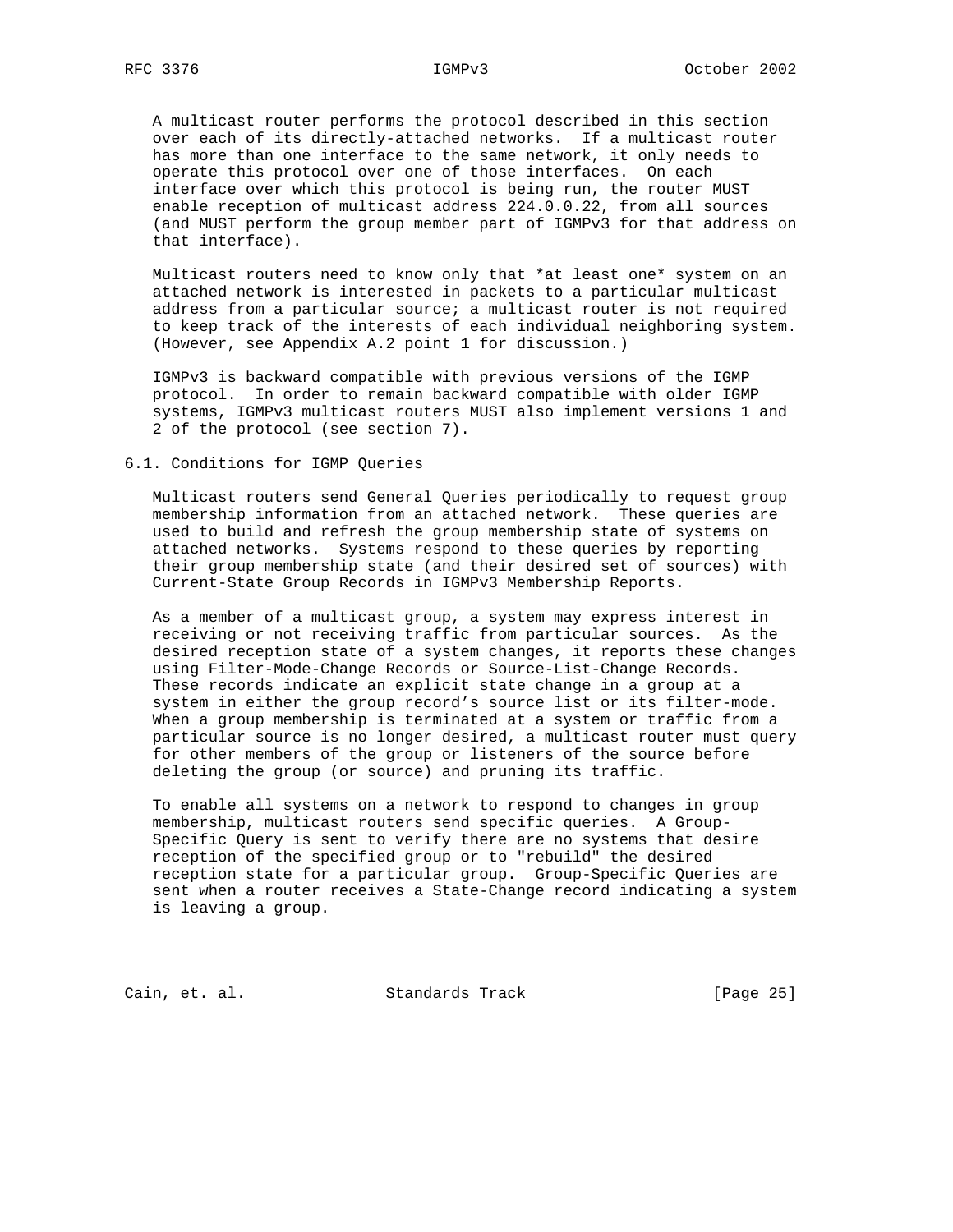A multicast router performs the protocol described in this section over each of its directly-attached networks. If a multicast router has more than one interface to the same network, it only needs to operate this protocol over one of those interfaces. On each interface over which this protocol is being run, the router MUST enable reception of multicast address 224.0.0.22, from all sources (and MUST perform the group member part of IGMPv3 for that address on that interface).

Multicast routers need to know only that *at least one* system on an attached network is interested in packets to a particular multicast address from a particular source; a multicast router is not required to keep track of the interests of each individual neighboring system. (However, see Appendix A.2 point 1 for discussion.)

IGMPv3 is backward compatible with previous versions of the IGMP protocol. In order to remain backward compatible with older IGMP systems, IGMPv3 multicast routers MUST also implement versions 1 and 2 of the protocol (see section 7).

## 6.1. Conditions for IGMP Queries

Multicast routers send General Queries periodically to request group membership information from an attached network. These queries are used to build and refresh the group membership state of systems on attached networks. Systems respond to these queries by reporting their group membership state (and their desired set of sources) with Current-State Group Records in IGMPv3 Membership Reports.

As a member of a multicast group, a system may express interest in receiving or not receiving traffic from particular sources. As the desired reception state of a system changes, it reports these changes using Filter-Mode-Change Records or Source-List-Change Records. These records indicate an explicit state change in a group at a system in either the group record's source list or its filter-mode. When a group membership is terminated at a system or traffic from a particular source is no longer desired, a multicast router must query for other members of the group or listeners of the source before deleting the group (or source) and pruning its traffic.

To enable all systems on a network to respond to changes in group membership, multicast routers send specific queries. A Group-Specific Query is sent to verify there are no systems that desire reception of the specified group or to "rebuild" the desired reception state for a particular group. Group-Specific Queries are sent when a router receives a State-Change record indicating a system is leaving a group.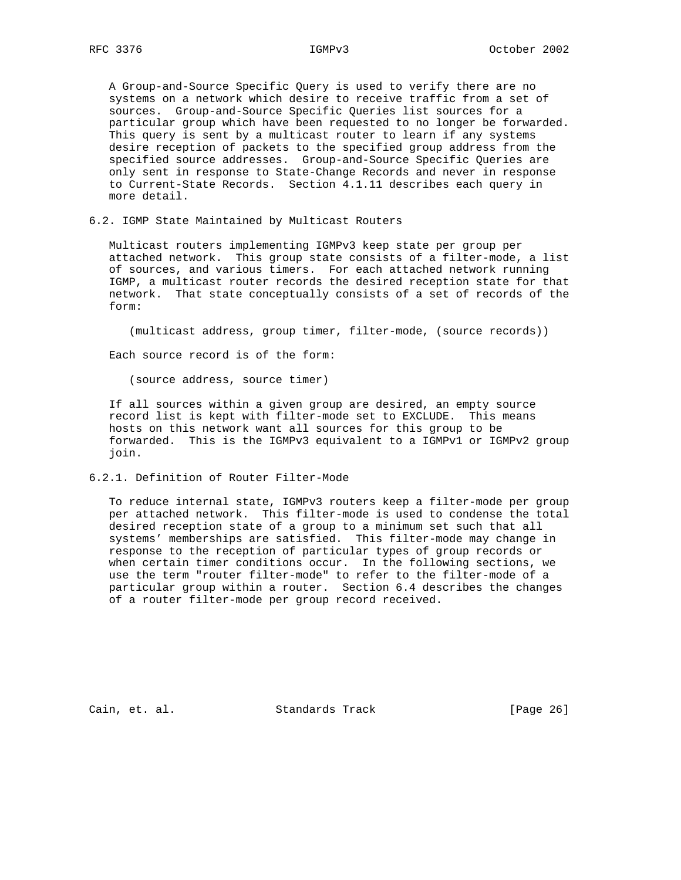A Group-and-Source Specific Query is used to verify there are no systems on a network which desire to receive traffic from a set of sources. Group-and-Source Specific Queries list sources for a particular group which have been requested to no longer be forwarded. This query is sent by a multicast router to learn if any systems desire reception of packets to the specified group address from the specified source addresses. Group-and-Source Specific Queries are only sent in response to State-Change Records and never in response to Current-State Records. Section 4.1.11 describes each query in more detail.

## 6.2. IGMP State Maintained by Multicast Routers

Multicast routers implementing IGMPv3 keep state per group per attached network. This group state consists of a filter-mode, a list of sources, and various timers. For each attached network running IGMP, a multicast router records the desired reception state for that network. That state conceptually consists of a set of records of the form:

```
(multicast address, group timer, filter-mode, (source records))
```

Each source record is of the form:

```
(source address, source timer)
```

If all sources within a given group are desired, an empty source record list is kept with filter-mode set to EXCLUDE. This means hosts on this network want all sources for this group to be forwarded. This is the IGMPv3 equivalent to a IGMPv1 or IGMPv2 group join.

### 6.2.1. Definition of Router Filter-Mode

To reduce internal state, IGMPv3 routers keep a filter-mode per group per attached network. This filter-mode is used to condense the total desired reception state of a group to a minimum set such that all systems' memberships are satisfied. This filter-mode may change in response to the reception of particular types of group records or when certain timer conditions occur. In the following sections, we use the term "router filter-mode" to refer to the filter-mode of a particular group within a router. Section 6.4 describes the changes of a router filter-mode per group record received.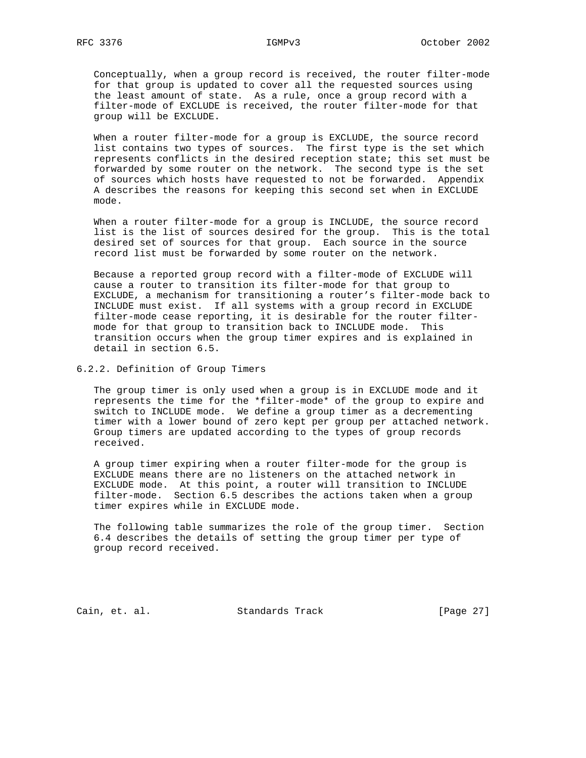Conceptually, when a group record is received, the router filter-mode for that group is updated to cover all the requested sources using the least amount of state. As a rule, once a group record with a filter-mode of EXCLUDE is received, the router filter-mode for that group will be EXCLUDE.

When a router filter-mode for a group is EXCLUDE, the source record list contains two types of sources. The first type is the set which represents conflicts in the desired reception state; this set must be forwarded by some router on the network. The second type is the set of sources which hosts have requested to not be forwarded. Appendix A describes the reasons for keeping this second set when in EXCLUDE mode.

When a router filter-mode for a group is INCLUDE, the source record list is the list of sources desired for the group. This is the total desired set of sources for that group. Each source in the source record list must be forwarded by some router on the network.

Because a reported group record with a filter-mode of EXCLUDE will cause a router to transition its filter-mode for that group to EXCLUDE, a mechanism for transitioning a router's filter-mode back to INCLUDE must exist. If all systems with a group record in EXCLUDE filter-mode cease reporting, it is desirable for the router filter-mode for that group to transition back to INCLUDE mode. This transition occurs when the group timer expires and is explained in detail in section 6.5.

### 6.2.2. Definition of Group Timers

The group timer is only used when a group is in EXCLUDE mode and it represents the time for the *filter-mode* of the group to expire and switch to INCLUDE mode. We define a group timer as a decrementing timer with a lower bound of zero kept per group per attached network. Group timers are updated according to the types of group records received.

A group timer expiring when a router filter-mode for the group is EXCLUDE means there are no listeners on the attached network in EXCLUDE mode. At this point, a router will transition to INCLUDE filter-mode. Section 6.5 describes the actions taken when a group timer expires while in EXCLUDE mode.

The following table summarizes the role of the group timer. Section 6.4 describes the details of setting the group timer per type of group record received.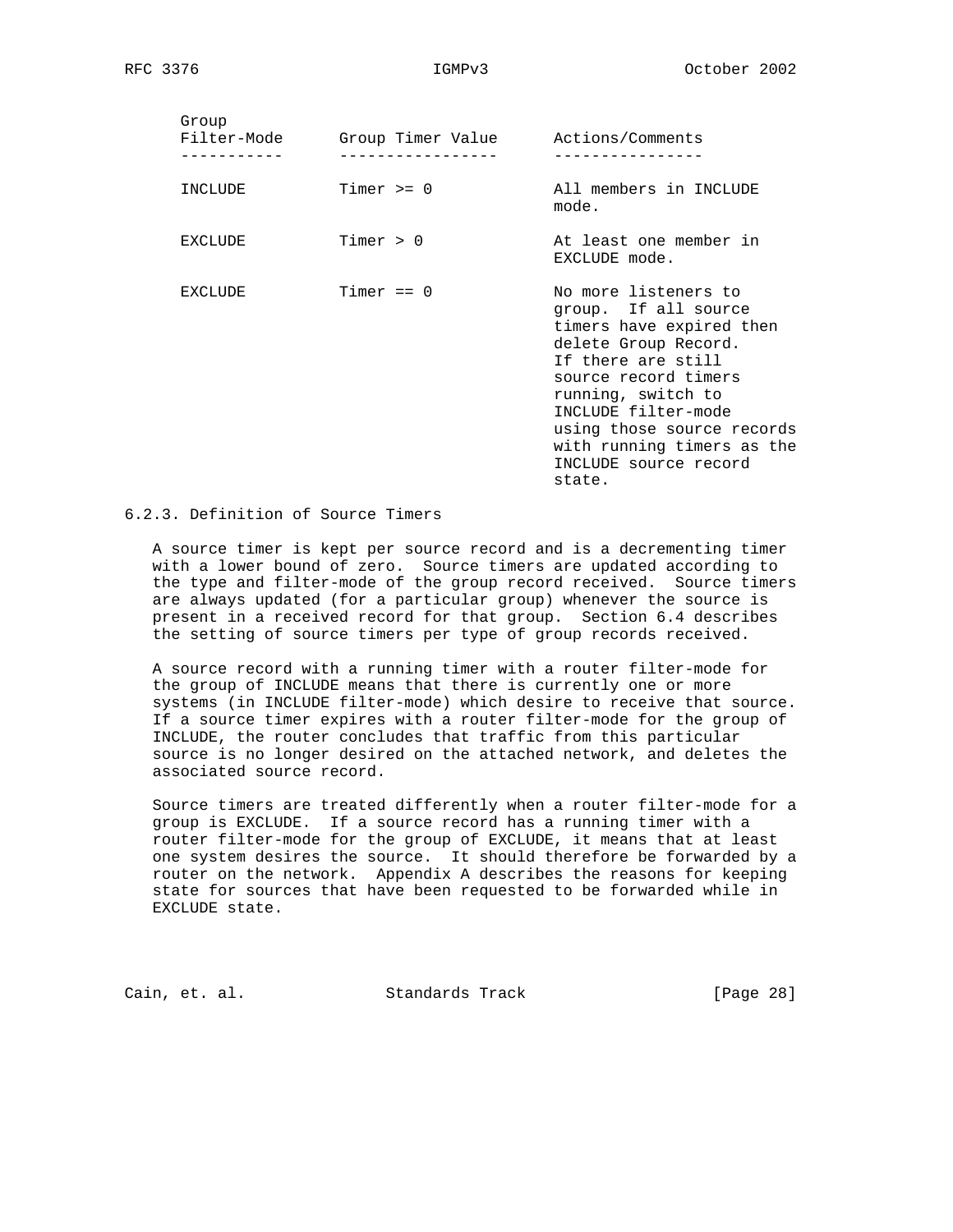| Group Filter-Mode | Group Timer Value | Actions/Comments |
|---|---|---|
| INCLUDE | Timer >= 0 | All members in INCLUDE mode. |
| EXCLUDE | Timer > 0 | At least one member in EXCLUDE mode. |
| EXCLUDE | Timer == 0 | No more listeners to group. If all source timers have expired then delete Group Record. If there are still source record timers running, switch to INCLUDE filter-mode using those source records with running timers as the INCLUDE source record state. |

### 6.2.3. Definition of Source Timers

A source timer is kept per source record and is a decrementing timer with a lower bound of zero. Source timers are updated according to the type and filter-mode of the group record received. Source timers are always updated (for a particular group) whenever the source is present in a received record for that group. Section 6.4 describes the setting of source timers per type of group records received.

A source record with a running timer with a router filter-mode for the group of INCLUDE means that there is currently one or more systems (in INCLUDE filter-mode) which desire to receive that source. If a source timer expires with a router filter-mode for the group of INCLUDE, the router concludes that traffic from this particular source is no longer desired on the attached network, and deletes the associated source record.

Source timers are treated differently when a router filter-mode for a group is EXCLUDE. If a source record has a running timer with a router filter-mode for the group of EXCLUDE, it means that at least one system desires the source. It should therefore be forwarded by a router on the network. Appendix A describes the reasons for keeping state for sources that have been requested to be forwarded while in EXCLUDE state.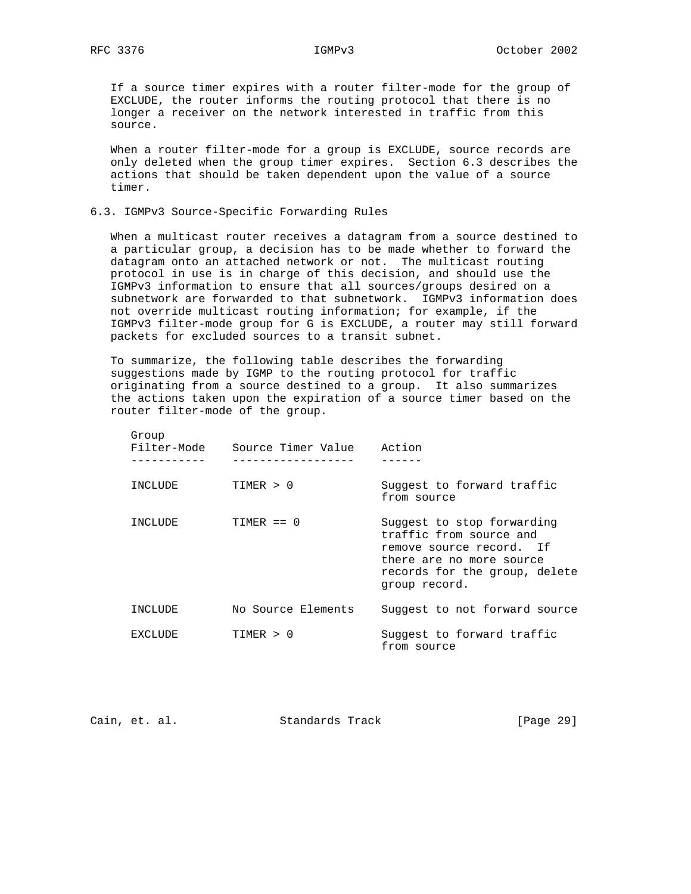If a source timer expires with a router filter-mode for the group of EXCLUDE, the router informs the routing protocol that there is no longer a receiver on the network interested in traffic from this source.

When a router filter-mode for a group is EXCLUDE, source records are only deleted when the group timer expires. Section 6.3 describes the actions that should be taken dependent upon the value of a source timer.

## 6.3. IGMPv3 Source-Specific Forwarding Rules

When a multicast router receives a datagram from a source destined to a particular group, a decision has to be made whether to forward the datagram onto an attached network or not. The multicast routing protocol in use is in charge of this decision, and should use the IGMPv3 information to ensure that all sources/groups desired on a subnetwork are forwarded to that subnetwork. IGMPv3 information does not override multicast routing information; for example, if the IGMPv3 filter-mode group for G is EXCLUDE, a router may still forward packets for excluded sources to a transit subnet.

To summarize, the following table describes the forwarding suggestions made by IGMP to the routing protocol for traffic originating from a source destined to a group. It also summarizes the actions taken upon the expiration of a source timer based on the router filter-mode of the group.

| Group Filter-Mode | Source Timer Value | Action |
|---|---|---|
| INCLUDE | TIMER > 0 | Suggest to forward traffic from source |
| INCLUDE | TIMER == 0 | Suggest to stop forwarding traffic from source and remove source record. If there are no more source records for the group, delete group record. |
| INCLUDE | No Source Elements | Suggest to not forward source |
| EXCLUDE | TIMER > 0 | Suggest to forward traffic from source |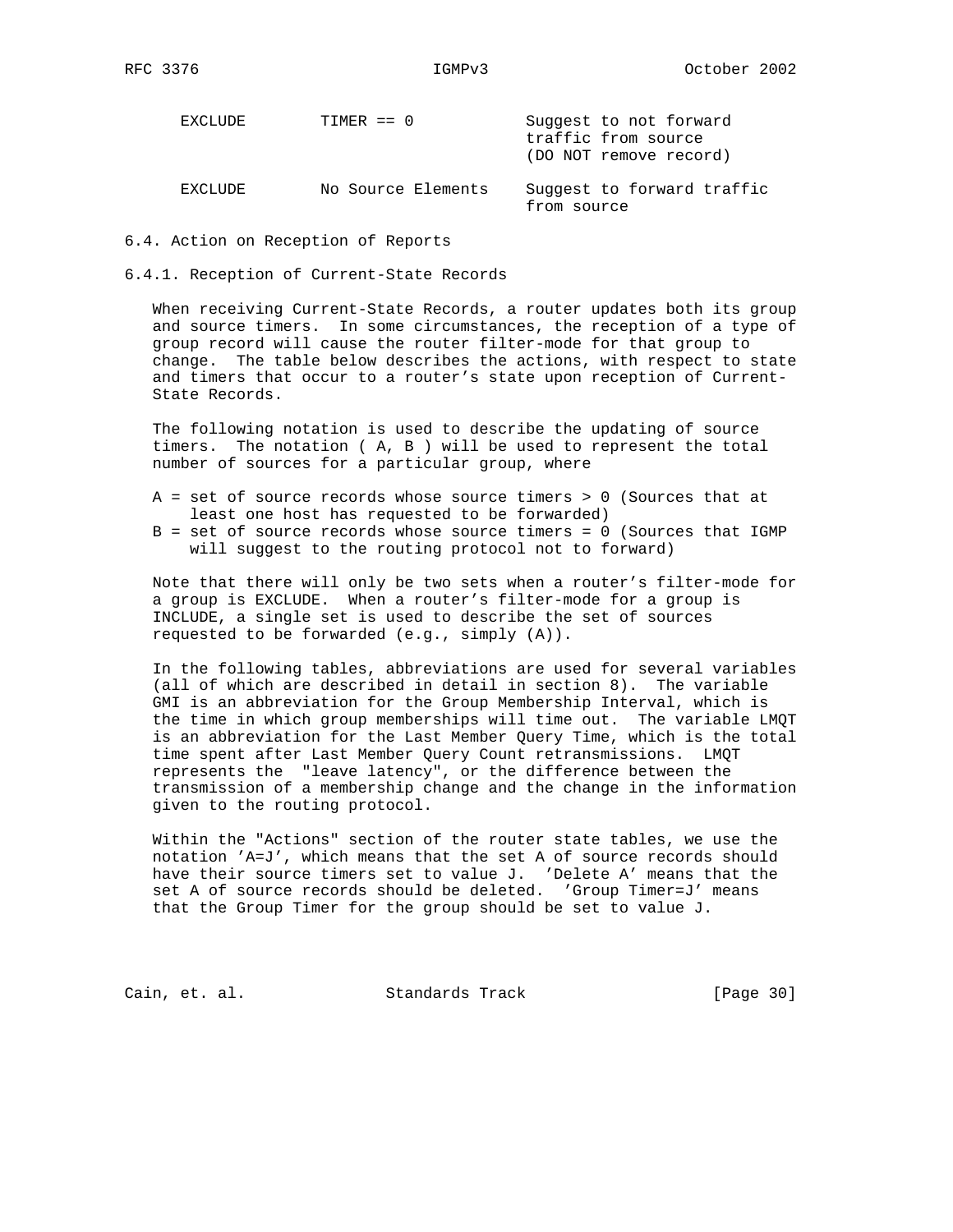| | | |
|---|---|---|
| EXCLUDE | TIMER == 0 | Suggest to not forward traffic from source (DO NOT remove record) |
| EXCLUDE | No Source Elements | Suggest to forward traffic from source |

### 6.4. Action on Reception of Reports

#### 6.4.1. Reception of Current-State Records

When receiving Current-State Records, a router updates both its group and source timers. In some circumstances, the reception of a type of group record will cause the router filter-mode for that group to change. The table below describes the actions, with respect to state and timers that occur to a router's state upon reception of Current-State Records.

The following notation is used to describe the updating of source timers. The notation ( A, B ) will be used to represent the total number of sources for a particular group, where

- A = set of source records whose source timers > 0 (Sources that at least one host has requested to be forwarded)
- B = set of source records whose source timers = 0 (Sources that IGMP will suggest to the routing protocol not to forward)

Note that there will only be two sets when a router's filter-mode for a group is EXCLUDE. When a router's filter-mode for a group is INCLUDE, a single set is used to describe the set of sources requested to be forwarded (e.g., simply (A)).

In the following tables, abbreviations are used for several variables (all of which are described in detail in section 8). The variable GMI is an abbreviation for the Group Membership Interval, which is the time in which group memberships will time out. The variable LMQT is an abbreviation for the Last Member Query Time, which is the total time spent after Last Member Query Count retransmissions. LMQT represents the "leave latency", or the difference between the transmission of a membership change and the change in the information given to the routing protocol.

Within the "Actions" section of the router state tables, we use the notation 'A=J', which means that the set A of source records should have their source timers set to value J. 'Delete A' means that the set A of source records should be deleted. 'Group Timer=J' means that the Group Timer for the group should be set to value J.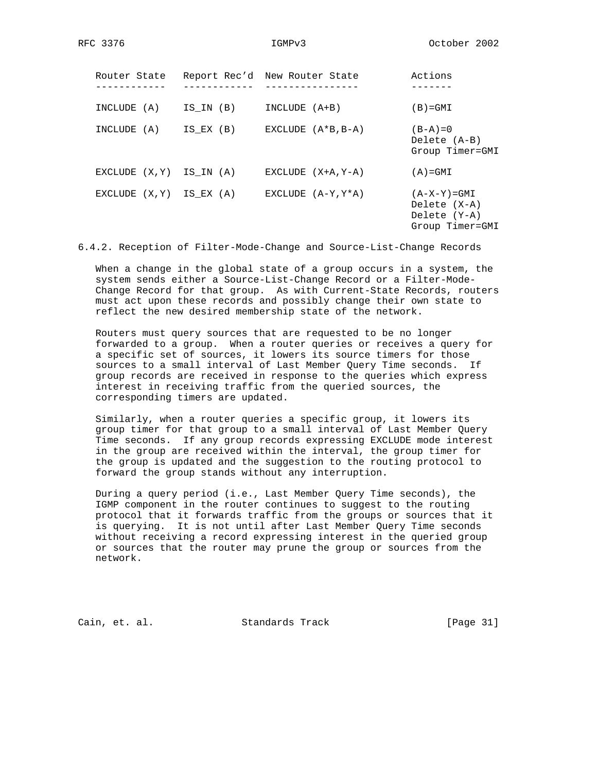| Router State | Report Rec'd | New Router State | Actions |
| --- | --- | --- | --- |
| INCLUDE (A) | IS_IN (B) | INCLUDE (A+B) | (B)=GMI |
| INCLUDE (A) | IS_EX (B) | EXCLUDE (A*B,B-A) | (B-A)=0<br>Delete (A-B)<br>Group Timer=GMI |
| EXCLUDE (X,Y) | IS_IN (A) | EXCLUDE (X+A,Y-A) | (A)=GMI |
| EXCLUDE (X,Y) | IS_EX (A) | EXCLUDE (A-Y,Y*A) | (A-X-Y)=GMI<br>Delete (X-A)<br>Delete (Y-A)<br>Group Timer=GMI |

### 6.4.2. Reception of Filter-Mode-Change and Source-List-Change Records

When a change in the global state of a group occurs in a system, the system sends either a Source-List-Change Record or a Filter-Mode-Change Record for that group. As with Current-State Records, routers must act upon these records and possibly change their own state to reflect the new desired membership state of the network.

Routers must query sources that are requested to be no longer forwarded to a group. When a router queries or receives a query for a specific set of sources, it lowers its source timers for those sources to a small interval of Last Member Query Time seconds. If group records are received in response to the queries which express interest in receiving traffic from the queried sources, the corresponding timers are updated.

Similarly, when a router queries a specific group, it lowers its group timer for that group to a small interval of Last Member Query Time seconds. If any group records expressing EXCLUDE mode interest in the group are received within the interval, the group timer for the group is updated and the suggestion to the routing protocol to forward the group stands without any interruption.

During a query period (i.e., Last Member Query Time seconds), the IGMP component in the router continues to suggest to the routing protocol that it forwards traffic from the groups or sources that it is querying. It is not until after Last Member Query Time seconds without receiving a record expressing interest in the queried group or sources that the router may prune the group or sources from the network.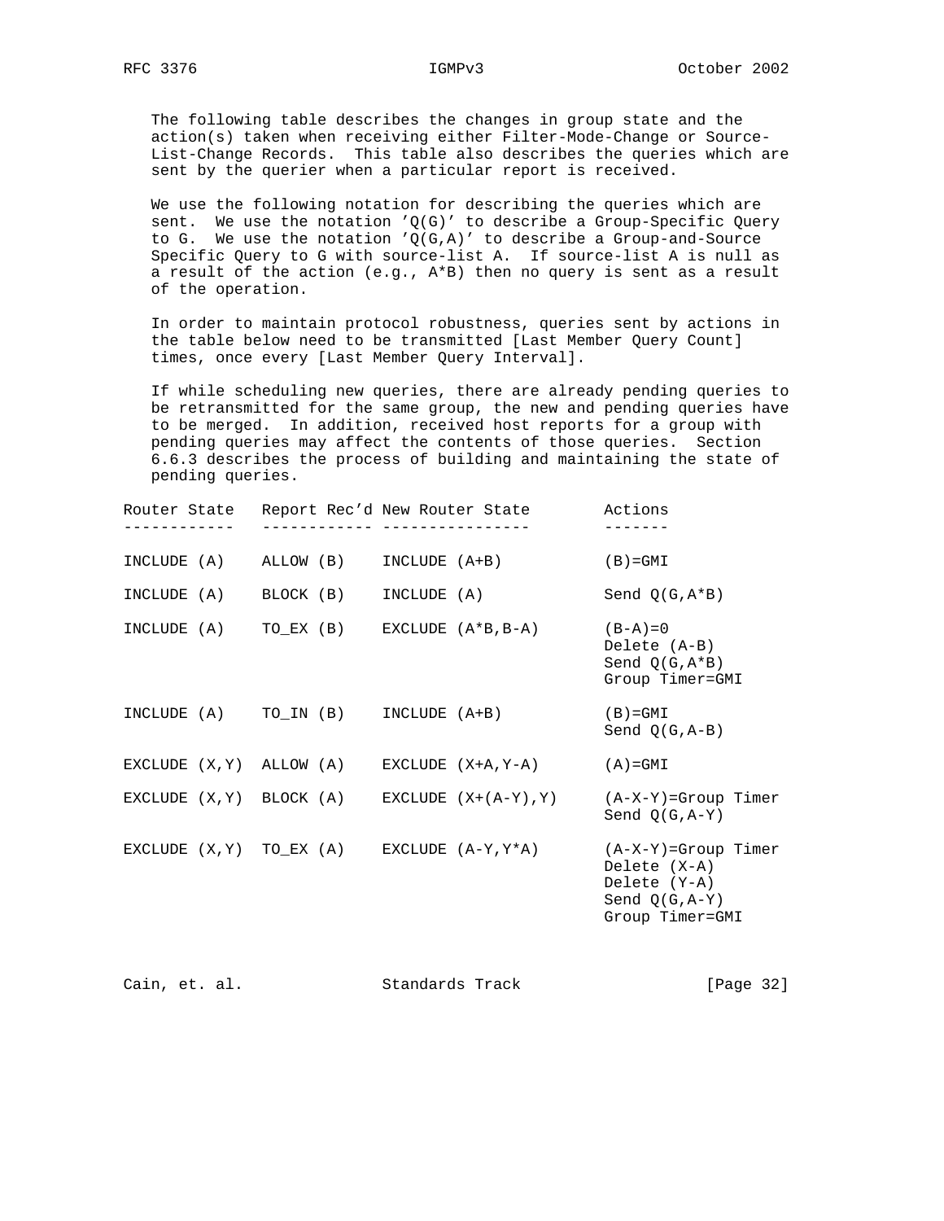The following table describes the changes in group state and the action(s) taken when receiving either Filter-Mode-Change or Source-List-Change Records. This table also describes the queries which are sent by the querier when a particular report is received.

We use the following notation for describing the queries which are sent. We use the notation 'Q(G)' to describe a Group-Specific Query to G. We use the notation 'Q(G,A)' to describe a Group-and-Source Specific Query to G with source-list A. If source-list A is null as a result of the action (e.g., A*B) then no query is sent as a result of the operation.

In order to maintain protocol robustness, queries sent by actions in the table below need to be transmitted [Last Member Query Count] times, once every [Last Member Query Interval].

If while scheduling new queries, there are already pending queries to be retransmitted for the same group, the new and pending queries have to be merged. In addition, received host reports for a group with pending queries may affect the contents of those queries. Section 6.6.3 describes the process of building and maintaining the state of pending queries.

| Router State | Report Rec'd | New Router State | Actions |
|---|---|---|---|
| INCLUDE (A) | ALLOW (B) | INCLUDE (A+B) | (B)=GMI |
| INCLUDE (A) | BLOCK (B) | INCLUDE (A) | Send Q(G,A*B) |
| INCLUDE (A) | TO_EX (B) | EXCLUDE (A*B,B-A) | (B-A)=0<br>Delete (A-B)<br>Send Q(G,A*B)<br>Group Timer=GMI |
| INCLUDE (A) | TO_IN (B) | INCLUDE (A+B) | (B)=GMI<br>Send Q(G,A-B) |
| EXCLUDE (X,Y) | ALLOW (A) | EXCLUDE (X+A,Y-A) | (A)=GMI |
| EXCLUDE (X,Y) | BLOCK (A) | EXCLUDE (X+(A-Y),Y) | (A-X-Y)=Group Timer<br>Send Q(G,A-Y) |
| EXCLUDE (X,Y) | TO_EX (A) | EXCLUDE (A-Y,Y*A) | (A-X-Y)=Group Timer<br>Delete (X-A)<br>Delete (Y-A)<br>Send Q(G,A-Y)<br>Group Timer=GMI |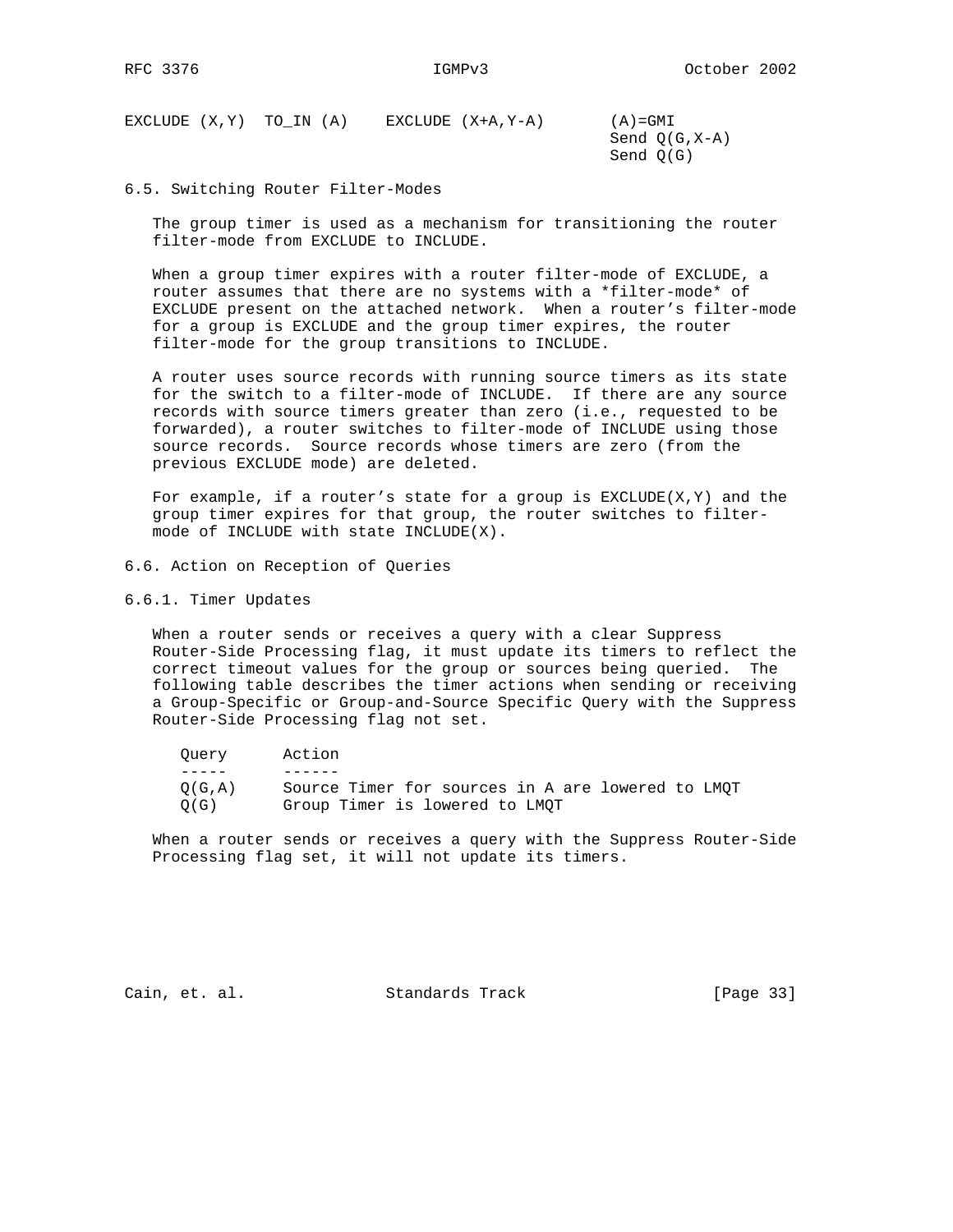| | | | |
|---|---|---|---|
| EXCLUDE (X,Y) | TO_IN (A) | EXCLUDE (X+A,Y-A) | (A)=GMI<br>Send Q(G,X-A)<br>Send Q(G) |

## 6.5. Switching Router Filter-Modes

The group timer is used as a mechanism for transitioning the router filter-mode from EXCLUDE to INCLUDE.

When a group timer expires with a router filter-mode of EXCLUDE, a router assumes that there are no systems with a *filter-mode* of EXCLUDE present on the attached network. When a router's filter-mode for a group is EXCLUDE and the group timer expires, the router filter-mode for the group transitions to INCLUDE.

A router uses source records with running source timers as its state for the switch to a filter-mode of INCLUDE. If there are any source records with source timers greater than zero (i.e., requested to be forwarded), a router switches to filter-mode of INCLUDE using those source records. Source records whose timers are zero (from the previous EXCLUDE mode) are deleted.

For example, if a router's state for a group is EXCLUDE(X,Y) and the group timer expires for that group, the router switches to filter-mode of INCLUDE with state INCLUDE(X).

## 6.6. Action on Reception of Queries

### 6.6.1. Timer Updates

When a router sends or receives a query with a clear Suppress Router-Side Processing flag, it must update its timers to reflect the correct timeout values for the group or sources being queried. The following table describes the timer actions when sending or receiving a Group-Specific or Group-and-Source Specific Query with the Suppress Router-Side Processing flag not set.

| Query | Action |
|---|---|
| Q(G,A) | Source Timer for sources in A are lowered to LMQT |
| Q(G) | Group Timer is lowered to LMQT |

When a router sends or receives a query with the Suppress Router-Side Processing flag set, it will not update its timers.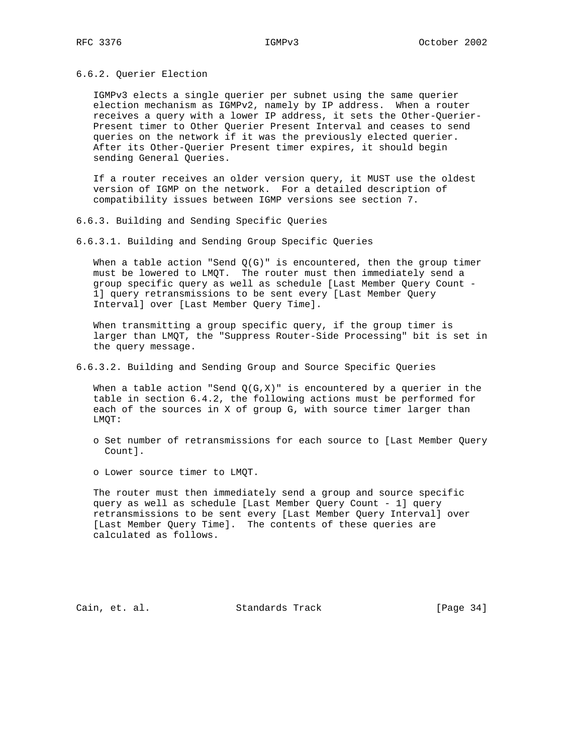### 6.6.2. Querier Election

IGMPv3 elects a single querier per subnet using the same querier election mechanism as IGMPv2, namely by IP address. When a router receives a query with a lower IP address, it sets the Other-Querier-Present timer to Other Querier Present Interval and ceases to send queries on the network if it was the previously elected querier. After its Other-Querier Present timer expires, it should begin sending General Queries.

If a router receives an older version query, it MUST use the oldest version of IGMP on the network. For a detailed description of compatibility issues between IGMP versions see section 7.

### 6.6.3. Building and Sending Specific Queries

#### 6.6.3.1. Building and Sending Group Specific Queries

When a table action "Send Q(G)" is encountered, then the group timer must be lowered to LMQT. The router must then immediately send a group specific query as well as schedule [Last Member Query Count - 1] query retransmissions to be sent every [Last Member Query Interval] over [Last Member Query Time].

When transmitting a group specific query, if the group timer is larger than LMQT, the "Suppress Router-Side Processing" bit is set in the query message.

#### 6.6.3.2. Building and Sending Group and Source Specific Queries

When a table action "Send Q(G,X)" is encountered by a querier in the table in section 6.4.2, the following actions must be performed for each of the sources in X of group G, with source timer larger than LMQT:

- Set number of retransmissions for each source to [Last Member Query Count].
- Lower source timer to LMQT.

The router must then immediately send a group and source specific query as well as schedule [Last Member Query Count - 1] query retransmissions to be sent every [Last Member Query Interval] over [Last Member Query Time]. The contents of these queries are calculated as follows.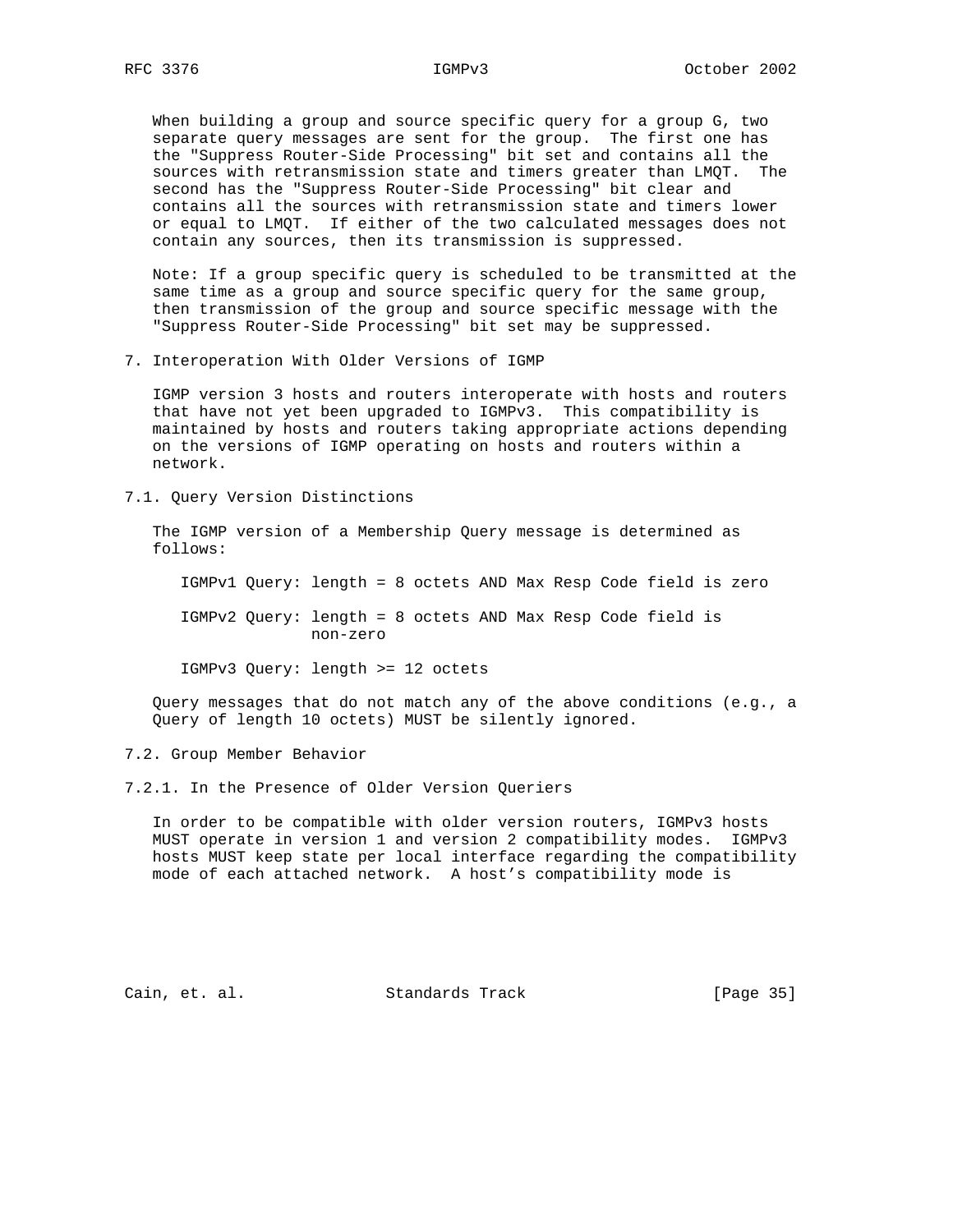When building a group and source specific query for a group G, two separate query messages are sent for the group. The first one has the "Suppress Router-Side Processing" bit set and contains all the sources with retransmission state and timers greater than LMQT. The second has the "Suppress Router-Side Processing" bit clear and contains all the sources with retransmission state and timers lower or equal to LMQT. If either of the two calculated messages does not contain any sources, then its transmission is suppressed.

Note: If a group specific query is scheduled to be transmitted at the same time as a group and source specific query for the same group, then transmission of the group and source specific message with the "Suppress Router-Side Processing" bit set may be suppressed.

## 7. Interoperation With Older Versions of IGMP

IGMP version 3 hosts and routers interoperate with hosts and routers that have not yet been upgraded to IGMPv3. This compatibility is maintained by hosts and routers taking appropriate actions depending on the versions of IGMP operating on hosts and routers within a network.

### 7.1. Query Version Distinctions

The IGMP version of a Membership Query message is determined as follows:

IGMPv1 Query: length = 8 octets AND Max Resp Code field is zero

IGMPv2 Query: length = 8 octets AND Max Resp Code field is non-zero

IGMPv3 Query: length >= 12 octets

Query messages that do not match any of the above conditions (e.g., a Query of length 10 octets) MUST be silently ignored.

### 7.2. Group Member Behavior

#### 7.2.1. In the Presence of Older Version Queriers

In order to be compatible with older version routers, IGMPv3 hosts MUST operate in version 1 and version 2 compatibility modes. IGMPv3 hosts MUST keep state per local interface regarding the compatibility mode of each attached network. A host's compatibility mode is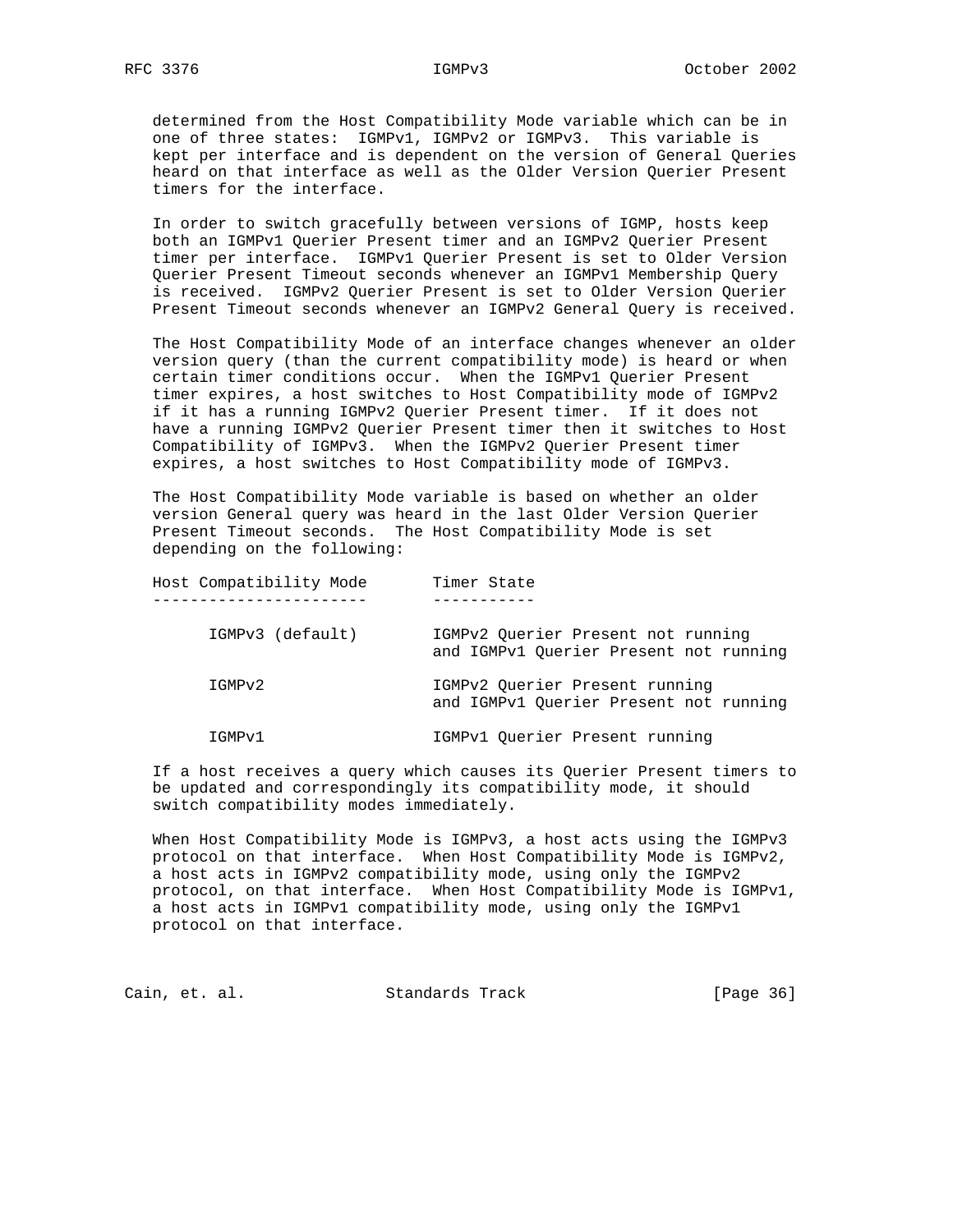determined from the Host Compatibility Mode variable which can be in one of three states: IGMPv1, IGMPv2 or IGMPv3. This variable is kept per interface and is dependent on the version of General Queries heard on that interface as well as the Older Version Querier Present timers for the interface.

In order to switch gracefully between versions of IGMP, hosts keep both an IGMPv1 Querier Present timer and an IGMPv2 Querier Present timer per interface. IGMPv1 Querier Present is set to Older Version Querier Present Timeout seconds whenever an IGMPv1 Membership Query is received. IGMPv2 Querier Present is set to Older Version Querier Present Timeout seconds whenever an IGMPv2 General Query is received.

The Host Compatibility Mode of an interface changes whenever an older version query (than the current compatibility mode) is heard or when certain timer conditions occur. When the IGMPv1 Querier Present timer expires, a host switches to Host Compatibility mode of IGMPv2 if it has a running IGMPv2 Querier Present timer. If it does not have a running IGMPv2 Querier Present timer then it switches to Host Compatibility of IGMPv3. When the IGMPv2 Querier Present timer expires, a host switches to Host Compatibility mode of IGMPv3.

The Host Compatibility Mode variable is based on whether an older version General query was heard in the last Older Version Querier Present Timeout seconds. The Host Compatibility Mode is set depending on the following:

| Host Compatibility Mode | Timer State |
|---|---|
| IGMPv3 (default) | IGMPv2 Querier Present not running and IGMPv1 Querier Present not running |
| IGMPv2 | IGMPv2 Querier Present running and IGMPv1 Querier Present not running |
| IGMPv1 | IGMPv1 Querier Present running |

If a host receives a query which causes its Querier Present timers to be updated and correspondingly its compatibility mode, it should switch compatibility modes immediately.

When Host Compatibility Mode is IGMPv3, a host acts using the IGMPv3 protocol on that interface. When Host Compatibility Mode is IGMPv2, a host acts in IGMPv2 compatibility mode, using only the IGMPv2 protocol, on that interface. When Host Compatibility Mode is IGMPv1, a host acts in IGMPv1 compatibility mode, using only the IGMPv1 protocol on that interface.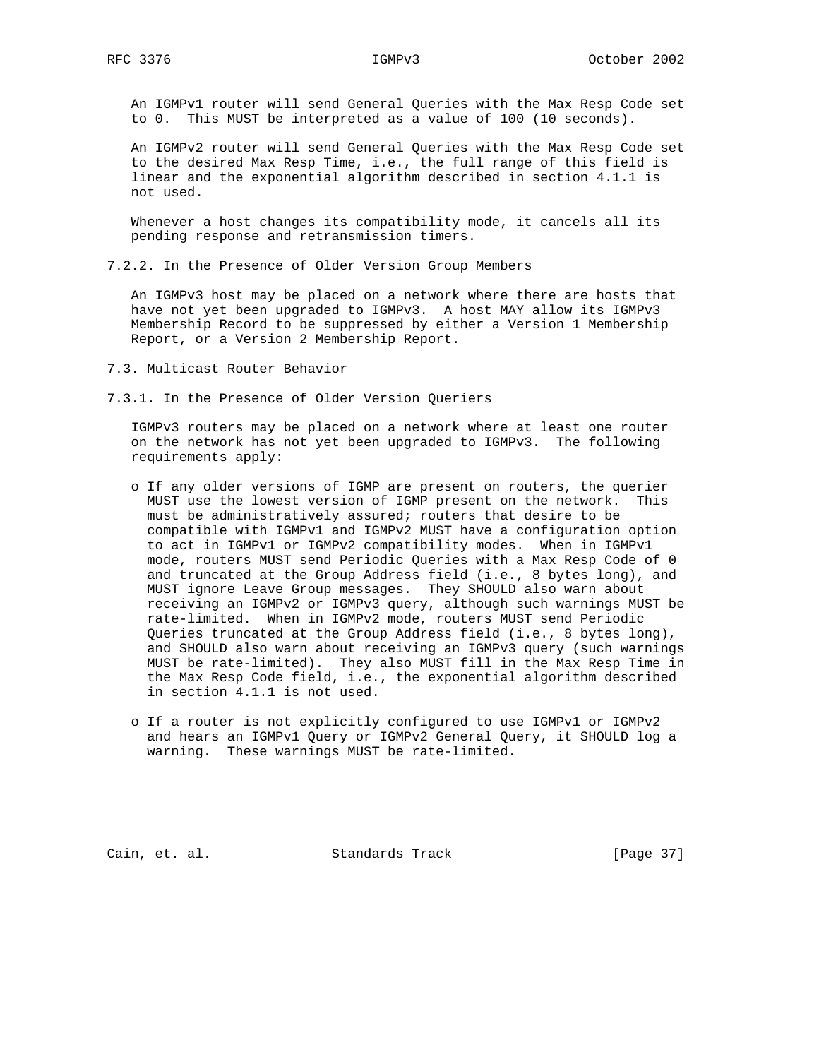An IGMPv1 router will send General Queries with the Max Resp Code set to 0. This MUST be interpreted as a value of 100 (10 seconds).

An IGMPv2 router will send General Queries with the Max Resp Code set to the desired Max Resp Time, i.e., the full range of this field is linear and the exponential algorithm described in section 4.1.1 is not used.

Whenever a host changes its compatibility mode, it cancels all its pending response and retransmission timers.

### 7.2.2. In the Presence of Older Version Group Members

An IGMPv3 host may be placed on a network where there are hosts that have not yet been upgraded to IGMPv3. A host MAY allow its IGMPv3 Membership Record to be suppressed by either a Version 1 Membership Report, or a Version 2 Membership Report.

## 7.3. Multicast Router Behavior

### 7.3.1. In the Presence of Older Version Queriers

IGMPv3 routers may be placed on a network where at least one router on the network has not yet been upgraded to IGMPv3. The following requirements apply:

- If any older versions of IGMP are present on routers, the querier MUST use the lowest version of IGMP present on the network. This must be administratively assured; routers that desire to be compatible with IGMPv1 and IGMPv2 MUST have a configuration option to act in IGMPv1 or IGMPv2 compatibility modes. When in IGMPv1 mode, routers MUST send Periodic Queries with a Max Resp Code of 0 and truncated at the Group Address field (i.e., 8 bytes long), and MUST ignore Leave Group messages. They SHOULD also warn about receiving an IGMPv2 or IGMPv3 query, although such warnings MUST be rate-limited. When in IGMPv2 mode, routers MUST send Periodic Queries truncated at the Group Address field (i.e., 8 bytes long), and SHOULD also warn about receiving an IGMPv3 query (such warnings MUST be rate-limited). They also MUST fill in the Max Resp Time in the Max Resp Code field, i.e., the exponential algorithm described in section 4.1.1 is not used.

- If a router is not explicitly configured to use IGMPv1 or IGMPv2 and hears an IGMPv1 Query or IGMPv2 General Query, it SHOULD log a warning. These warnings MUST be rate-limited.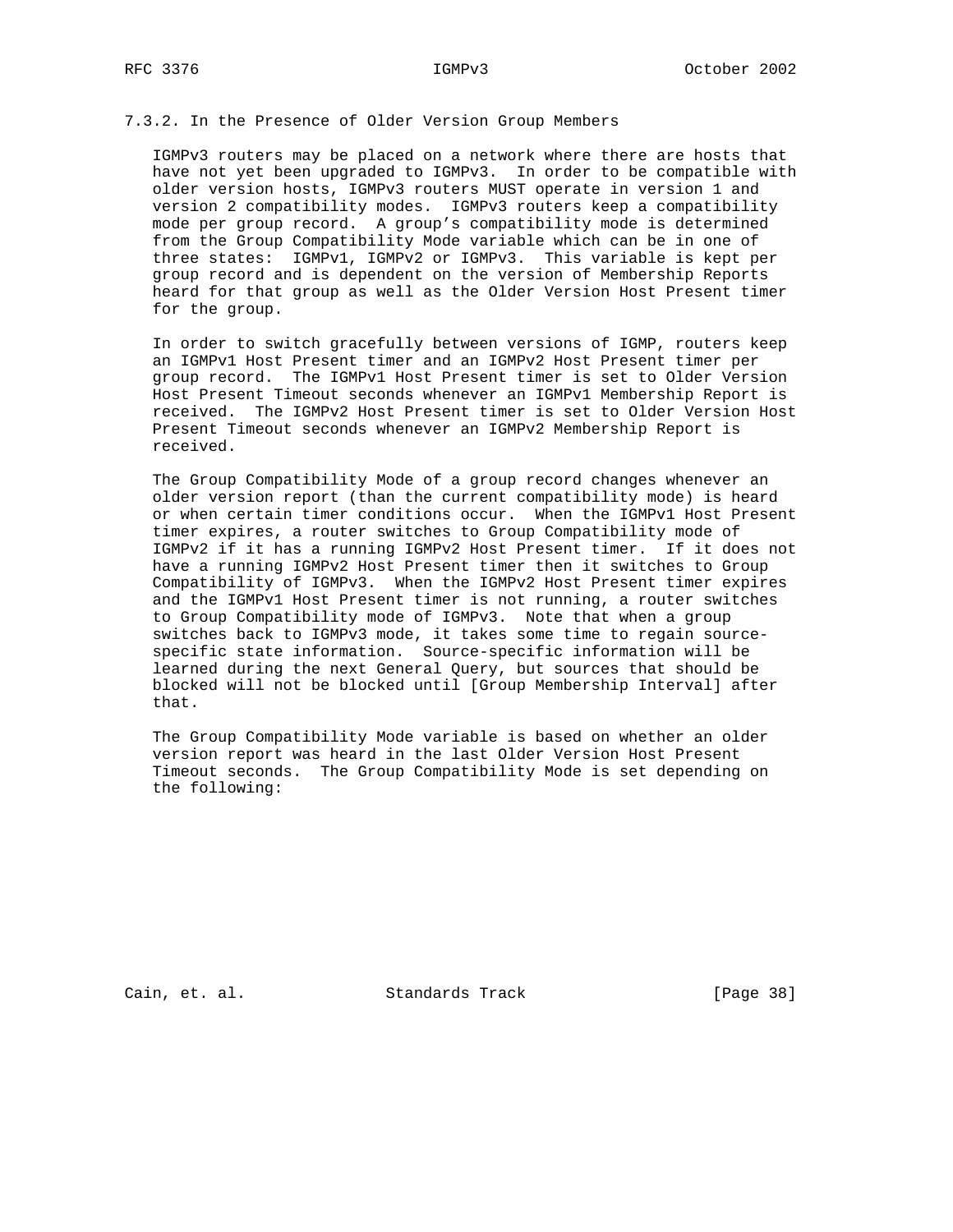### 7.3.2. In the Presence of Older Version Group Members

IGMPv3 routers may be placed on a network where there are hosts that have not yet been upgraded to IGMPv3. In order to be compatible with older version hosts, IGMPv3 routers MUST operate in version 1 and version 2 compatibility modes. IGMPv3 routers keep a compatibility mode per group record. A group's compatibility mode is determined from the Group Compatibility Mode variable which can be in one of three states: IGMPv1, IGMPv2 or IGMPv3. This variable is kept per group record and is dependent on the version of Membership Reports heard for that group as well as the Older Version Host Present timer for the group.

In order to switch gracefully between versions of IGMP, routers keep an IGMPv1 Host Present timer and an IGMPv2 Host Present timer per group record. The IGMPv1 Host Present timer is set to Older Version Host Present Timeout seconds whenever an IGMPv1 Membership Report is received. The IGMPv2 Host Present timer is set to Older Version Host Present Timeout seconds whenever an IGMPv2 Membership Report is received.

The Group Compatibility Mode of a group record changes whenever an older version report (than the current compatibility mode) is heard or when certain timer conditions occur. When the IGMPv1 Host Present timer expires, a router switches to Group Compatibility mode of IGMPv2 if it has a running IGMPv2 Host Present timer. If it does not have a running IGMPv2 Host Present timer then it switches to Group Compatibility of IGMPv3. When the IGMPv2 Host Present timer expires and the IGMPv1 Host Present timer is not running, a router switches to Group Compatibility mode of IGMPv3. Note that when a group switches back to IGMPv3 mode, it takes some time to regain source-specific state information. Source-specific information will be learned during the next General Query, but sources that should be blocked will not be blocked until [Group Membership Interval] after that.

The Group Compatibility Mode variable is based on whether an older version report was heard in the last Older Version Host Present Timeout seconds. The Group Compatibility Mode is set depending on the following: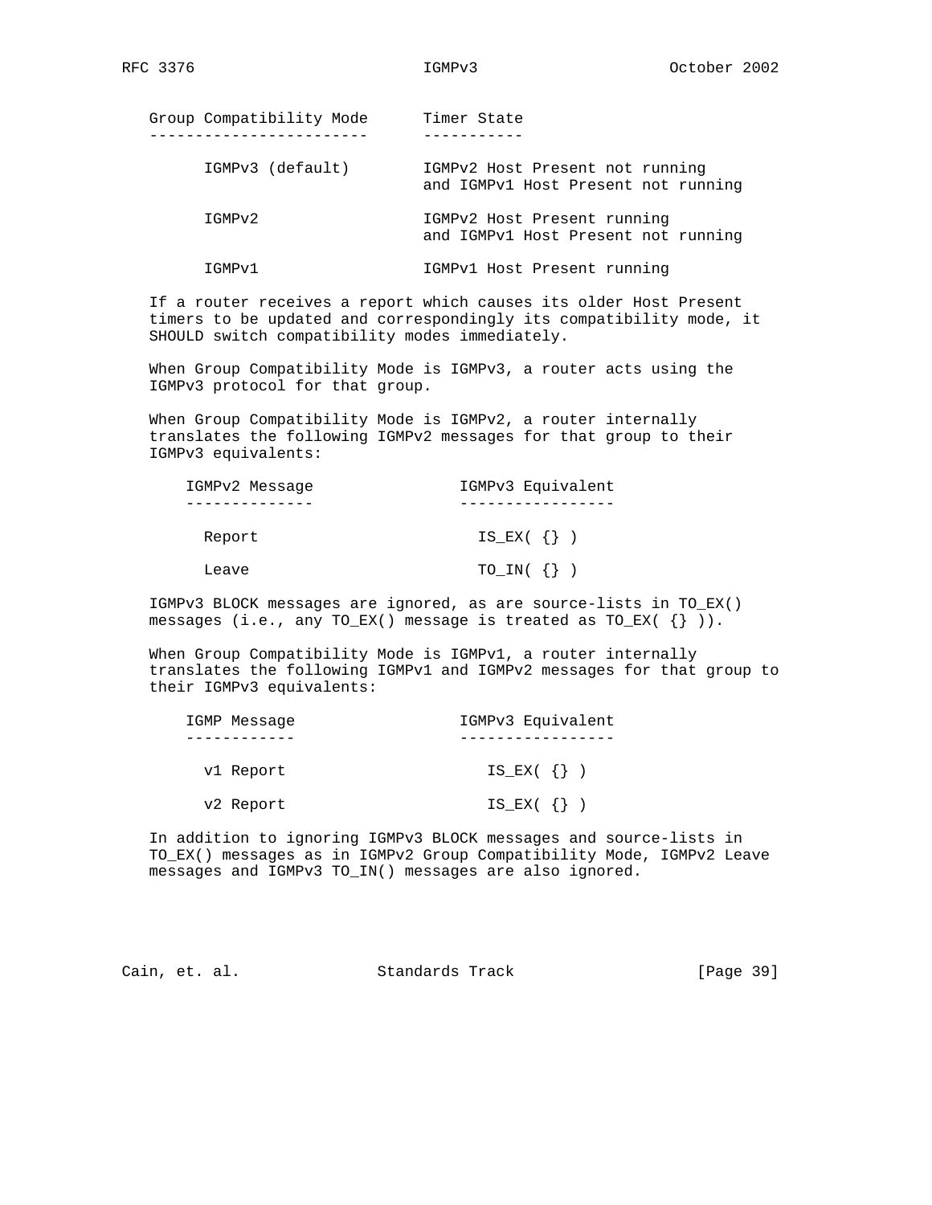| Group Compatibility Mode | Timer State |
|---|---|
| IGMPv3 (default) | IGMPv2 Host Present not running and IGMPv1 Host Present not running |
| IGMPv2 | IGMPv2 Host Present running and IGMPv1 Host Present not running |
| IGMPv1 | IGMPv1 Host Present running |

If a router receives a report which causes its older Host Present timers to be updated and correspondingly its compatibility mode, it SHOULD switch compatibility modes immediately.

When Group Compatibility Mode is IGMPv3, a router acts using the IGMPv3 protocol for that group.

When Group Compatibility Mode is IGMPv2, a router internally translates the following IGMPv2 messages for that group to their IGMPv3 equivalents:

| IGMPv2 Message | IGMPv3 Equivalent |
|---|---|
| Report | IS_EX( {} ) |
| Leave | TO_IN( {} ) |

IGMPv3 BLOCK messages are ignored, as are source-lists in TO_EX() messages (i.e., any TO_EX() message is treated as TO_EX( {} )).

When Group Compatibility Mode is IGMPv1, a router internally translates the following IGMPv1 and IGMPv2 messages for that group to their IGMPv3 equivalents:

| IGMP Message | IGMPv3 Equivalent |
|---|---|
| v1 Report | IS_EX( {} ) |
| v2 Report | IS_EX( {} ) |

In addition to ignoring IGMPv3 BLOCK messages and source-lists in TO_EX() messages as in IGMPv2 Group Compatibility Mode, IGMPv2 Leave messages and IGMPv3 TO_IN() messages are also ignored.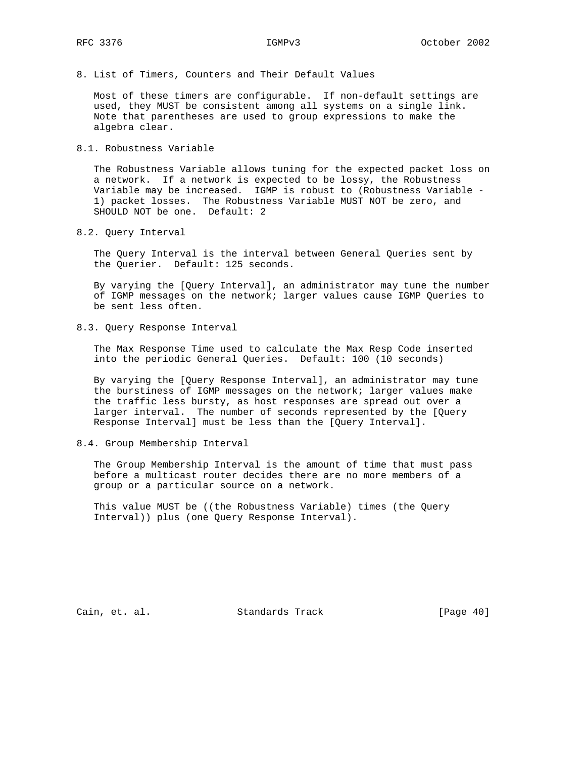## 8. List of Timers, Counters and Their Default Values

Most of these timers are configurable. If non-default settings are used, they MUST be consistent among all systems on a single link. Note that parentheses are used to group expressions to make the algebra clear.

### 8.1. Robustness Variable

The Robustness Variable allows tuning for the expected packet loss on a network. If a network is expected to be lossy, the Robustness Variable may be increased. IGMP is robust to (Robustness Variable - 1) packet losses. The Robustness Variable MUST NOT be zero, and SHOULD NOT be one. Default: 2

### 8.2. Query Interval

The Query Interval is the interval between General Queries sent by the Querier. Default: 125 seconds.

By varying the [Query Interval], an administrator may tune the number of IGMP messages on the network; larger values cause IGMP Queries to be sent less often.

### 8.3. Query Response Interval

The Max Response Time used to calculate the Max Resp Code inserted into the periodic General Queries. Default: 100 (10 seconds)

By varying the [Query Response Interval], an administrator may tune the burstiness of IGMP messages on the network; larger values make the traffic less bursty, as host responses are spread out over a larger interval. The number of seconds represented by the [Query Response Interval] must be less than the [Query Interval].

### 8.4. Group Membership Interval

The Group Membership Interval is the amount of time that must pass before a multicast router decides there are no more members of a group or a particular source on a network.

This value MUST be ((the Robustness Variable) times (the Query Interval)) plus (one Query Response Interval).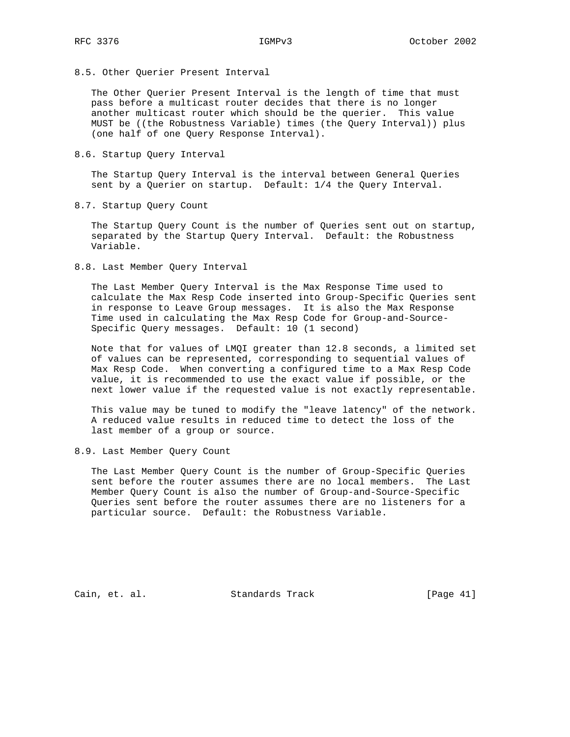### 8.5. Other Querier Present Interval

The Other Querier Present Interval is the length of time that must pass before a multicast router decides that there is no longer another multicast router which should be the querier. This value MUST be ((the Robustness Variable) times (the Query Interval)) plus (one half of one Query Response Interval).

### 8.6. Startup Query Interval

The Startup Query Interval is the interval between General Queries sent by a Querier on startup. Default: 1/4 the Query Interval.

### 8.7. Startup Query Count

The Startup Query Count is the number of Queries sent out on startup, separated by the Startup Query Interval. Default: the Robustness Variable.

### 8.8. Last Member Query Interval

The Last Member Query Interval is the Max Response Time used to calculate the Max Resp Code inserted into Group-Specific Queries sent in response to Leave Group messages. It is also the Max Response Time used in calculating the Max Resp Code for Group-and-Source-Specific Query messages. Default: 10 (1 second)

Note that for values of LMQI greater than 12.8 seconds, a limited set of values can be represented, corresponding to sequential values of Max Resp Code. When converting a configured time to a Max Resp Code value, it is recommended to use the exact value if possible, or the next lower value if the requested value is not exactly representable.

This value may be tuned to modify the "leave latency" of the network. A reduced value results in reduced time to detect the loss of the last member of a group or source.

### 8.9. Last Member Query Count

The Last Member Query Count is the number of Group-Specific Queries sent before the router assumes there are no local members. The Last Member Query Count is also the number of Group-and-Source-Specific Queries sent before the router assumes there are no listeners for a particular source. Default: the Robustness Variable.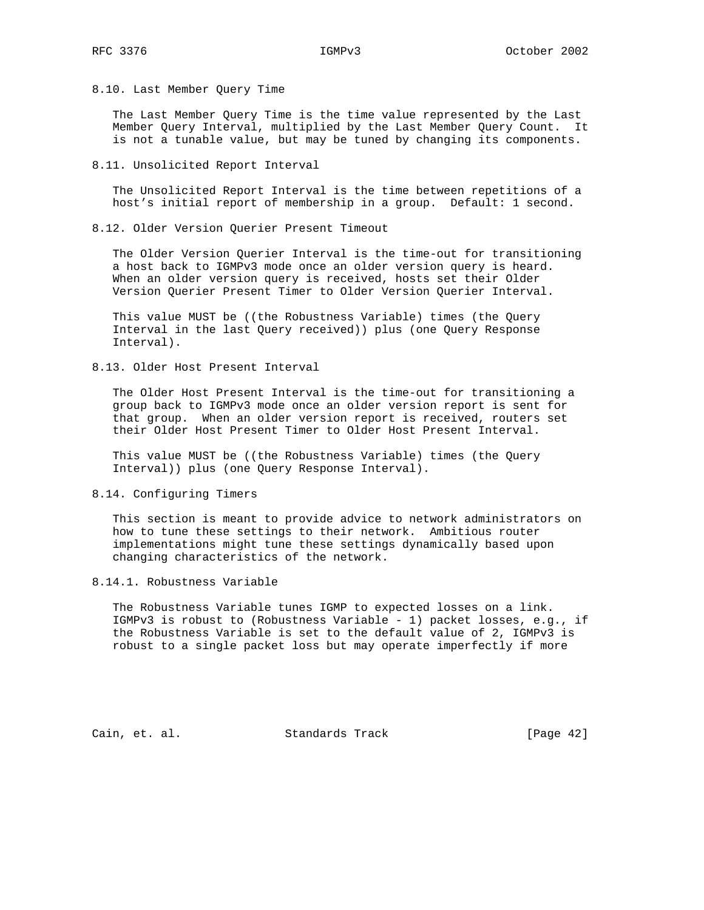### 8.10. Last Member Query Time

The Last Member Query Time is the time value represented by the Last Member Query Interval, multiplied by the Last Member Query Count. It is not a tunable value, but may be tuned by changing its components.

### 8.11. Unsolicited Report Interval

The Unsolicited Report Interval is the time between repetitions of a host's initial report of membership in a group. Default: 1 second.

### 8.12. Older Version Querier Present Timeout

The Older Version Querier Interval is the time-out for transitioning a host back to IGMPv3 mode once an older version query is heard. When an older version query is received, hosts set their Older Version Querier Present Timer to Older Version Querier Interval.

This value MUST be ((the Robustness Variable) times (the Query Interval in the last Query received)) plus (one Query Response Interval).

### 8.13. Older Host Present Interval

The Older Host Present Interval is the time-out for transitioning a group back to IGMPv3 mode once an older version report is sent for that group. When an older version report is received, routers set their Older Host Present Timer to Older Host Present Interval.

This value MUST be ((the Robustness Variable) times (the Query Interval)) plus (one Query Response Interval).

### 8.14. Configuring Timers

This section is meant to provide advice to network administrators on how to tune these settings to their network. Ambitious router implementations might tune these settings dynamically based upon changing characteristics of the network.

#### 8.14.1. Robustness Variable

The Robustness Variable tunes IGMP to expected losses on a link. IGMPv3 is robust to (Robustness Variable - 1) packet losses, e.g., if the Robustness Variable is set to the default value of 2, IGMPv3 is robust to a single packet loss but may operate imperfectly if more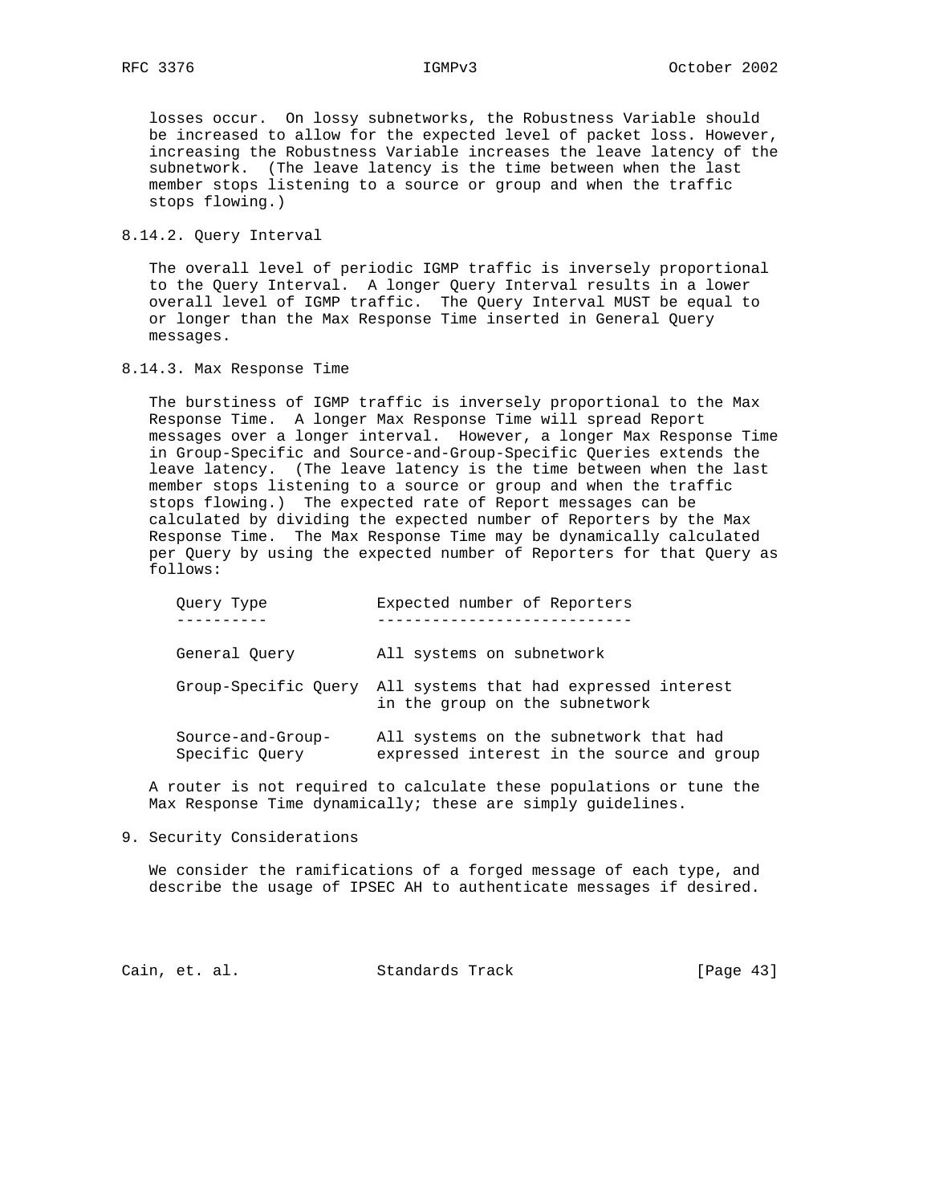losses occur. On lossy subnetworks, the Robustness Variable should be increased to allow for the expected level of packet loss. However, increasing the Robustness Variable increases the leave latency of the subnetwork. (The leave latency is the time between when the last member stops listening to a source or group and when the traffic stops flowing.)

### 8.14.2. Query Interval

The overall level of periodic IGMP traffic is inversely proportional to the Query Interval. A longer Query Interval results in a lower overall level of IGMP traffic. The Query Interval MUST be equal to or longer than the Max Response Time inserted in General Query messages.

### 8.14.3. Max Response Time

The burstiness of IGMP traffic is inversely proportional to the Max Response Time. A longer Max Response Time will spread Report messages over a longer interval. However, a longer Max Response Time in Group-Specific and Source-and-Group-Specific Queries extends the leave latency. (The leave latency is the time between when the last member stops listening to a source or group and when the traffic stops flowing.) The expected rate of Report messages can be calculated by dividing the expected number of Reporters by the Max Response Time. The Max Response Time may be dynamically calculated per Query by using the expected number of Reporters for that Query as follows:

| Query Type | Expected number of Reporters |
|---|---|
| General Query | All systems on subnetwork |
| Group-Specific Query | All systems that had expressed interest in the group on the subnetwork |
| Source-and-Group-Specific Query | All systems on the subnetwork that had expressed interest in the source and group |

A router is not required to calculate these populations or tune the Max Response Time dynamically; these are simply guidelines.

## 9. Security Considerations

We consider the ramifications of a forged message of each type, and describe the usage of IPSEC AH to authenticate messages if desired.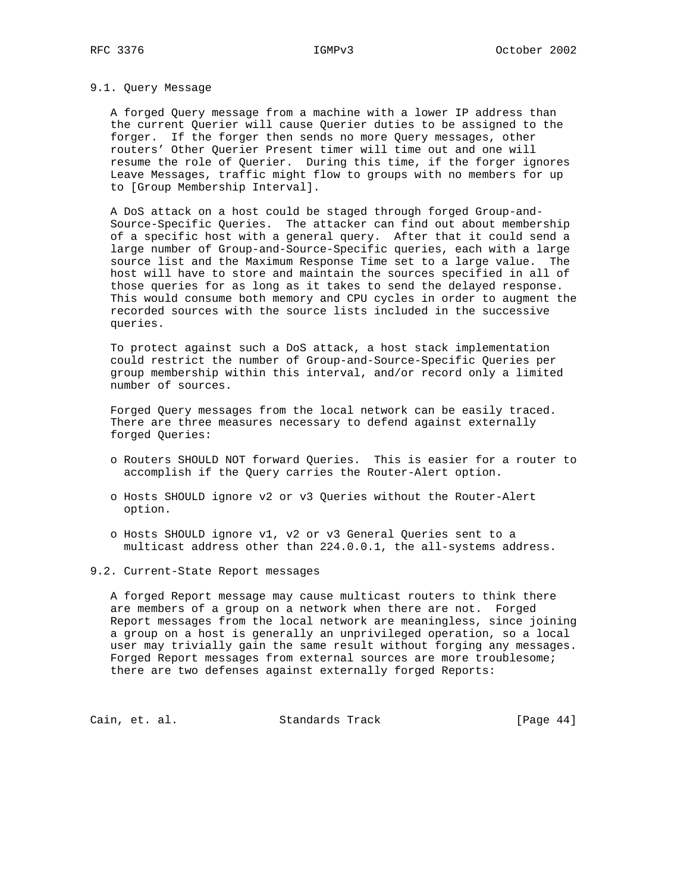### 9.1. Query Message

A forged Query message from a machine with a lower IP address than the current Querier will cause Querier duties to be assigned to the forger. If the forger then sends no more Query messages, other routers' Other Querier Present timer will time out and one will resume the role of Querier. During this time, if the forger ignores Leave Messages, traffic might flow to groups with no members for up to [Group Membership Interval].

A DoS attack on a host could be staged through forged Group-and-Source-Specific Queries. The attacker can find out about membership of a specific host with a general query. After that it could send a large number of Group-and-Source-Specific queries, each with a large source list and the Maximum Response Time set to a large value. The host will have to store and maintain the sources specified in all of those queries for as long as it takes to send the delayed response. This would consume both memory and CPU cycles in order to augment the recorded sources with the source lists included in the successive queries.

To protect against such a DoS attack, a host stack implementation could restrict the number of Group-and-Source-Specific Queries per group membership within this interval, and/or record only a limited number of sources.

Forged Query messages from the local network can be easily traced. There are three measures necessary to defend against externally forged Queries:

- Routers SHOULD NOT forward Queries. This is easier for a router to accomplish if the Query carries the Router-Alert option.
- Hosts SHOULD ignore v2 or v3 Queries without the Router-Alert option.
- Hosts SHOULD ignore v1, v2 or v3 General Queries sent to a multicast address other than 224.0.0.1, the all-systems address.

### 9.2. Current-State Report messages

A forged Report message may cause multicast routers to think there are members of a group on a network when there are not. Forged Report messages from the local network are meaningless, since joining a group on a host is generally an unprivileged operation, so a local user may trivially gain the same result without forging any messages. Forged Report messages from external sources are more troublesome; there are two defenses against externally forged Reports: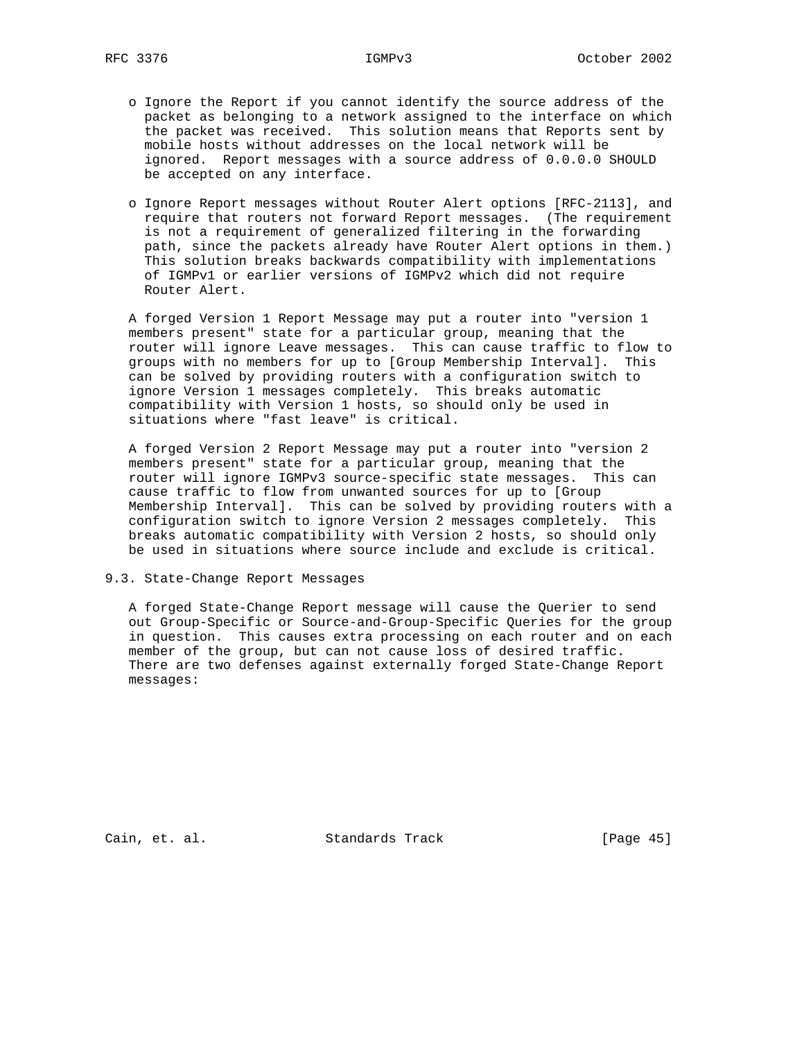- Ignore the Report if you cannot identify the source address of the packet as belonging to a network assigned to the interface on which the packet was received. This solution means that Reports sent by mobile hosts without addresses on the local network will be ignored. Report messages with a source address of 0.0.0.0 SHOULD be accepted on any interface.

- Ignore Report messages without Router Alert options [RFC-2113], and require that routers not forward Report messages. (The requirement is not a requirement of generalized filtering in the forwarding path, since the packets already have Router Alert options in them.) This solution breaks backwards compatibility with implementations of IGMPv1 or earlier versions of IGMPv2 which did not require Router Alert.

A forged Version 1 Report Message may put a router into "version 1 members present" state for a particular group, meaning that the router will ignore Leave messages. This can cause traffic to flow to groups with no members for up to [Group Membership Interval]. This can be solved by providing routers with a configuration switch to ignore Version 1 messages completely. This breaks automatic compatibility with Version 1 hosts, so should only be used in situations where "fast leave" is critical.

A forged Version 2 Report Message may put a router into "version 2 members present" state for a particular group, meaning that the router will ignore IGMPv3 source-specific state messages. This can cause traffic to flow from unwanted sources for up to [Group Membership Interval]. This can be solved by providing routers with a configuration switch to ignore Version 2 messages completely. This breaks automatic compatibility with Version 2 hosts, so should only be used in situations where source include and exclude is critical.

## 9.3. State-Change Report Messages

A forged State-Change Report message will cause the Querier to send out Group-Specific or Source-and-Group-Specific Queries for the group in question. This causes extra processing on each router and on each member of the group, but can not cause loss of desired traffic. There are two defenses against externally forged State-Change Report messages: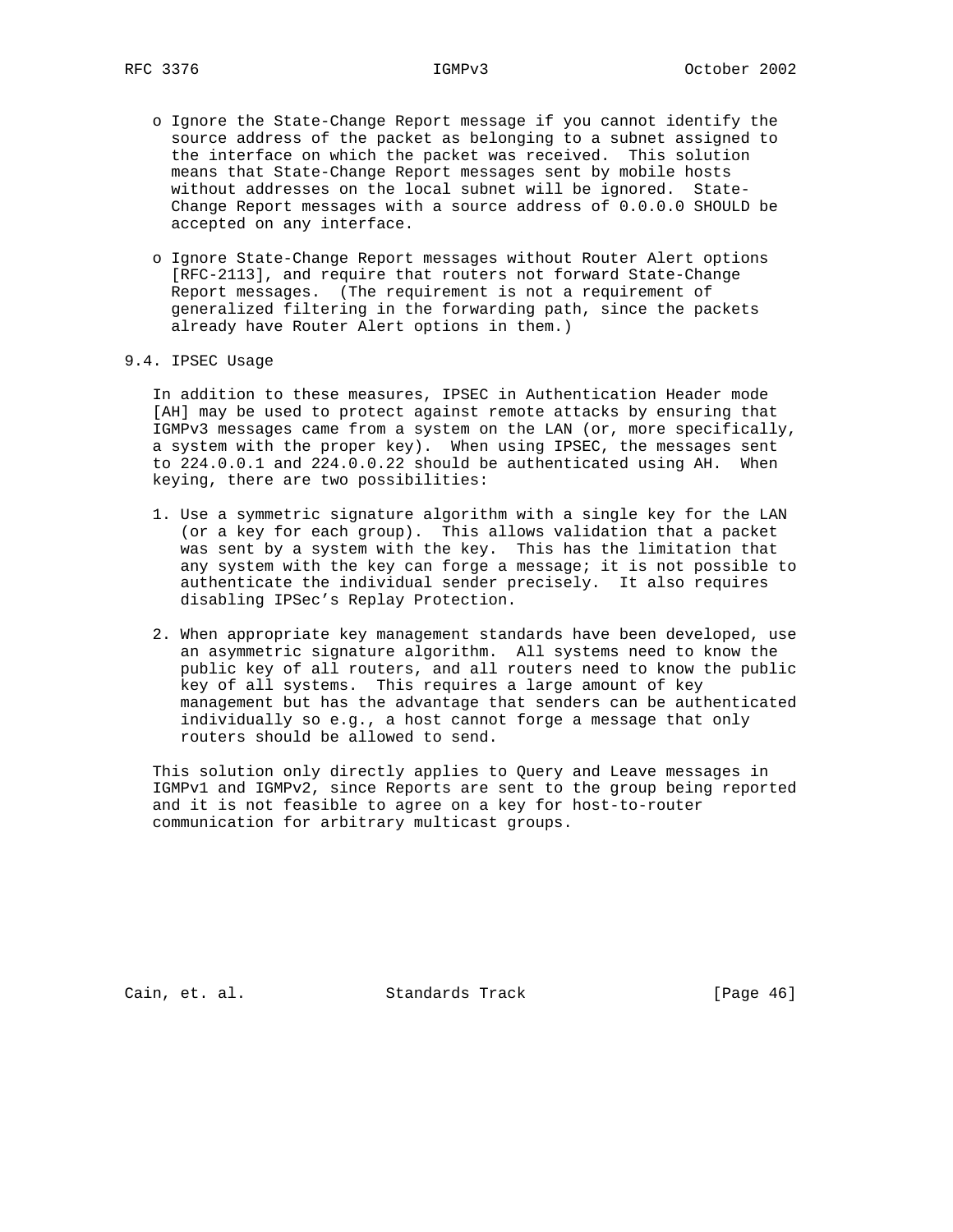- o Ignore the State-Change Report message if you cannot identify the source address of the packet as belonging to a subnet assigned to the interface on which the packet was received. This solution means that State-Change Report messages sent by mobile hosts without addresses on the local subnet will be ignored. State-Change Report messages with a source address of 0.0.0.0 SHOULD be accepted on any interface.

- o Ignore State-Change Report messages without Router Alert options [RFC-2113], and require that routers not forward State-Change Report messages. (The requirement is not a requirement of generalized filtering in the forwarding path, since the packets already have Router Alert options in them.)

## 9.4. IPSEC Usage

In addition to these measures, IPSEC in Authentication Header mode [AH] may be used to protect against remote attacks by ensuring that IGMPv3 messages came from a system on the LAN (or, more specifically, a system with the proper key). When using IPSEC, the messages sent to 224.0.0.1 and 224.0.0.22 should be authenticated using AH. When keying, there are two possibilities:

1. Use a symmetric signature algorithm with a single key for the LAN (or a key for each group). This allows validation that a packet was sent by a system with the key. This has the limitation that any system with the key can forge a message; it is not possible to authenticate the individual sender precisely. It also requires disabling IPSec's Replay Protection.

2. When appropriate key management standards have been developed, use an asymmetric signature algorithm. All systems need to know the public key of all routers, and all routers need to know the public key of all systems. This requires a large amount of key management but has the advantage that senders can be authenticated individually so e.g., a host cannot forge a message that only routers should be allowed to send.

This solution only directly applies to Query and Leave messages in IGMPv1 and IGMPv2, since Reports are sent to the group being reported and it is not feasible to agree on a key for host-to-router communication for arbitrary multicast groups.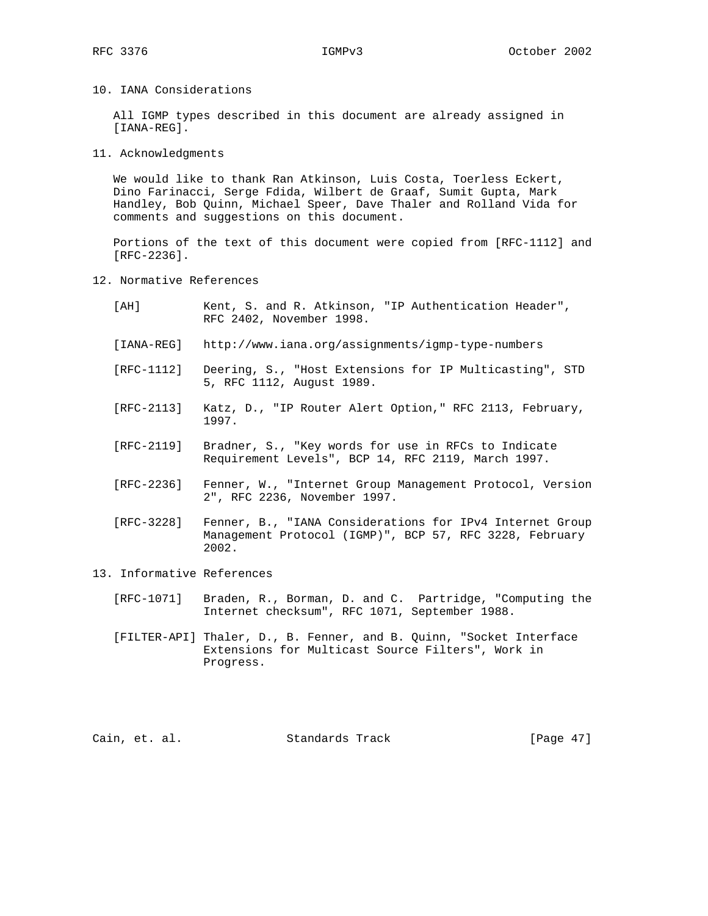## 10. IANA Considerations

All IGMP types described in this document are already assigned in [IANA-REG].

## 11. Acknowledgments

We would like to thank Ran Atkinson, Luis Costa, Toerless Eckert, Dino Farinacci, Serge Fdida, Wilbert de Graaf, Sumit Gupta, Mark Handley, Bob Quinn, Michael Speer, Dave Thaler and Rolland Vida for comments and suggestions on this document.

Portions of the text of this document were copied from [RFC-1112] and [RFC-2236].

## 12. Normative References

[AH] Kent, S. and R. Atkinson, "IP Authentication Header", RFC 2402, November 1998.

[IANA-REG] http://www.iana.org/assignments/igmp-type-numbers

[RFC-1112] Deering, S., "Host Extensions for IP Multicasting", STD 5, RFC 1112, August 1989.

[RFC-2113] Katz, D., "IP Router Alert Option," RFC 2113, February, 1997.

[RFC-2119] Bradner, S., "Key words for use in RFCs to Indicate Requirement Levels", BCP 14, RFC 2119, March 1997.

[RFC-2236] Fenner, W., "Internet Group Management Protocol, Version 2", RFC 2236, November 1997.

[RFC-3228] Fenner, B., "IANA Considerations for IPv4 Internet Group Management Protocol (IGMP)", BCP 57, RFC 3228, February 2002.

## 13. Informative References

[RFC-1071] Braden, R., Borman, D. and C. Partridge, "Computing the Internet checksum", RFC 1071, September 1988.

[FILTER-API] Thaler, D., B. Fenner, and B. Quinn, "Socket Interface Extensions for Multicast Source Filters", Work in Progress.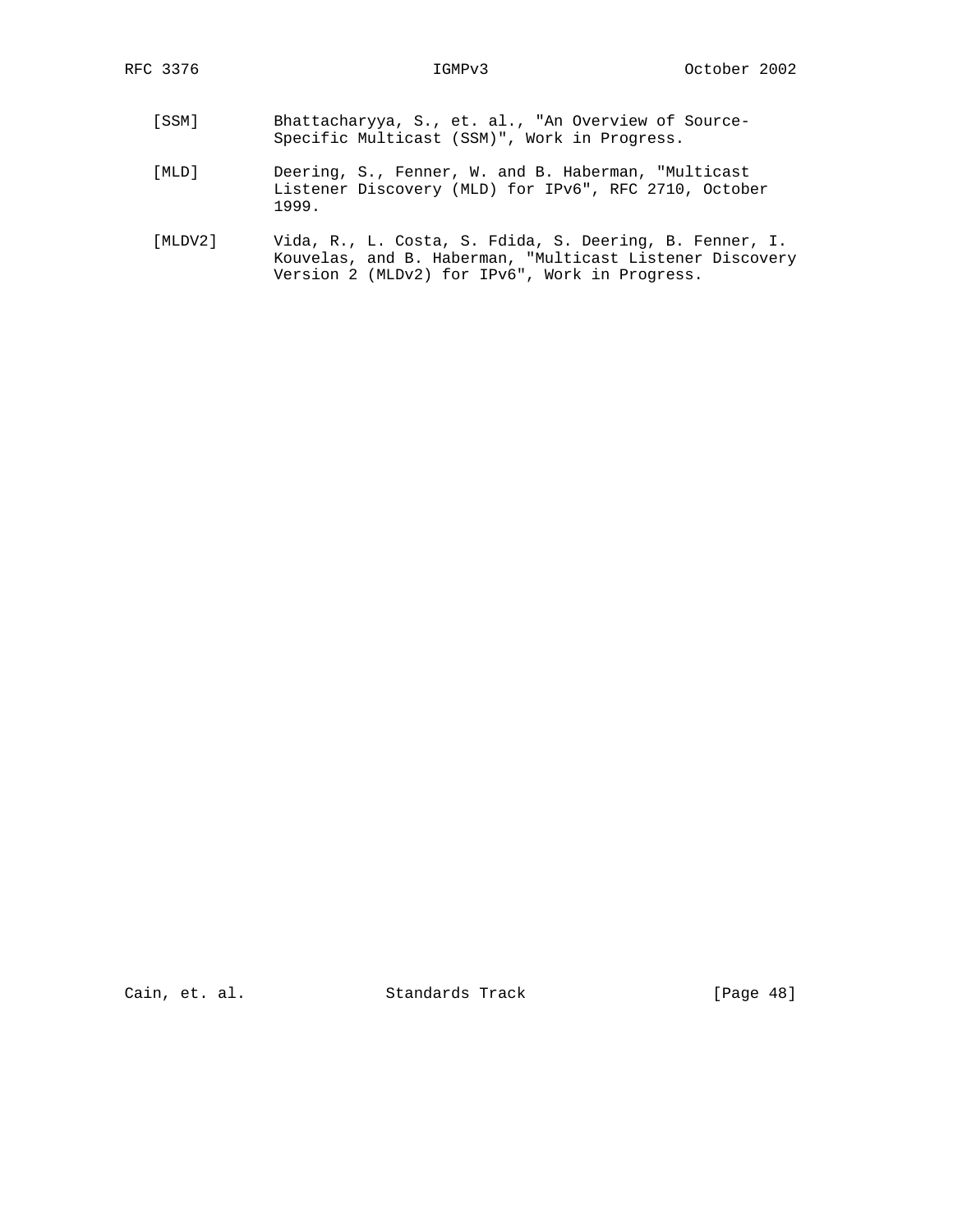[SSM] Bhattacharyya, S., et. al., "An Overview of Source-Specific Multicast (SSM)", Work in Progress.

[MLD] Deering, S., Fenner, W. and B. Haberman, "Multicast Listener Discovery (MLD) for IPv6", RFC 2710, October 1999.

[MLDV2] Vida, R., L. Costa, S. Fdida, S. Deering, B. Fenner, I. Kouvelas, and B. Haberman, "Multicast Listener Discovery Version 2 (MLDv2) for IPv6", Work in Progress.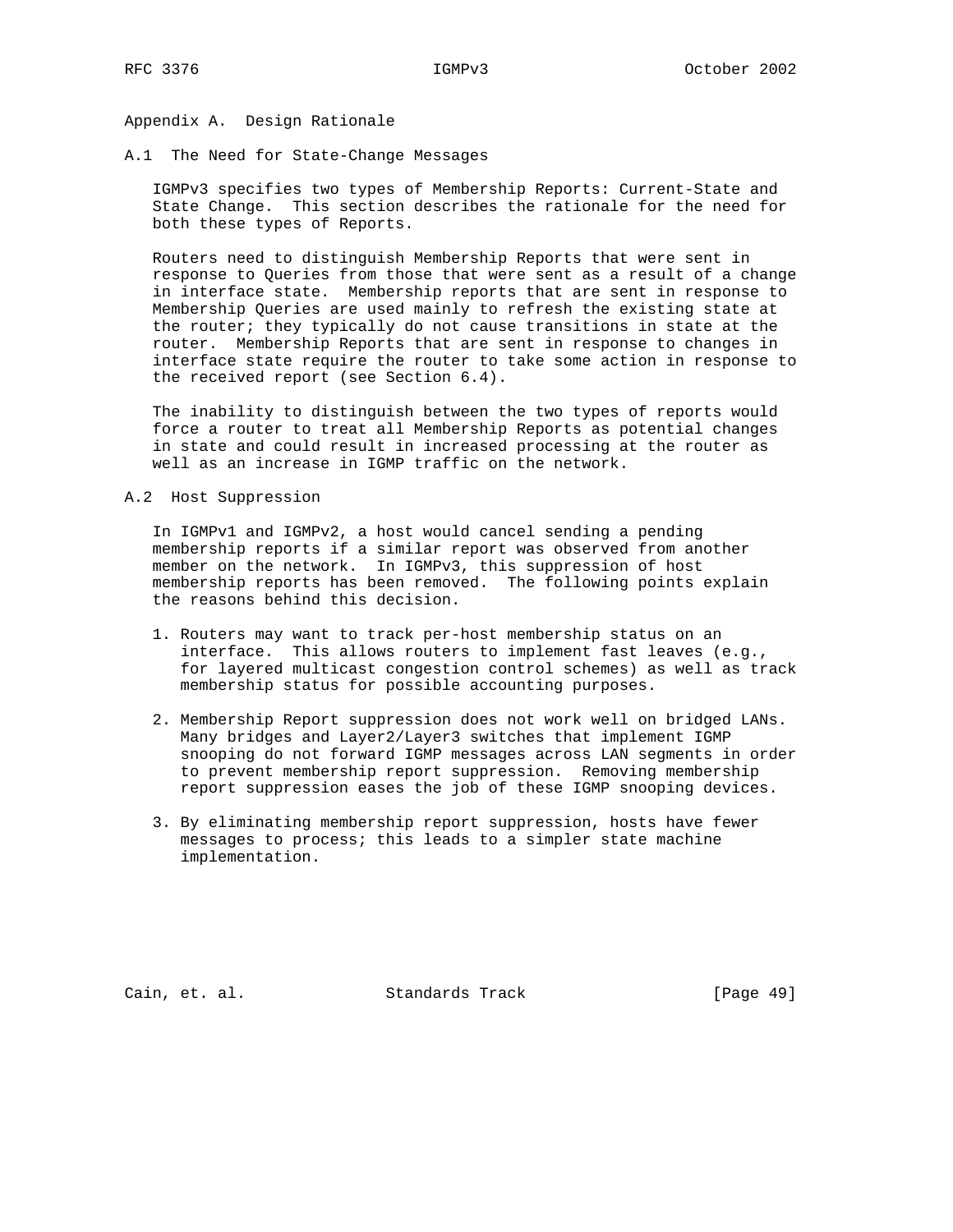# Appendix A. Design Rationale

## A.1 The Need for State-Change Messages

IGMPv3 specifies two types of Membership Reports: Current-State and State Change. This section describes the rationale for the need for both these types of Reports.

Routers need to distinguish Membership Reports that were sent in response to Queries from those that were sent as a result of a change in interface state. Membership reports that are sent in response to Membership Queries are used mainly to refresh the existing state at the router; they typically do not cause transitions in state at the router. Membership Reports that are sent in response to changes in interface state require the router to take some action in response to the received report (see Section 6.4).

The inability to distinguish between the two types of reports would force a router to treat all Membership Reports as potential changes in state and could result in increased processing at the router as well as an increase in IGMP traffic on the network.

## A.2 Host Suppression

In IGMPv1 and IGMPv2, a host would cancel sending a pending membership reports if a similar report was observed from another member on the network. In IGMPv3, this suppression of host membership reports has been removed. The following points explain the reasons behind this decision.

1. Routers may want to track per-host membership status on an interface. This allows routers to implement fast leaves (e.g., for layered multicast congestion control schemes) as well as track membership status for possible accounting purposes.

2. Membership Report suppression does not work well on bridged LANs. Many bridges and Layer2/Layer3 switches that implement IGMP snooping do not forward IGMP messages across LAN segments in order to prevent membership report suppression. Removing membership report suppression eases the job of these IGMP snooping devices.

3. By eliminating membership report suppression, hosts have fewer messages to process; this leads to a simpler state machine implementation.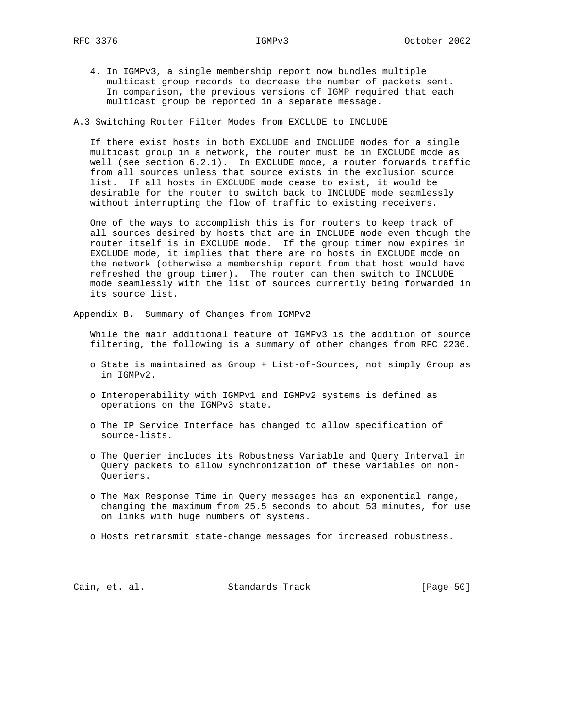4. In IGMPv3, a single membership report now bundles multiple multicast group records to decrease the number of packets sent. In comparison, the previous versions of IGMP required that each multicast group be reported in a separate message.

### A.3 Switching Router Filter Modes from EXCLUDE to INCLUDE

If there exist hosts in both EXCLUDE and INCLUDE modes for a single multicast group in a network, the router must be in EXCLUDE mode as well (see section 6.2.1). In EXCLUDE mode, a router forwards traffic from all sources unless that source exists in the exclusion source list. If all hosts in EXCLUDE mode cease to exist, it would be desirable for the router to switch back to INCLUDE mode seamlessly without interrupting the flow of traffic to existing receivers.

One of the ways to accomplish this is for routers to keep track of all sources desired by hosts that are in INCLUDE mode even though the router itself is in EXCLUDE mode. If the group timer now expires in EXCLUDE mode, it implies that there are no hosts in EXCLUDE mode on the network (otherwise a membership report from that host would have refreshed the group timer). The router can then switch to INCLUDE mode seamlessly with the list of sources currently being forwarded in its source list.

## Appendix B. Summary of Changes from IGMPv2

While the main additional feature of IGMPv3 is the addition of source filtering, the following is a summary of other changes from RFC 2236.

- State is maintained as Group + List-of-Sources, not simply Group as in IGMPv2.
- Interoperability with IGMPv1 and IGMPv2 systems is defined as operations on the IGMPv3 state.
- The IP Service Interface has changed to allow specification of source-lists.
- The Querier includes its Robustness Variable and Query Interval in Query packets to allow synchronization of these variables on non-Queriers.
- The Max Response Time in Query messages has an exponential range, changing the maximum from 25.5 seconds to about 53 minutes, for use on links with huge numbers of systems.
- Hosts retransmit state-change messages for increased robustness.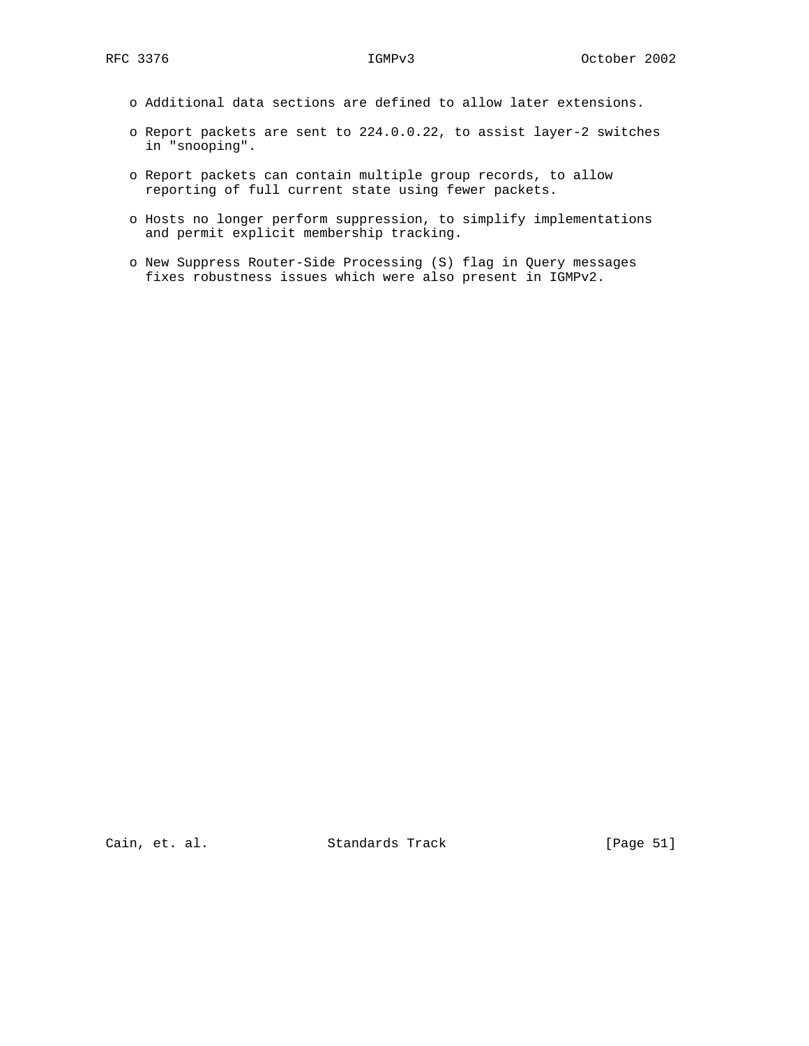- Additional data sections are defined to allow later extensions.

- Report packets are sent to 224.0.0.22, to assist layer-2 switches in "snooping".

- Report packets can contain multiple group records, to allow reporting of full current state using fewer packets.

- Hosts no longer perform suppression, to simplify implementations and permit explicit membership tracking.

- New Suppress Router-Side Processing (S) flag in Query messages fixes robustness issues which were also present in IGMPv2.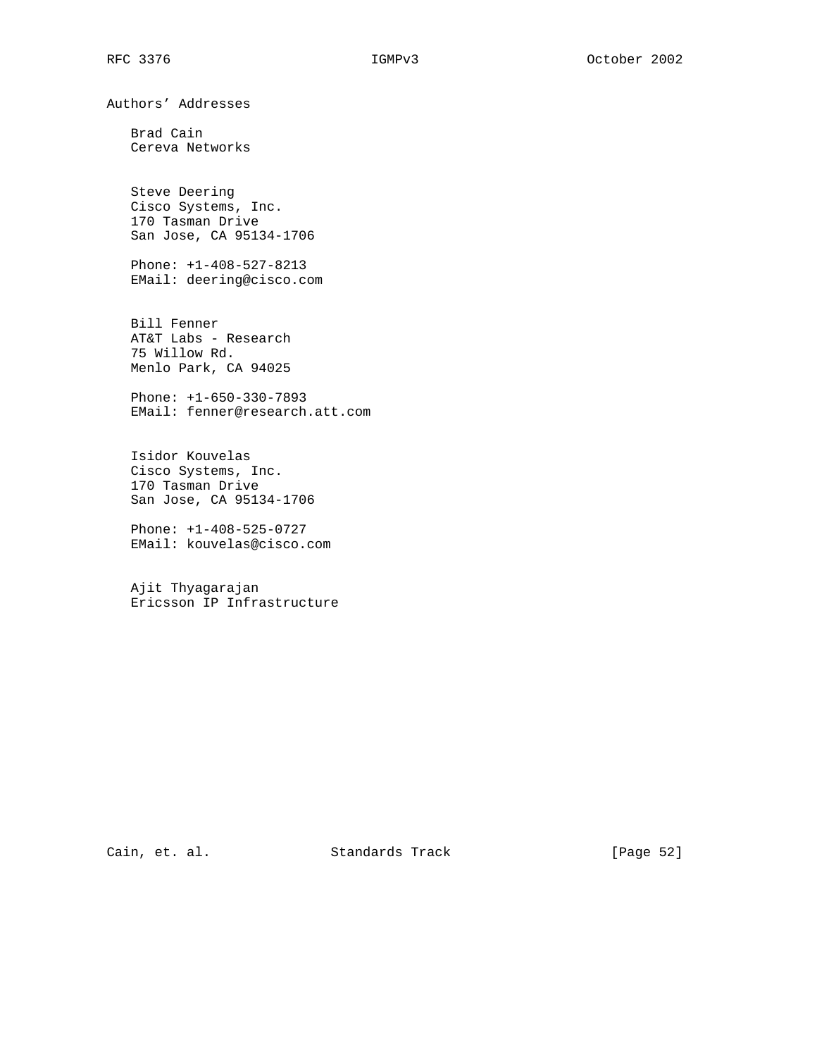## Authors' Addresses

Brad Cain
Cereva Networks

Steve Deering
Cisco Systems, Inc.
170 Tasman Drive
San Jose, CA 95134-1706

Phone: +1-408-527-8213
EMail: deering@cisco.com

Bill Fenner
AT&T Labs - Research
75 Willow Rd.
Menlo Park, CA 94025

Phone: +1-650-330-7893
EMail: fenner@research.att.com

Isidor Kouvelas
Cisco Systems, Inc.
170 Tasman Drive
San Jose, CA 95134-1706

Phone: +1-408-525-0727
EMail: kouvelas@cisco.com

Ajit Thyagarajan
Ericsson IP Infrastructure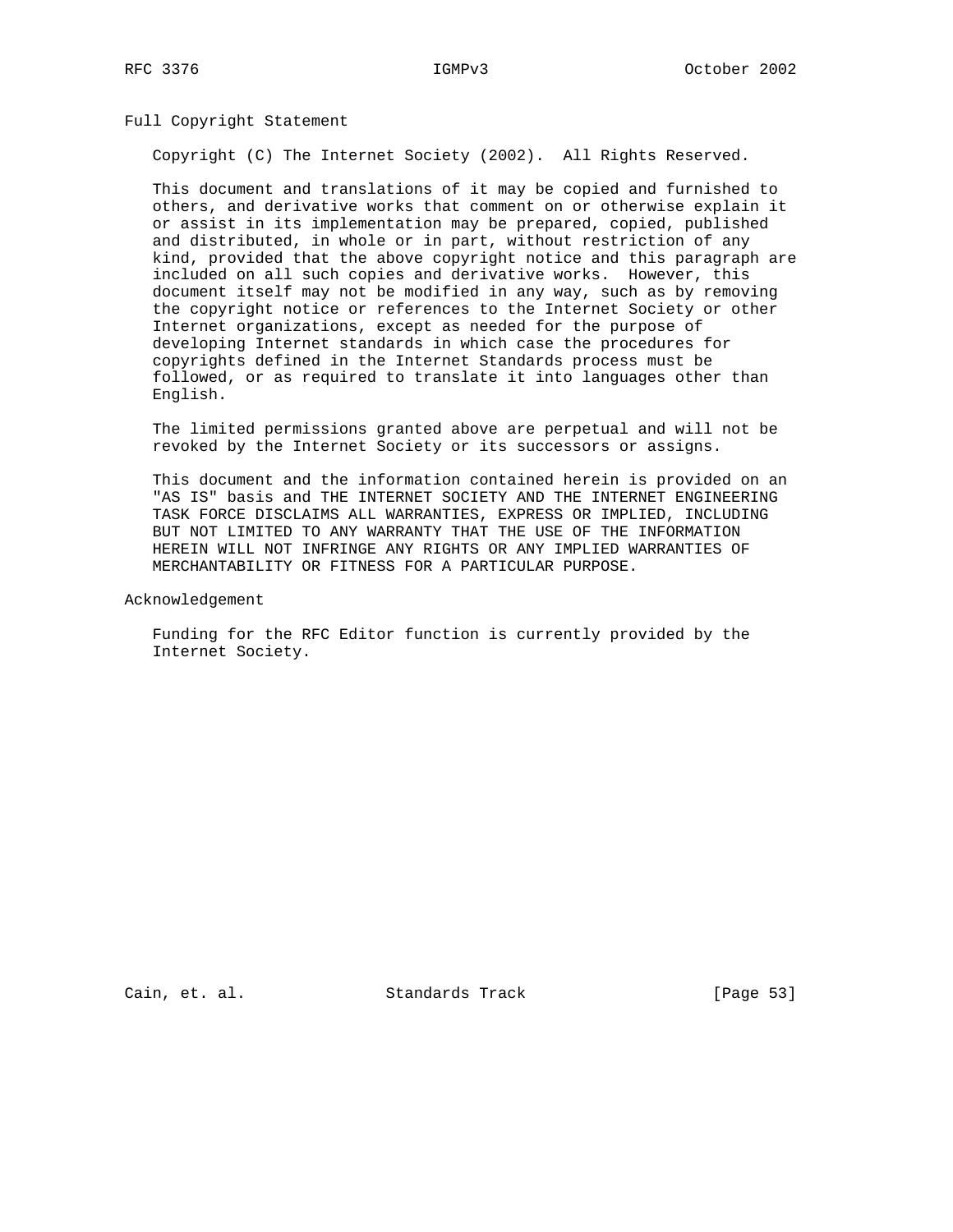## Full Copyright Statement

Copyright (C) The Internet Society (2002). All Rights Reserved.

This document and translations of it may be copied and furnished to others, and derivative works that comment on or otherwise explain it or assist in its implementation may be prepared, copied, published and distributed, in whole or in part, without restriction of any kind, provided that the above copyright notice and this paragraph are included on all such copies and derivative works. However, this document itself may not be modified in any way, such as by removing the copyright notice or references to the Internet Society or other Internet organizations, except as needed for the purpose of developing Internet standards in which case the procedures for copyrights defined in the Internet Standards process must be followed, or as required to translate it into languages other than English.

The limited permissions granted above are perpetual and will not be revoked by the Internet Society or its successors or assigns.

This document and the information contained herein is provided on an "AS IS" basis and THE INTERNET SOCIETY AND THE INTERNET ENGINEERING TASK FORCE DISCLAIMS ALL WARRANTIES, EXPRESS OR IMPLIED, INCLUDING BUT NOT LIMITED TO ANY WARRANTY THAT THE USE OF THE INFORMATION HEREIN WILL NOT INFRINGE ANY RIGHTS OR ANY IMPLIED WARRANTIES OF MERCHANTABILITY OR FITNESS FOR A PARTICULAR PURPOSE.

## Acknowledgement

Funding for the RFC Editor function is currently provided by the Internet Society.